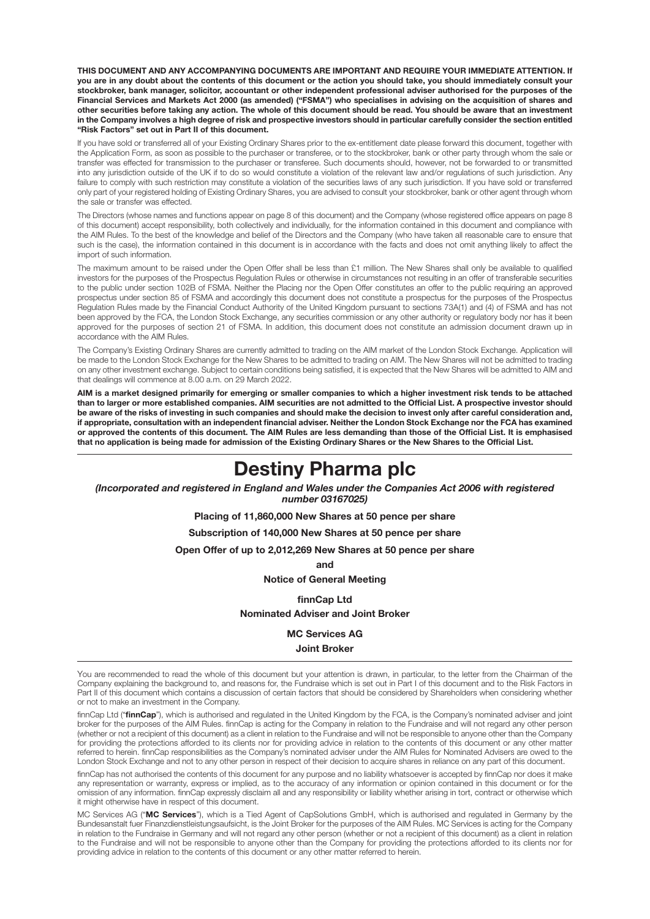**THIS DOCUMENT AND ANY ACCOMPANYING DOCUMENTS ARE IMPORTANT AND REQUIRE YOUR IMMEDIATE ATTENTION. If you are in any doubt about the contents of this document or the action you should take, you should immediately consult your stockbroker, bank manager, solicitor, accountant or other independent professional adviser authorised for the purposes of the Financial Services and Markets Act 2000 (as amended) ("FSMA") who specialises in advising on the acquisition of shares and other securities before taking any action. The whole of this document should be read. You should be aware that an investment in the Company involves a high degree of risk and prospective investors should in particular carefully consider the section entitled "Risk Factors" set out in Part II of this document.**

If you have sold or transferred all of your Existing Ordinary Shares prior to the ex-entitlement date please forward this document, together with the Application Form, as soon as possible to the purchaser or transferee, or to the stockbroker, bank or other party through whom the sale or transfer was effected for transmission to the purchaser or transferee. Such documents should, however, not be forwarded to or transmitted into any jurisdiction outside of the UK if to do so would constitute a violation of the relevant law and/or regulations of such jurisdiction. Any failure to comply with such restriction may constitute a violation of the securities laws of any such jurisdiction. If you have sold or transferred only part of your registered holding of Existing Ordinary Shares, you are advised to consult your stockbroker, bank or other agent through whom the sale or transfer was effected.

The Directors (whose names and functions appear on page 8 of this document) and the Company (whose registered office appears on page 8 of this document) accept responsibility, both collectively and individually, for the information contained in this document and compliance with the AIM Rules. To the best of the knowledge and belief of the Directors and the Company (who have taken all reasonable care to ensure that such is the case), the information contained in this document is in accordance with the facts and does not omit anything likely to affect the import of such information.

The maximum amount to be raised under the Open Offer shall be less than £1 million. The New Shares shall only be available to qualified investors for the purposes of the Prospectus Regulation Rules or otherwise in circumstances not resulting in an offer of transferable securities to the public under section 102B of FSMA. Neither the Placing nor the Open Offer constitutes an offer to the public requiring an approved prospectus under section 85 of FSMA and accordingly this document does not constitute a prospectus for the purposes of the Prospectus Regulation Rules made by the Financial Conduct Authority of the United Kingdom pursuant to sections 73A(1) and (4) of FSMA and has not been approved by the FCA, the London Stock Exchange, any securities commission or any other authority or regulatory body nor has it been approved for the purposes of section 21 of FSMA. In addition, this document does not constitute an admission document drawn up in accordance with the AIM Rules.

The Company's Existing Ordinary Shares are currently admitted to trading on the AIM market of the London Stock Exchange. Application will be made to the London Stock Exchange for the New Shares to be admitted to trading on AIM. The New Shares will not be admitted to trading on any other investment exchange. Subject to certain conditions being satisfied, it is expected that the New Shares will be admitted to AIM and that dealings will commence at 8.00 a.m. on 29 March 2022.

**AIM is a market designed primarily for emerging or smaller companies to which a higher investment risk tends to be attached than to larger or more established companies. AIM securities are not admitted to the Official List. A prospective investor should be aware of the risks of investing in such companies and should make the decision to invest only after careful consideration and, if appropriate, consultation with an independent financial adviser. Neither the London Stock Exchange nor the FCA has examined or approved the contents of this document. The AIM Rules are less demanding than those of the Official List. It is emphasised that no application is being made for admission of the Existing Ordinary Shares or the New Shares to the Official List.**

---

# Destiny Pharma plc

***(Incorporated and registered in England and Wales under the Companies Act 2006 with registered number 03167025)***

**Placing of 11,860,000 New Shares at 50 pence per share**

**Subscription of 140,000 New Shares at 50 pence per share**

**Open Offer of up to 2,012,269 New Shares at 50 pence per share**

**and**

**Notice of General Meeting**

**finnCap Ltd**

**Nominated Adviser and Joint Broker**

**MC Services AG**

**Joint Broker**

---

You are recommended to read the whole of this document but your attention is drawn, in particular, to the letter from the Chairman of the Company explaining the background to, and reasons for, the Fundraise which is set out in Part I of this document and to the Risk Factors in Part II of this document which contains a discussion of certain factors that should be considered by Shareholders when considering whether or not to make an investment in the Company.

finnCap Ltd ("**finnCap**"), which is authorised and regulated in the United Kingdom by the FCA, is the Company's nominated adviser and joint broker for the purposes of the AIM Rules. finnCap is acting for the Company in relation to the Fundraise and will not regard any other person (whether or not a recipient of this document) as a client in relation to the Fundraise and will not be responsible to anyone other than the Company for providing the protections afforded to its clients nor for providing advice in relation to the contents of this document or any other matter referred to herein. finnCap responsibilities as the Company's nominated adviser under the AIM Rules for Nominated Advisers are owed to the London Stock Exchange and not to any other person in respect of their decision to acquire shares in reliance on any part of this document.

finnCap has not authorised the contents of this document for any purpose and no liability whatsoever is accepted by finnCap nor does it make any representation or warranty, express or implied, as to the accuracy of any information or opinion contained in this document or for the omission of any information. finnCap expressly disclaim all and any responsibility or liability whether arising in tort, contract or otherwise which it might otherwise have in respect of this document.

MC Services AG ("**MC Services**"), which is a Tied Agent of CapSolutions GmbH, which is authorised and regulated in Germany by the Bundesanstalt fuer Finanzdienstleistungsaufsicht, is the Joint Broker for the purposes of the AIM Rules. MC Services is acting for the Company in relation to the Fundraise in Germany and will not regard any other person (whether or not a recipient of this document) as a client in relation to the Fundraise and will not be responsible to anyone other than the Company for providing the protections afforded to its clients nor for providing advice in relation to the contents of this document or any other matter referred to herein.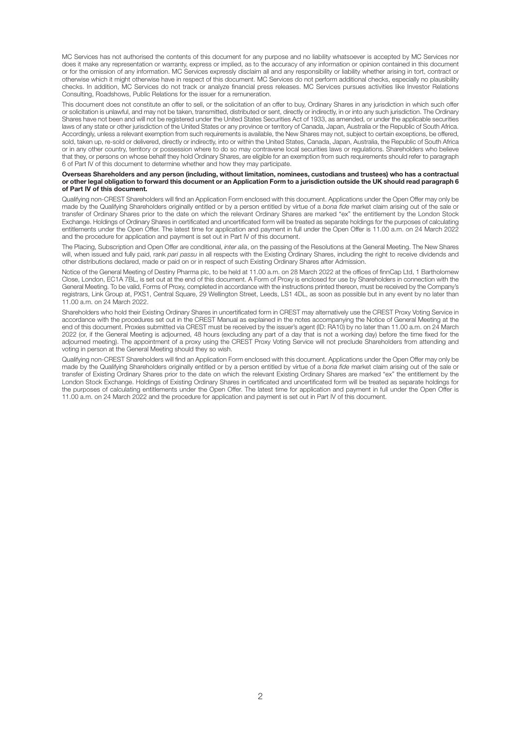MC Services has not authorised the contents of this document for any purpose and no liability whatsoever is accepted by MC Services nor does it make any representation or warranty, express or implied, as to the accuracy of any information or opinion contained in this document or for the omission of any information. MC Services expressly disclaim all and any responsibility or liability whether arising in tort, contract or otherwise which it might otherwise have in respect of this document. MC Services do not perform additional checks, especially no plausibility checks. In addition, MC Services do not track or analyze financial press releases. MC Services pursues activities like Investor Relations Consulting, Roadshows, Public Relations for the issuer for a remuneration.

This document does not constitute an offer to sell, or the solicitation of an offer to buy, Ordinary Shares in any jurisdiction in which such offer or solicitation is unlawful, and may not be taken, transmitted, distributed or sent, directly or indirectly, in or into any such jurisdiction. The Ordinary Shares have not been and will not be registered under the United States Securities Act of 1933, as amended, or under the applicable securities laws of any state or other jurisdiction of the United States or any province or territory of Canada, Japan, Australia or the Republic of South Africa. Accordingly, unless a relevant exemption from such requirements is available, the New Shares may not, subject to certain exceptions, be offered, sold, taken up, re-sold or delivered, directly or indirectly, into or within the United States, Canada, Japan, Australia, the Republic of South Africa or in any other country, territory or possession where to do so may contravene local securities laws or regulations. Shareholders who believe that they, or persons on whose behalf they hold Ordinary Shares, are eligible for an exemption from such requirements should refer to paragraph 6 of Part IV of this document to determine whether and how they may participate.

**Overseas Shareholders and any person (including, without limitation, nominees, custodians and trustees) who has a contractual or other legal obligation to forward this document or an Application Form to a jurisdiction outside the UK should read paragraph 6 of Part IV of this document.**

Qualifying non-CREST Shareholders will find an Application Form enclosed with this document. Applications under the Open Offer may only be made by the Qualifying Shareholders originally entitled or by a person entitled by virtue of a *bona fide* market claim arising out of the sale or transfer of Ordinary Shares prior to the date on which the relevant Ordinary Shares are marked "ex" the entitlement by the London Stock Exchange. Holdings of Ordinary Shares in certificated and uncertificated form will be treated as separate holdings for the purposes of calculating entitlements under the Open Offer. The latest time for application and payment in full under the Open Offer is 11.00 a.m. on 24 March 2022 and the procedure for application and payment is set out in Part IV of this document.

The Placing, Subscription and Open Offer are conditional, *inter alia*, on the passing of the Resolutions at the General Meeting. The New Shares will, when issued and fully paid, rank *pari passu* in all respects with the Existing Ordinary Shares, including the right to receive dividends and other distributions declared, made or paid on or in respect of such Existing Ordinary Shares after Admission.

Notice of the General Meeting of Destiny Pharma plc, to be held at 11.00 a.m. on 28 March 2022 at the offices of finnCap Ltd, 1 Bartholomew Close, London, EC1A 7BL, is set out at the end of this document. A Form of Proxy is enclosed for use by Shareholders in connection with the General Meeting. To be valid, Forms of Proxy, completed in accordance with the instructions printed thereon, must be received by the Company's registrars, Link Group at, PXS1, Central Square, 29 Wellington Street, Leeds, LS1 4DL, as soon as possible but in any event by no later than 11.00 a.m. on 24 March 2022.

Shareholders who hold their Existing Ordinary Shares in uncertificated form in CREST may alternatively use the CREST Proxy Voting Service in accordance with the procedures set out in the CREST Manual as explained in the notes accompanying the Notice of General Meeting at the end of this document. Proxies submitted via CREST must be received by the issuer's agent (ID: RA10) by no later than 11.00 a.m. on 24 March 2022 (or, if the General Meeting is adjourned, 48 hours (excluding any part of a day that is not a working day) before the time fixed for the adjourned meeting). The appointment of a proxy using the CREST Proxy Voting Service will not preclude Shareholders from attending and voting in person at the General Meeting should they so wish.

Qualifying non-CREST Shareholders will find an Application Form enclosed with this document. Applications under the Open Offer may only be made by the Qualifying Shareholders originally entitled or by a person entitled by virtue of a *bona fide* market claim arising out of the sale or transfer of Existing Ordinary Shares prior to the date on which the relevant Existing Ordinary Shares are marked "ex" the entitlement by the London Stock Exchange. Holdings of Existing Ordinary Shares in certificated and uncertificated form will be treated as separate holdings for the purposes of calculating entitlements under the Open Offer. The latest time for application and payment in full under the Open Offer is 11.00 a.m. on 24 March 2022 and the procedure for application and payment is set out in Part IV of this document.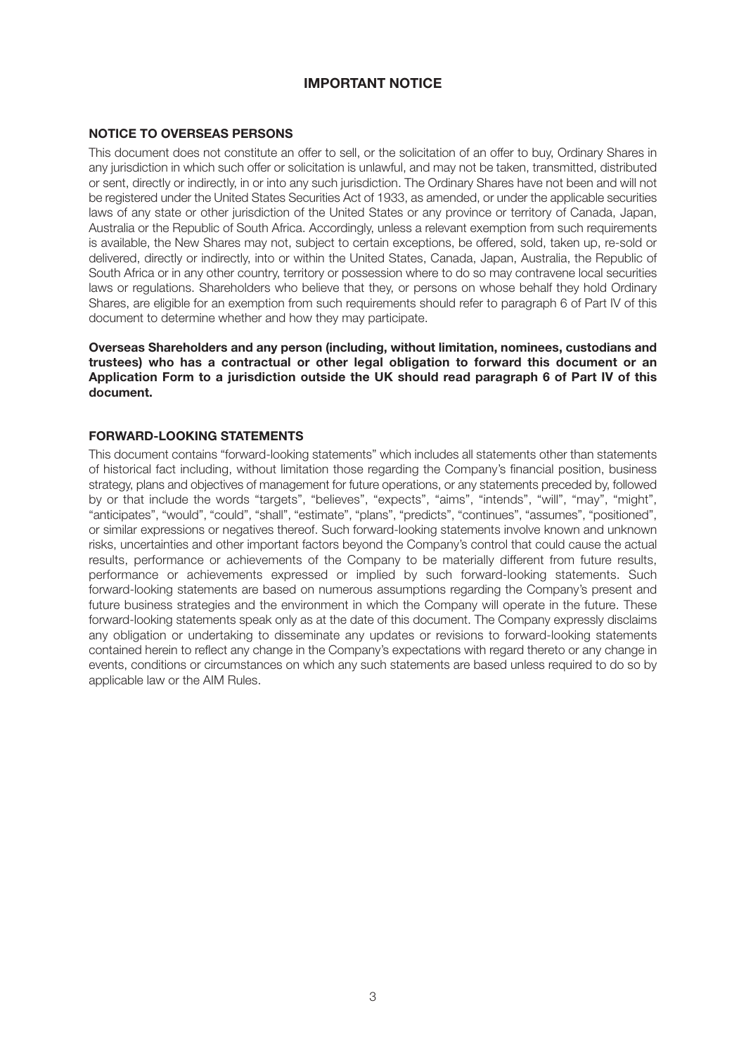# IMPORTANT NOTICE

## NOTICE TO OVERSEAS PERSONS

This document does not constitute an offer to sell, or the solicitation of an offer to buy, Ordinary Shares in any jurisdiction in which such offer or solicitation is unlawful, and may not be taken, transmitted, distributed or sent, directly or indirectly, in or into any such jurisdiction. The Ordinary Shares have not been and will not be registered under the United States Securities Act of 1933, as amended, or under the applicable securities laws of any state or other jurisdiction of the United States or any province or territory of Canada, Japan, Australia or the Republic of South Africa. Accordingly, unless a relevant exemption from such requirements is available, the New Shares may not, subject to certain exceptions, be offered, sold, taken up, re-sold or delivered, directly or indirectly, into or within the United States, Canada, Japan, Australia, the Republic of South Africa or in any other country, territory or possession where to do so may contravene local securities laws or regulations. Shareholders who believe that they, or persons on whose behalf they hold Ordinary Shares, are eligible for an exemption from such requirements should refer to paragraph 6 of Part IV of this document to determine whether and how they may participate.

**Overseas Shareholders and any person (including, without limitation, nominees, custodians and trustees) who has a contractual or other legal obligation to forward this document or an Application Form to a jurisdiction outside the UK should read paragraph 6 of Part IV of this document.**

## FORWARD-LOOKING STATEMENTS

This document contains "forward-looking statements" which includes all statements other than statements of historical fact including, without limitation those regarding the Company's financial position, business strategy, plans and objectives of management for future operations, or any statements preceded by, followed by or that include the words "targets", "believes", "expects", "aims", "intends", "will", "may", "might", "anticipates", "would", "could", "shall", "estimate", "plans", "predicts", "continues", "assumes", "positioned", or similar expressions or negatives thereof. Such forward-looking statements involve known and unknown risks, uncertainties and other important factors beyond the Company's control that could cause the actual results, performance or achievements of the Company to be materially different from future results, performance or achievements expressed or implied by such forward-looking statements. Such forward-looking statements are based on numerous assumptions regarding the Company's present and future business strategies and the environment in which the Company will operate in the future. These forward-looking statements speak only as at the date of this document. The Company expressly disclaims any obligation or undertaking to disseminate any updates or revisions to forward-looking statements contained herein to reflect any change in the Company's expectations with regard thereto or any change in events, conditions or circumstances on which any such statements are based unless required to do so by applicable law or the AIM Rules.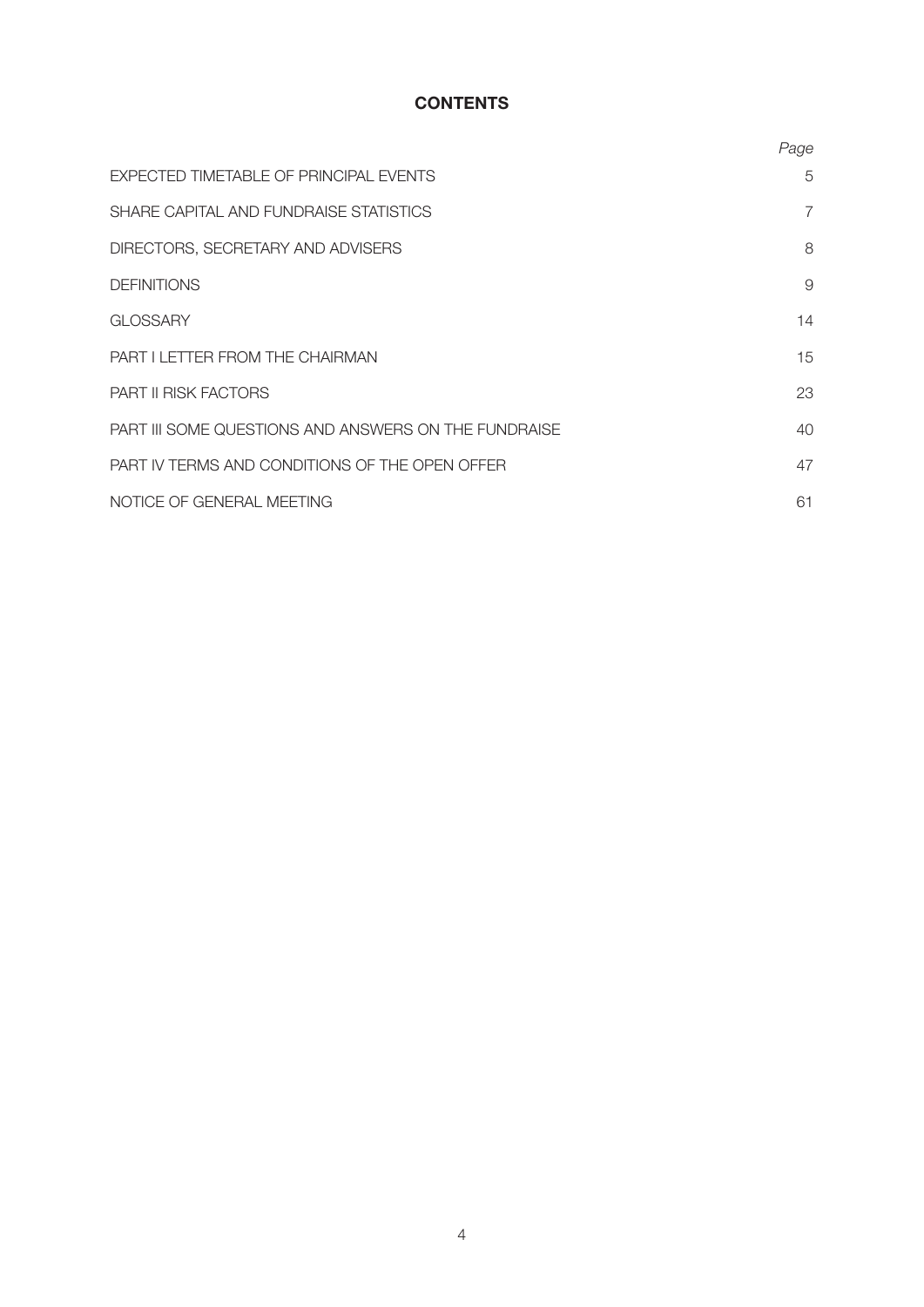# CONTENTS

| | *Page* |
|---|---|
| EXPECTED TIMETABLE OF PRINCIPAL EVENTS | 5 |
| SHARE CAPITAL AND FUNDRAISE STATISTICS | 7 |
| DIRECTORS, SECRETARY AND ADVISERS | 8 |
| DEFINITIONS | 9 |
| GLOSSARY | 14 |
| PART I LETTER FROM THE CHAIRMAN | 15 |
| PART II RISK FACTORS | 23 |
| PART III SOME QUESTIONS AND ANSWERS ON THE FUNDRAISE | 40 |
| PART IV TERMS AND CONDITIONS OF THE OPEN OFFER | 47 |
| NOTICE OF GENERAL MEETING | 61 |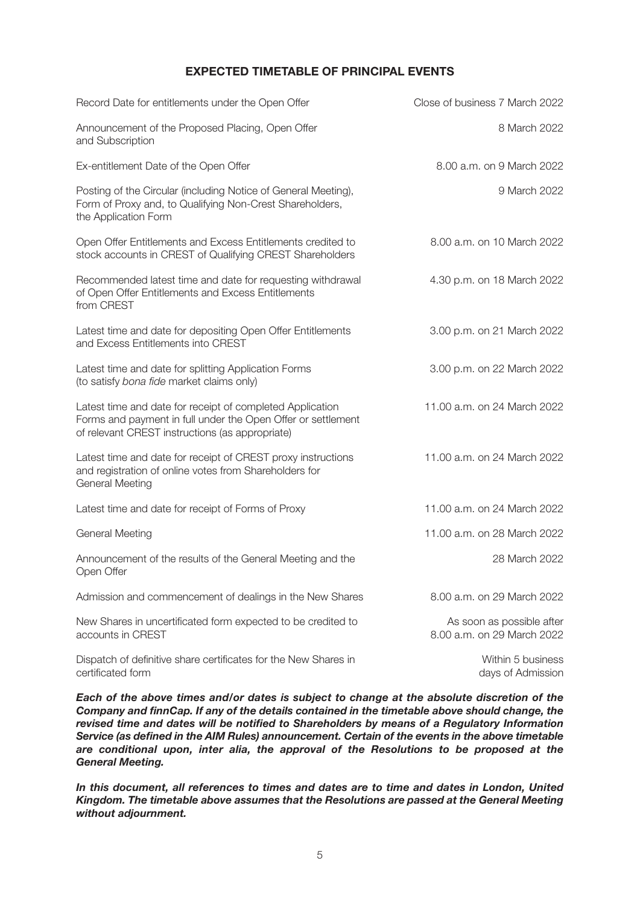# EXPECTED TIMETABLE OF PRINCIPAL EVENTS

| | |
|---|---|
| Record Date for entitlements under the Open Offer | Close of business 7 March 2022 |
| Announcement of the Proposed Placing, Open Offer and Subscription | 8 March 2022 |
| Ex-entitlement Date of the Open Offer | 8.00 a.m. on 9 March 2022 |
| Posting of the Circular (including Notice of General Meeting), Form of Proxy and, to Qualifying Non-Crest Shareholders, the Application Form | 9 March 2022 |
| Open Offer Entitlements and Excess Entitlements credited to stock accounts in CREST of Qualifying CREST Shareholders | 8.00 a.m. on 10 March 2022 |
| Recommended latest time and date for requesting withdrawal of Open Offer Entitlements and Excess Entitlements from CREST | 4.30 p.m. on 18 March 2022 |
| Latest time and date for depositing Open Offer Entitlements and Excess Entitlements into CREST | 3.00 p.m. on 21 March 2022 |
| Latest time and date for splitting Application Forms (to satisfy *bona fide* market claims only) | 3.00 p.m. on 22 March 2022 |
| Latest time and date for receipt of completed Application Forms and payment in full under the Open Offer or settlement of relevant CREST instructions (as appropriate) | 11.00 a.m. on 24 March 2022 |
| Latest time and date for receipt of CREST proxy instructions and registration of online votes from Shareholders for General Meeting | 11.00 a.m. on 24 March 2022 |
| Latest time and date for receipt of Forms of Proxy | 11.00 a.m. on 24 March 2022 |
| General Meeting | 11.00 a.m. on 28 March 2022 |
| Announcement of the results of the General Meeting and the Open Offer | 28 March 2022 |
| Admission and commencement of dealings in the New Shares | 8.00 a.m. on 29 March 2022 |
| New Shares in uncertificated form expected to be credited to accounts in CREST | As soon as possible after 8.00 a.m. on 29 March 2022 |
| Dispatch of definitive share certificates for the New Shares in certificated form | Within 5 business days of Admission |

***Each of the above times and/or dates is subject to change at the absolute discretion of the Company and finnCap. If any of the details contained in the timetable above should change, the revised time and dates will be notified to Shareholders by means of a Regulatory Information Service (as defined in the AIM Rules) announcement. Certain of the events in the above timetable are conditional upon, inter alia, the approval of the Resolutions to be proposed at the General Meeting.***

***In this document, all references to times and dates are to time and dates in London, United Kingdom. The timetable above assumes that the Resolutions are passed at the General Meeting without adjournment.***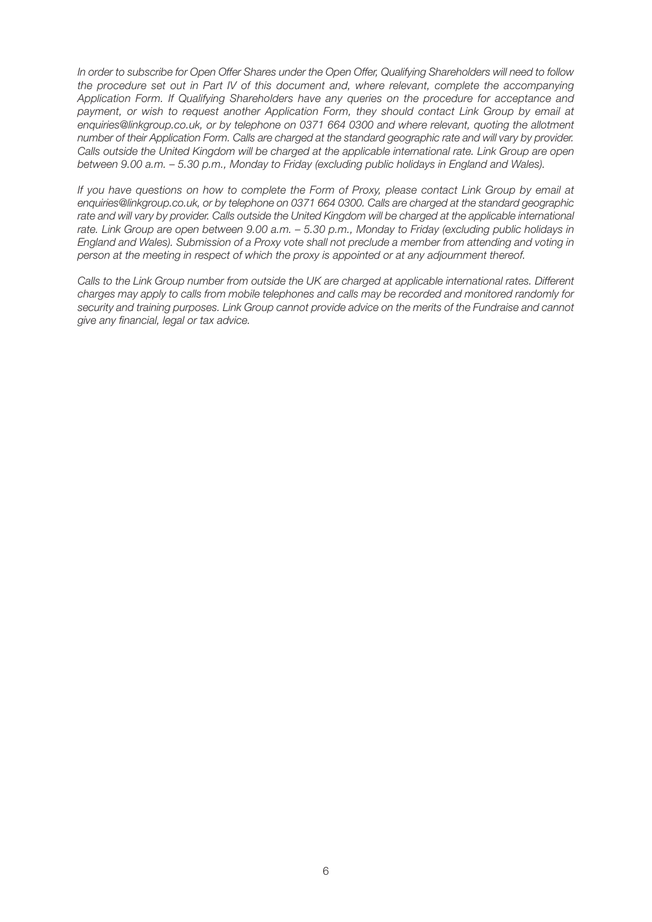*In order to subscribe for Open Offer Shares under the Open Offer, Qualifying Shareholders will need to follow the procedure set out in Part IV of this document and, where relevant, complete the accompanying Application Form. If Qualifying Shareholders have any queries on the procedure for acceptance and payment, or wish to request another Application Form, they should contact Link Group by email at enquiries@linkgroup.co.uk, or by telephone on 0371 664 0300 and where relevant, quoting the allotment number of their Application Form. Calls are charged at the standard geographic rate and will vary by provider. Calls outside the United Kingdom will be charged at the applicable international rate. Link Group are open between 9.00 a.m. – 5.30 p.m., Monday to Friday (excluding public holidays in England and Wales).*

*If you have questions on how to complete the Form of Proxy, please contact Link Group by email at enquiries@linkgroup.co.uk, or by telephone on 0371 664 0300. Calls are charged at the standard geographic rate and will vary by provider. Calls outside the United Kingdom will be charged at the applicable international rate. Link Group are open between 9.00 a.m. – 5.30 p.m., Monday to Friday (excluding public holidays in England and Wales). Submission of a Proxy vote shall not preclude a member from attending and voting in person at the meeting in respect of which the proxy is appointed or at any adjournment thereof.*

*Calls to the Link Group number from outside the UK are charged at applicable international rates. Different charges may apply to calls from mobile telephones and calls may be recorded and monitored randomly for security and training purposes. Link Group cannot provide advice on the merits of the Fundraise and cannot give any financial, legal or tax advice.*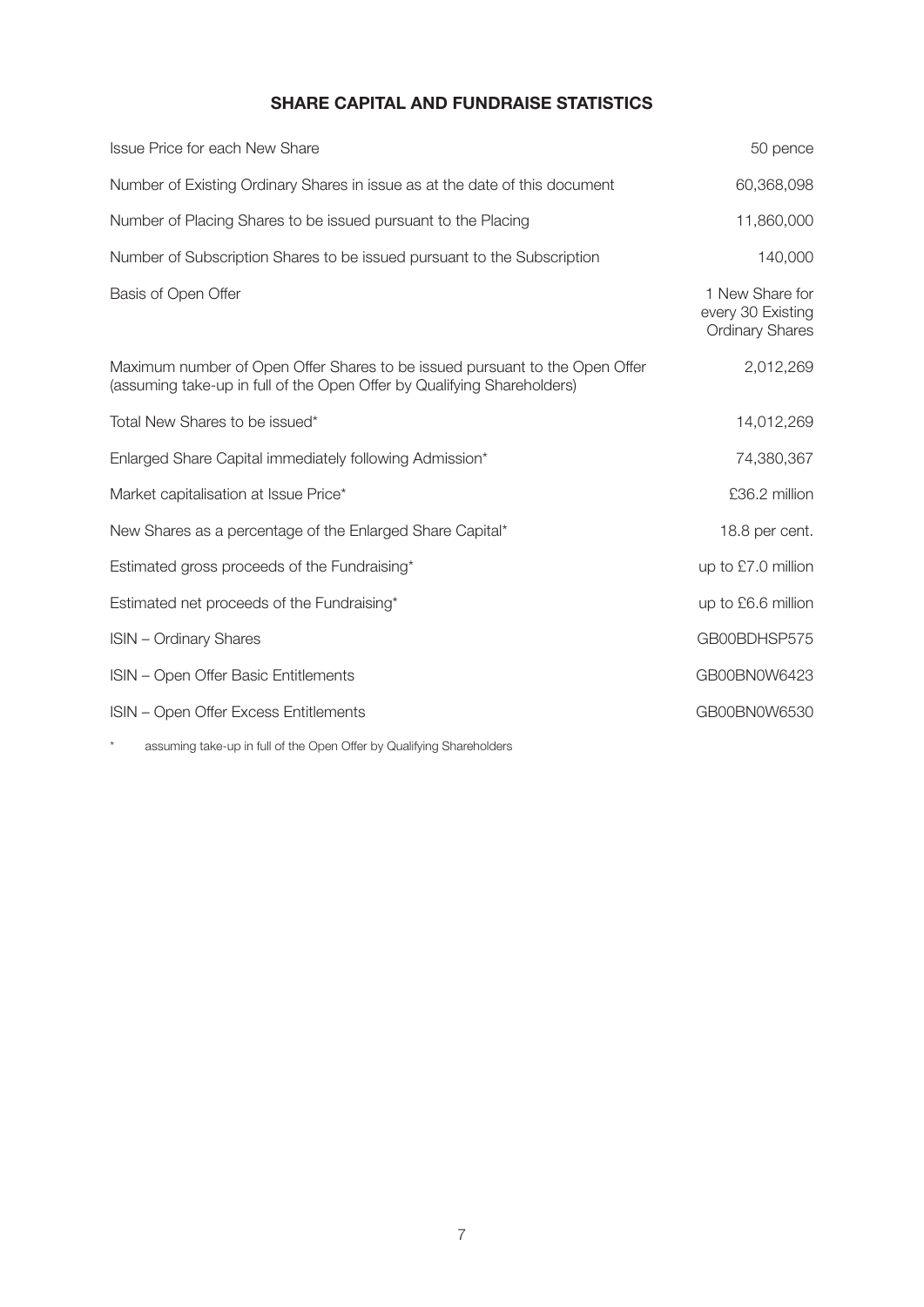## SHARE CAPITAL AND FUNDRAISE STATISTICS

| | |
|---|---|
| Issue Price for each New Share | 50 pence |
| Number of Existing Ordinary Shares in issue as at the date of this document | 60,368,098 |
| Number of Placing Shares to be issued pursuant to the Placing | 11,860,000 |
| Number of Subscription Shares to be issued pursuant to the Subscription | 140,000 |
| Basis of Open Offer | 1 New Share for every 30 Existing Ordinary Shares |
| Maximum number of Open Offer Shares to be issued pursuant to the Open Offer (assuming take-up in full of the Open Offer by Qualifying Shareholders) | 2,012,269 |
| Total New Shares to be issued* | 14,012,269 |
| Enlarged Share Capital immediately following Admission* | 74,380,367 |
| Market capitalisation at Issue Price* | £36.2 million |
| New Shares as a percentage of the Enlarged Share Capital* | 18.8 per cent. |
| Estimated gross proceeds of the Fundraising* | up to £7.0 million |
| Estimated net proceeds of the Fundraising* | up to £6.6 million |
| ISIN – Ordinary Shares | GB00BDHSP575 |
| ISIN – Open Offer Basic Entitlements | GB00BN0W6423 |
| ISIN – Open Offer Excess Entitlements | GB00BN0W6530 |

\* assuming take-up in full of the Open Offer by Qualifying Shareholders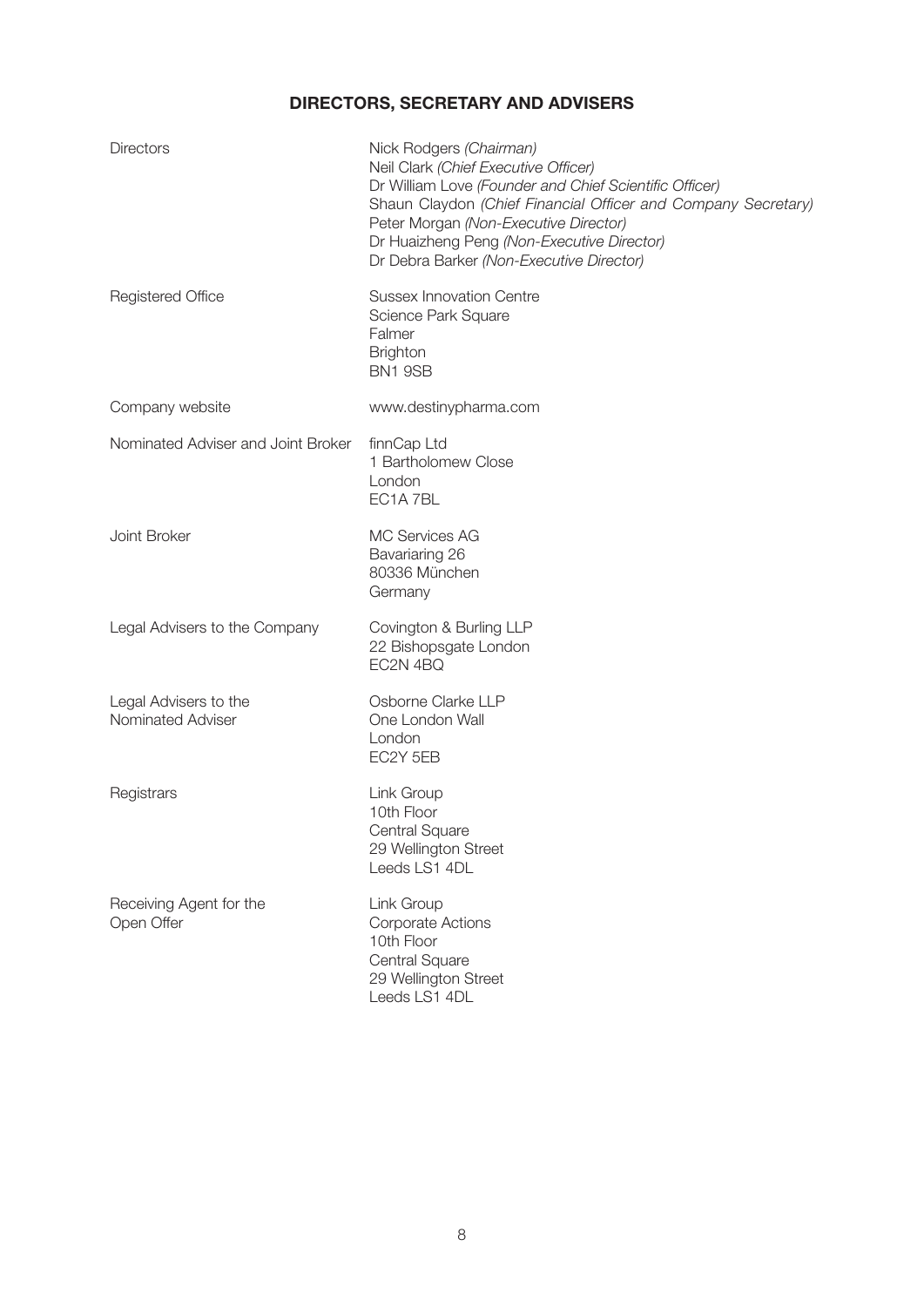## DIRECTORS, SECRETARY AND ADVISERS

| | |
|---|---|
| Directors | Nick Rodgers *(Chairman)*<br>Neil Clark *(Chief Executive Officer)*<br>Dr William Love *(Founder and Chief Scientific Officer)*<br>Shaun Claydon *(Chief Financial Officer and Company Secretary)*<br>Peter Morgan *(Non-Executive Director)*<br>Dr Huaizheng Peng *(Non-Executive Director)*<br>Dr Debra Barker *(Non-Executive Director)* |
| Registered Office | Sussex Innovation Centre<br>Science Park Square<br>Falmer<br>Brighton<br>BN1 9SB |
| Company website | www.destinypharma.com |
| Nominated Adviser and Joint Broker | finnCap Ltd<br>1 Bartholomew Close<br>London<br>EC1A 7BL |
| Joint Broker | MC Services AG<br>Bavariaring 26<br>80336 München<br>Germany |
| Legal Advisers to the Company | Covington & Burling LLP<br>22 Bishopsgate London<br>EC2N 4BQ |
| Legal Advisers to the Nominated Adviser | Osborne Clarke LLP<br>One London Wall<br>London<br>EC2Y 5EB |
| Registrars | Link Group<br>10th Floor<br>Central Square<br>29 Wellington Street<br>Leeds LS1 4DL |
| Receiving Agent for the Open Offer | Link Group<br>Corporate Actions<br>10th Floor<br>Central Square<br>29 Wellington Street<br>Leeds LS1 4DL |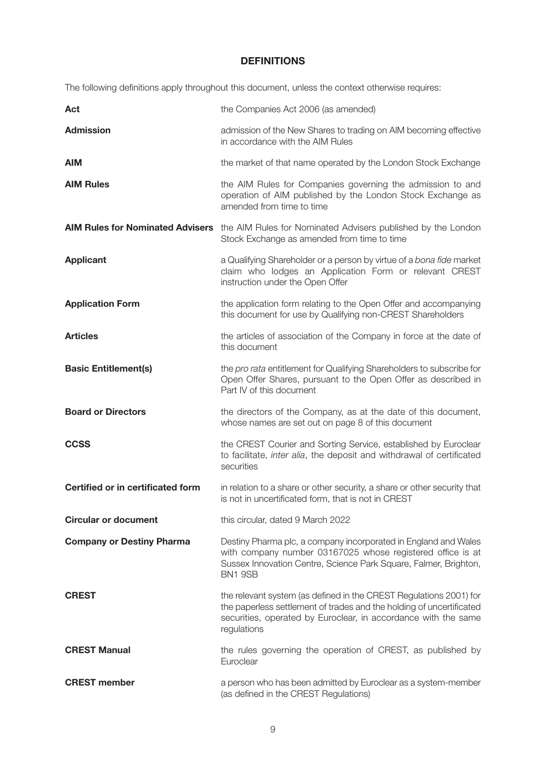# DEFINITIONS

The following definitions apply throughout this document, unless the context otherwise requires:

| | |
|---|---|
| **Act** | the Companies Act 2006 (as amended) |
| **Admission** | admission of the New Shares to trading on AIM becoming effective in accordance with the AIM Rules |
| **AIM** | the market of that name operated by the London Stock Exchange |
| **AIM Rules** | the AIM Rules for Companies governing the admission to and operation of AIM published by the London Stock Exchange as amended from time to time |
| **AIM Rules for Nominated Advisers** | the AIM Rules for Nominated Advisers published by the London Stock Exchange as amended from time to time |
| **Applicant** | a Qualifying Shareholder or a person by virtue of a *bona fide* market claim who lodges an Application Form or relevant CREST instruction under the Open Offer |
| **Application Form** | the application form relating to the Open Offer and accompanying this document for use by Qualifying non-CREST Shareholders |
| **Articles** | the articles of association of the Company in force at the date of this document |
| **Basic Entitlement(s)** | the *pro rata* entitlement for Qualifying Shareholders to subscribe for Open Offer Shares, pursuant to the Open Offer as described in Part IV of this document |
| **Board or Directors** | the directors of the Company, as at the date of this document, whose names are set out on page 8 of this document |
| **CCSS** | the CREST Courier and Sorting Service, established by Euroclear to facilitate, *inter alia*, the deposit and withdrawal of certificated securities |
| **Certified or in certificated form** | in relation to a share or other security, a share or other security that is not in uncertificated form, that is not in CREST |
| **Circular or document** | this circular, dated 9 March 2022 |
| **Company or Destiny Pharma** | Destiny Pharma plc, a company incorporated in England and Wales with company number 03167025 whose registered office is at Sussex Innovation Centre, Science Park Square, Falmer, Brighton, BN1 9SB |
| **CREST** | the relevant system (as defined in the CREST Regulations 2001) for the paperless settlement of trades and the holding of uncertificated securities, operated by Euroclear, in accordance with the same regulations |
| **CREST Manual** | the rules governing the operation of CREST, as published by Euroclear |
| **CREST member** | a person who has been admitted by Euroclear as a system-member (as defined in the CREST Regulations) |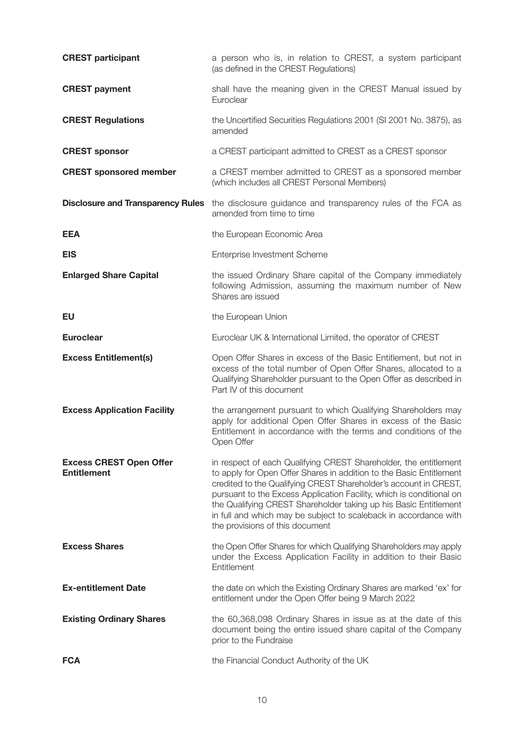| | |
|---|---|
| **CREST participant** | a person who is, in relation to CREST, a system participant (as defined in the CREST Regulations) |
| **CREST payment** | shall have the meaning given in the CREST Manual issued by Euroclear |
| **CREST Regulations** | the Uncertified Securities Regulations 2001 (SI 2001 No. 3875), as amended |
| **CREST sponsor** | a CREST participant admitted to CREST as a CREST sponsor |
| **CREST sponsored member** | a CREST member admitted to CREST as a sponsored member (which includes all CREST Personal Members) |
| **Disclosure and Transparency Rules** | the disclosure guidance and transparency rules of the FCA as amended from time to time |
| **EEA** | the European Economic Area |
| **EIS** | Enterprise Investment Scheme |
| **Enlarged Share Capital** | the issued Ordinary Share capital of the Company immediately following Admission, assuming the maximum number of New Shares are issued |
| **EU** | the European Union |
| **Euroclear** | Euroclear UK & International Limited, the operator of CREST |
| **Excess Entitlement(s)** | Open Offer Shares in excess of the Basic Entitlement, but not in excess of the total number of Open Offer Shares, allocated to a Qualifying Shareholder pursuant to the Open Offer as described in Part IV of this document |
| **Excess Application Facility** | the arrangement pursuant to which Qualifying Shareholders may apply for additional Open Offer Shares in excess of the Basic Entitlement in accordance with the terms and conditions of the Open Offer |
| **Excess CREST Open Offer Entitlement** | in respect of each Qualifying CREST Shareholder, the entitlement to apply for Open Offer Shares in addition to the Basic Entitlement credited to the Qualifying CREST Shareholder's account in CREST, pursuant to the Excess Application Facility, which is conditional on the Qualifying CREST Shareholder taking up his Basic Entitlement in full and which may be subject to scaleback in accordance with the provisions of this document |
| **Excess Shares** | the Open Offer Shares for which Qualifying Shareholders may apply under the Excess Application Facility in addition to their Basic Entitlement |
| **Ex-entitlement Date** | the date on which the Existing Ordinary Shares are marked 'ex' for entitlement under the Open Offer being 9 March 2022 |
| **Existing Ordinary Shares** | the 60,368,098 Ordinary Shares in issue as at the date of this document being the entire issued share capital of the Company prior to the Fundraise |
| **FCA** | the Financial Conduct Authority of the UK |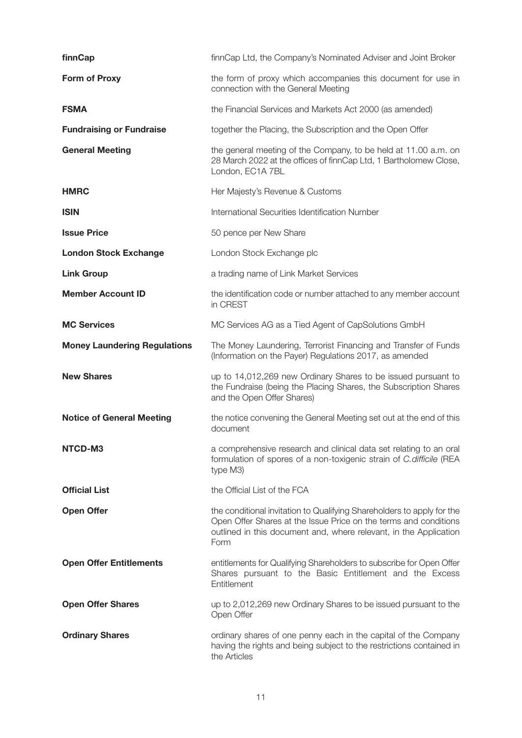| | |
|---|---|
| **finnCap** | finnCap Ltd, the Company's Nominated Adviser and Joint Broker |
| **Form of Proxy** | the form of proxy which accompanies this document for use in connection with the General Meeting |
| **FSMA** | the Financial Services and Markets Act 2000 (as amended) |
| **Fundraising or Fundraise** | together the Placing, the Subscription and the Open Offer |
| **General Meeting** | the general meeting of the Company, to be held at 11.00 a.m. on 28 March 2022 at the offices of finnCap Ltd, 1 Bartholomew Close, London, EC1A 7BL |
| **HMRC** | Her Majesty's Revenue & Customs |
| **ISIN** | International Securities Identification Number |
| **Issue Price** | 50 pence per New Share |
| **London Stock Exchange** | London Stock Exchange plc |
| **Link Group** | a trading name of Link Market Services |
| **Member Account ID** | the identification code or number attached to any member account in CREST |
| **MC Services** | MC Services AG as a Tied Agent of CapSolutions GmbH |
| **Money Laundering Regulations** | The Money Laundering, Terrorist Financing and Transfer of Funds (Information on the Payer) Regulations 2017, as amended |
| **New Shares** | up to 14,012,269 new Ordinary Shares to be issued pursuant to the Fundraise (being the Placing Shares, the Subscription Shares and the Open Offer Shares) |
| **Notice of General Meeting** | the notice convening the General Meeting set out at the end of this document |
| **NTCD-M3** | a comprehensive research and clinical data set relating to an oral formulation of spores of a non-toxigenic strain of *C.difficile* (REA type M3) |
| **Official List** | the Official List of the FCA |
| **Open Offer** | the conditional invitation to Qualifying Shareholders to apply for the Open Offer Shares at the Issue Price on the terms and conditions outlined in this document and, where relevant, in the Application Form |
| **Open Offer Entitlements** | entitlements for Qualifying Shareholders to subscribe for Open Offer Shares pursuant to the Basic Entitlement and the Excess Entitlement |
| **Open Offer Shares** | up to 2,012,269 new Ordinary Shares to be issued pursuant to the Open Offer |
| **Ordinary Shares** | ordinary shares of one penny each in the capital of the Company having the rights and being subject to the restrictions contained in the Articles |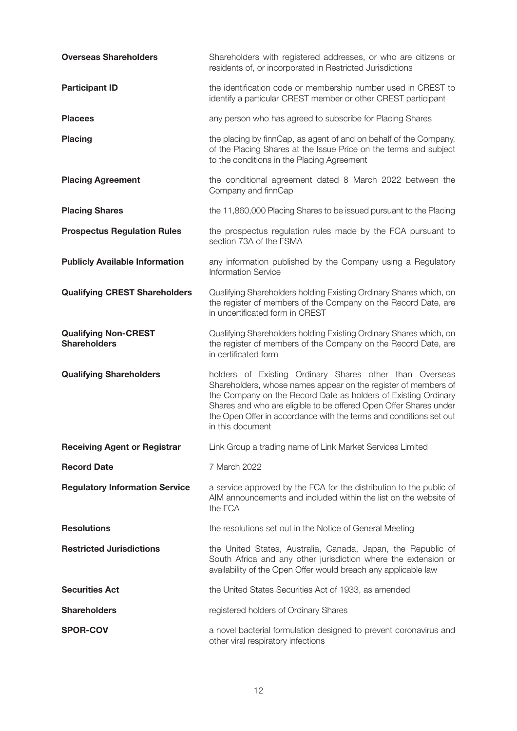| | |
|---|---|
| **Overseas Shareholders** | Shareholders with registered addresses, or who are citizens or residents of, or incorporated in Restricted Jurisdictions |
| **Participant ID** | the identification code or membership number used in CREST to identify a particular CREST member or other CREST participant |
| **Placees** | any person who has agreed to subscribe for Placing Shares |
| **Placing** | the placing by finnCap, as agent of and on behalf of the Company, of the Placing Shares at the Issue Price on the terms and subject to the conditions in the Placing Agreement |
| **Placing Agreement** | the conditional agreement dated 8 March 2022 between the Company and finnCap |
| **Placing Shares** | the 11,860,000 Placing Shares to be issued pursuant to the Placing |
| **Prospectus Regulation Rules** | the prospectus regulation rules made by the FCA pursuant to section 73A of the FSMA |
| **Publicly Available Information** | any information published by the Company using a Regulatory Information Service |
| **Qualifying CREST Shareholders** | Qualifying Shareholders holding Existing Ordinary Shares which, on the register of members of the Company on the Record Date, are in uncertificated form in CREST |
| **Qualifying Non-CREST Shareholders** | Qualifying Shareholders holding Existing Ordinary Shares which, on the register of members of the Company on the Record Date, are in certificated form |
| **Qualifying Shareholders** | holders of Existing Ordinary Shares other than Overseas Shareholders, whose names appear on the register of members of the Company on the Record Date as holders of Existing Ordinary Shares and who are eligible to be offered Open Offer Shares under the Open Offer in accordance with the terms and conditions set out in this document |
| **Receiving Agent or Registrar** | Link Group a trading name of Link Market Services Limited |
| **Record Date** | 7 March 2022 |
| **Regulatory Information Service** | a service approved by the FCA for the distribution to the public of AIM announcements and included within the list on the website of the FCA |
| **Resolutions** | the resolutions set out in the Notice of General Meeting |
| **Restricted Jurisdictions** | the United States, Australia, Canada, Japan, the Republic of South Africa and any other jurisdiction where the extension or availability of the Open Offer would breach any applicable law |
| **Securities Act** | the United States Securities Act of 1933, as amended |
| **Shareholders** | registered holders of Ordinary Shares |
| **SPOR-COV** | a novel bacterial formulation designed to prevent coronavirus and other viral respiratory infections |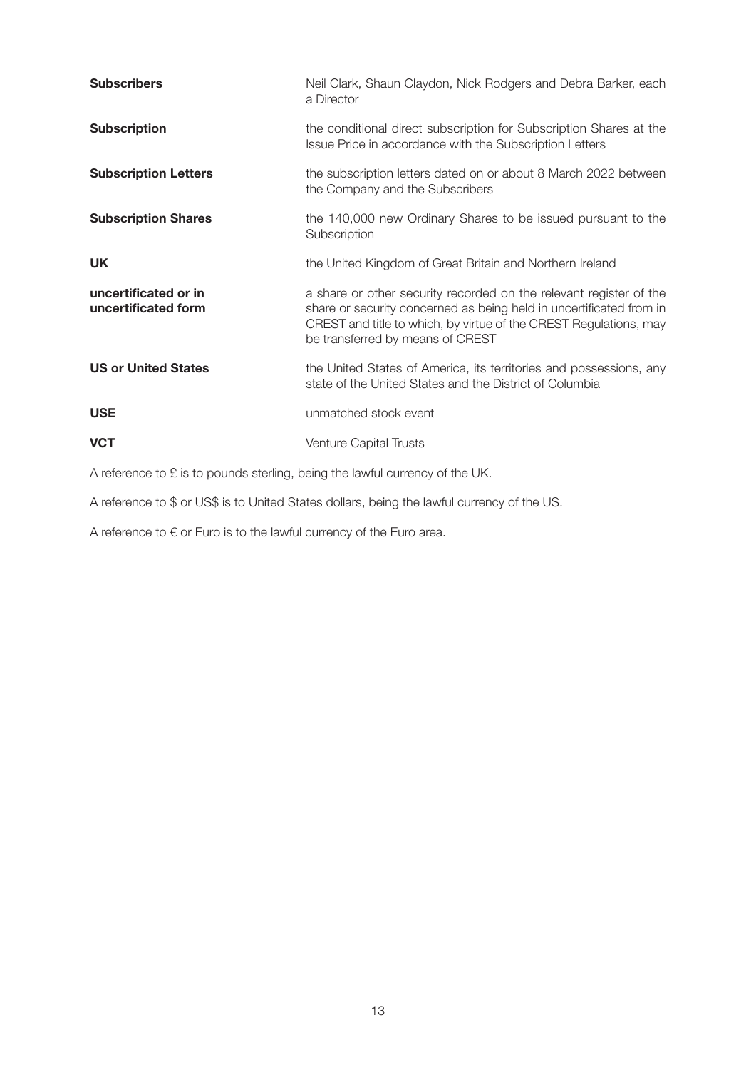| | |
|---|---|
| **Subscribers** | Neil Clark, Shaun Claydon, Nick Rodgers and Debra Barker, each a Director |
| **Subscription** | the conditional direct subscription for Subscription Shares at the Issue Price in accordance with the Subscription Letters |
| **Subscription Letters** | the subscription letters dated on or about 8 March 2022 between the Company and the Subscribers |
| **Subscription Shares** | the 140,000 new Ordinary Shares to be issued pursuant to the Subscription |
| **UK** | the United Kingdom of Great Britain and Northern Ireland |
| **uncertificated or in uncertificated form** | a share or other security recorded on the relevant register of the share or security concerned as being held in uncertificated from in CREST and title to which, by virtue of the CREST Regulations, may be transferred by means of CREST |
| **US or United States** | the United States of America, its territories and possessions, any state of the United States and the District of Columbia |
| **USE** | unmatched stock event |
| **VCT** | Venture Capital Trusts |

A reference to £ is to pounds sterling, being the lawful currency of the UK.

A reference to $ or US$ is to United States dollars, being the lawful currency of the US.

A reference to € or Euro is to the lawful currency of the Euro area.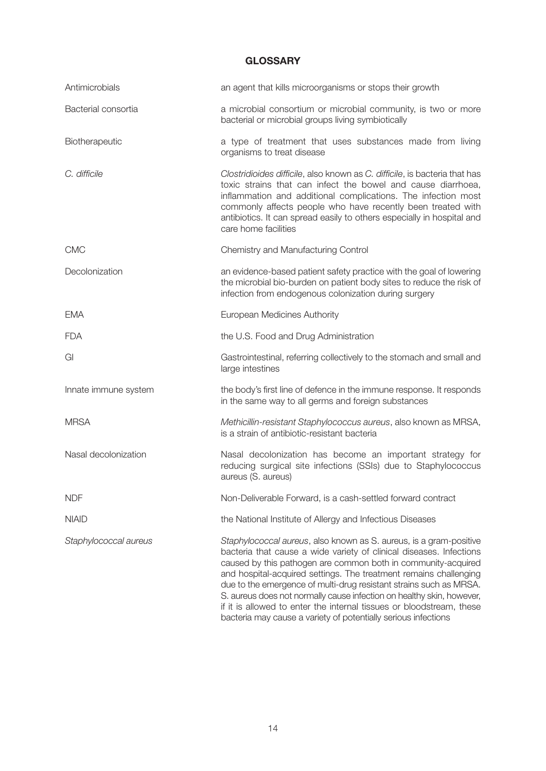# GLOSSARY

| | |
|---|---|
| Antimicrobials | an agent that kills microorganisms or stops their growth |
| Bacterial consortia | a microbial consortium or microbial community, is two or more bacterial or microbial groups living symbiotically |
| Biotherapeutic | a type of treatment that uses substances made from living organisms to treat disease |
| *C. difficile* | *Clostridioides difficile*, also known as *C. difficile*, is bacteria that has toxic strains that can infect the bowel and cause diarrhoea, inflammation and additional complications. The infection most commonly affects people who have recently been treated with antibiotics. It can spread easily to others especially in hospital and care home facilities |
| CMC | Chemistry and Manufacturing Control |
| Decolonization | an evidence-based patient safety practice with the goal of lowering the microbial bio-burden on patient body sites to reduce the risk of infection from endogenous colonization during surgery |
| EMA | European Medicines Authority |
| FDA | the U.S. Food and Drug Administration |
| GI | Gastrointestinal, referring collectively to the stomach and small and large intestines |
| Innate immune system | the body's first line of defence in the immune response. It responds in the same way to all germs and foreign substances |
| MRSA | *Methicillin-resistant Staphylococcus aureus*, also known as MRSA, is a strain of antibiotic-resistant bacteria |
| Nasal decolonization | Nasal decolonization has become an important strategy for reducing surgical site infections (SSIs) due to Staphylococcus aureus (S. aureus) |
| NDF | Non-Deliverable Forward, is a cash-settled forward contract |
| NIAID | the National Institute of Allergy and Infectious Diseases |
| *Staphylococcal aureus* | *Staphylococcal aureus*, also known as S. aureus, is a gram-positive bacteria that cause a wide variety of clinical diseases. Infections caused by this pathogen are common both in community-acquired and hospital-acquired settings. The treatment remains challenging due to the emergence of multi-drug resistant strains such as MRSA. S. aureus does not normally cause infection on healthy skin, however, if it is allowed to enter the internal tissues or bloodstream, these bacteria may cause a variety of potentially serious infections |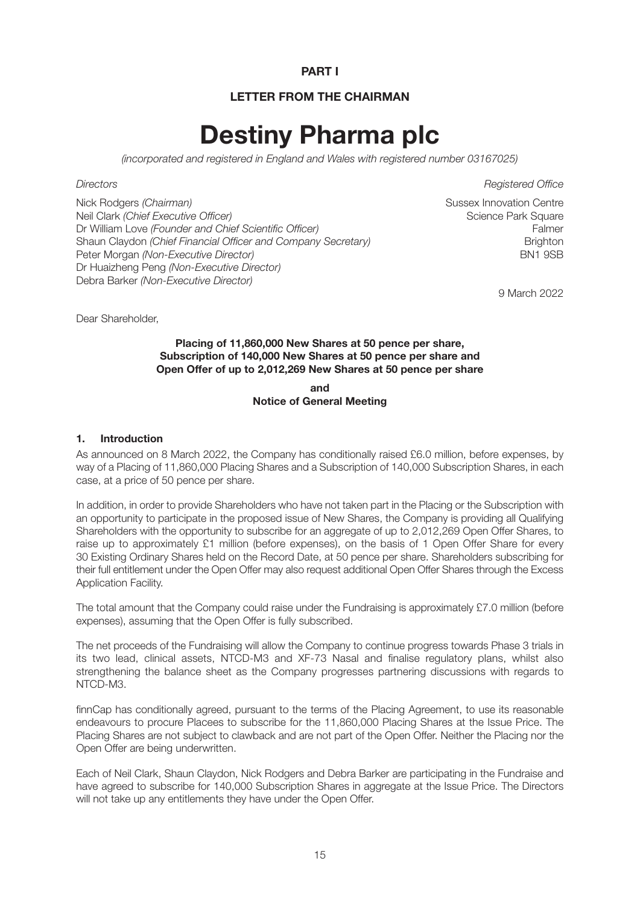# PART I

## LETTER FROM THE CHAIRMAN

# Destiny Pharma plc

*(incorporated and registered in England and Wales with registered number 03167025)*

| *Directors* | *Registered Office* |
|---|---|
| Nick Rodgers *(Chairman)* | Sussex Innovation Centre |
| Neil Clark *(Chief Executive Officer)* | Science Park Square |
| Dr William Love *(Founder and Chief Scientific Officer)* | Falmer |
| Shaun Claydon *(Chief Financial Officer and Company Secretary)* | Brighton |
| Peter Morgan *(Non-Executive Director)* | BN1 9SB |
| Dr Huaizheng Peng *(Non-Executive Director)* | |
| Debra Barker *(Non-Executive Director)* | |

9 March 2022

Dear Shareholder,

**Placing of 11,860,000 New Shares at 50 pence per share, Subscription of 140,000 New Shares at 50 pence per share and Open Offer of up to 2,012,269 New Shares at 50 pence per share**

**and**

**Notice of General Meeting**

### 1. Introduction

As announced on 8 March 2022, the Company has conditionally raised £6.0 million, before expenses, by way of a Placing of 11,860,000 Placing Shares and a Subscription of 140,000 Subscription Shares, in each case, at a price of 50 pence per share.

In addition, in order to provide Shareholders who have not taken part in the Placing or the Subscription with an opportunity to participate in the proposed issue of New Shares, the Company is providing all Qualifying Shareholders with the opportunity to subscribe for an aggregate of up to 2,012,269 Open Offer Shares, to raise up to approximately £1 million (before expenses), on the basis of 1 Open Offer Share for every 30 Existing Ordinary Shares held on the Record Date, at 50 pence per share. Shareholders subscribing for their full entitlement under the Open Offer may also request additional Open Offer Shares through the Excess Application Facility.

The total amount that the Company could raise under the Fundraising is approximately £7.0 million (before expenses), assuming that the Open Offer is fully subscribed.

The net proceeds of the Fundraising will allow the Company to continue progress towards Phase 3 trials in its two lead, clinical assets, NTCD-M3 and XF-73 Nasal and finalise regulatory plans, whilst also strengthening the balance sheet as the Company progresses partnering discussions with regards to NTCD-M3.

finnCap has conditionally agreed, pursuant to the terms of the Placing Agreement, to use its reasonable endeavours to procure Placees to subscribe for the 11,860,000 Placing Shares at the Issue Price. The Placing Shares are not subject to clawback and are not part of the Open Offer. Neither the Placing nor the Open Offer are being underwritten.

Each of Neil Clark, Shaun Claydon, Nick Rodgers and Debra Barker are participating in the Fundraise and have agreed to subscribe for 140,000 Subscription Shares in aggregate at the Issue Price. The Directors will not take up any entitlements they have under the Open Offer.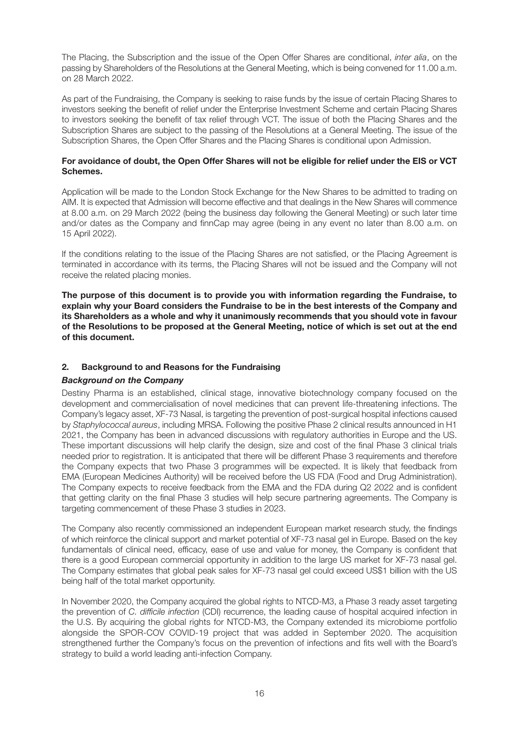The Placing, the Subscription and the issue of the Open Offer Shares are conditional, *inter alia*, on the passing by Shareholders of the Resolutions at the General Meeting, which is being convened for 11.00 a.m. on 28 March 2022.

As part of the Fundraising, the Company is seeking to raise funds by the issue of certain Placing Shares to investors seeking the benefit of relief under the Enterprise Investment Scheme and certain Placing Shares to investors seeking the benefit of tax relief through VCT. The issue of both the Placing Shares and the Subscription Shares are subject to the passing of the Resolutions at a General Meeting. The issue of the Subscription Shares, the Open Offer Shares and the Placing Shares is conditional upon Admission.

**For avoidance of doubt, the Open Offer Shares will not be eligible for relief under the EIS or VCT Schemes.**

Application will be made to the London Stock Exchange for the New Shares to be admitted to trading on AIM. It is expected that Admission will become effective and that dealings in the New Shares will commence at 8.00 a.m. on 29 March 2022 (being the business day following the General Meeting) or such later time and/or dates as the Company and finnCap may agree (being in any event no later than 8.00 a.m. on 15 April 2022).

If the conditions relating to the issue of the Placing Shares are not satisfied, or the Placing Agreement is terminated in accordance with its terms, the Placing Shares will not be issued and the Company will not receive the related placing monies.

**The purpose of this document is to provide you with information regarding the Fundraise, to explain why your Board considers the Fundraise to be in the best interests of the Company and its Shareholders as a whole and why it unanimously recommends that you should vote in favour of the Resolutions to be proposed at the General Meeting, notice of which is set out at the end of this document.**

## 2. Background to and Reasons for the Fundraising

### *Background on the Company*

Destiny Pharma is an established, clinical stage, innovative biotechnology company focused on the development and commercialisation of novel medicines that can prevent life-threatening infections. The Company's legacy asset, XF-73 Nasal, is targeting the prevention of post-surgical hospital infections caused by *Staphylococcal aureus*, including MRSA. Following the positive Phase 2 clinical results announced in H1 2021, the Company has been in advanced discussions with regulatory authorities in Europe and the US. These important discussions will help clarify the design, size and cost of the final Phase 3 clinical trials needed prior to registration. It is anticipated that there will be different Phase 3 requirements and therefore the Company expects that two Phase 3 programmes will be expected. It is likely that feedback from EMA (European Medicines Authority) will be received before the US FDA (Food and Drug Administration). The Company expects to receive feedback from the EMA and the FDA during Q2 2022 and is confident that getting clarity on the final Phase 3 studies will help secure partnering agreements. The Company is targeting commencement of these Phase 3 studies in 2023.

The Company also recently commissioned an independent European market research study, the findings of which reinforce the clinical support and market potential of XF-73 nasal gel in Europe. Based on the key fundamentals of clinical need, efficacy, ease of use and value for money, the Company is confident that there is a good European commercial opportunity in addition to the large US market for XF-73 nasal gel. The Company estimates that global peak sales for XF-73 nasal gel could exceed US$1 billion with the US being half of the total market opportunity.

In November 2020, the Company acquired the global rights to NTCD-M3, a Phase 3 ready asset targeting the prevention of *C. difficile infection* (CDI) recurrence, the leading cause of hospital acquired infection in the U.S. By acquiring the global rights for NTCD-M3, the Company extended its microbiome portfolio alongside the SPOR-COV COVID-19 project that was added in September 2020. The acquisition strengthened further the Company's focus on the prevention of infections and fits well with the Board's strategy to build a world leading anti-infection Company.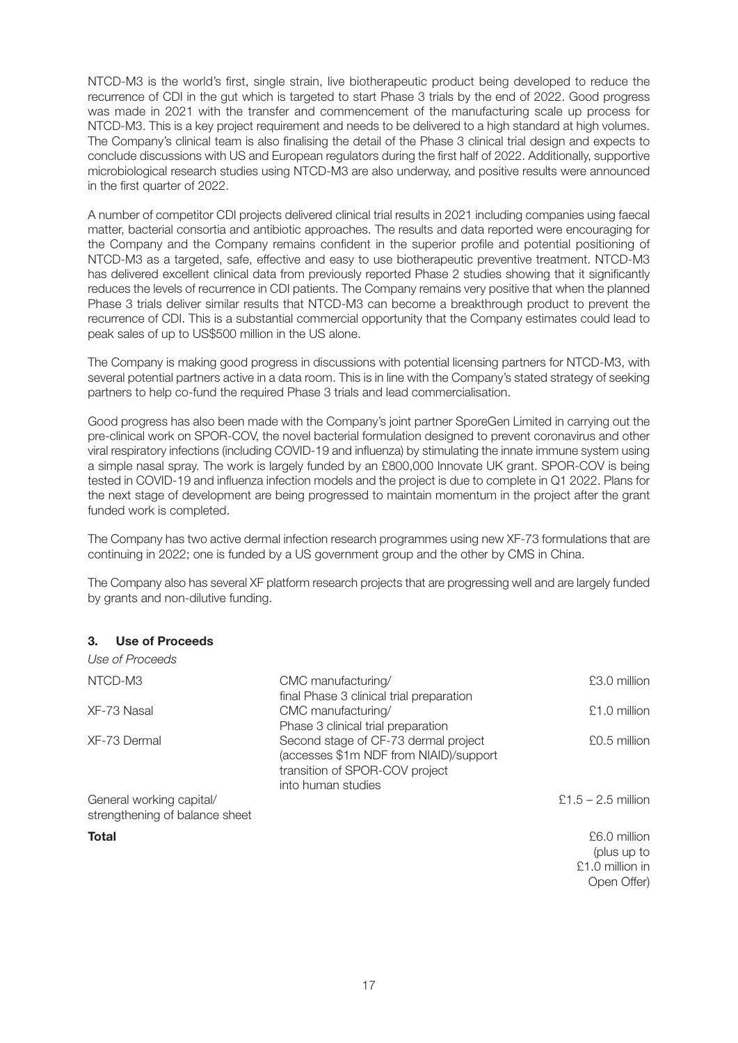NTCD-M3 is the world's first, single strain, live biotherapeutic product being developed to reduce the recurrence of CDI in the gut which is targeted to start Phase 3 trials by the end of 2022. Good progress was made in 2021 with the transfer and commencement of the manufacturing scale up process for NTCD-M3. This is a key project requirement and needs to be delivered to a high standard at high volumes. The Company's clinical team is also finalising the detail of the Phase 3 clinical trial design and expects to conclude discussions with US and European regulators during the first half of 2022. Additionally, supportive microbiological research studies using NTCD-M3 are also underway, and positive results were announced in the first quarter of 2022.

A number of competitor CDI projects delivered clinical trial results in 2021 including companies using faecal matter, bacterial consortia and antibiotic approaches. The results and data reported were encouraging for the Company and the Company remains confident in the superior profile and potential positioning of NTCD-M3 as a targeted, safe, effective and easy to use biotherapeutic preventive treatment. NTCD-M3 has delivered excellent clinical data from previously reported Phase 2 studies showing that it significantly reduces the levels of recurrence in CDI patients. The Company remains very positive that when the planned Phase 3 trials deliver similar results that NTCD-M3 can become a breakthrough product to prevent the recurrence of CDI. This is a substantial commercial opportunity that the Company estimates could lead to peak sales of up to US$500 million in the US alone.

The Company is making good progress in discussions with potential licensing partners for NTCD-M3, with several potential partners active in a data room. This is in line with the Company's stated strategy of seeking partners to help co-fund the required Phase 3 trials and lead commercialisation.

Good progress has also been made with the Company's joint partner SporeGen Limited in carrying out the pre-clinical work on SPOR-COV, the novel bacterial formulation designed to prevent coronavirus and other viral respiratory infections (including COVID-19 and influenza) by stimulating the innate immune system using a simple nasal spray. The work is largely funded by an £800,000 Innovate UK grant. SPOR-COV is being tested in COVID-19 and influenza infection models and the project is due to complete in Q1 2022. Plans for the next stage of development are being progressed to maintain momentum in the project after the grant funded work is completed.

The Company has two active dermal infection research programmes using new XF-73 formulations that are continuing in 2022; one is funded by a US government group and the other by CMS in China.

The Company also has several XF platform research projects that are progressing well and are largely funded by grants and non-dilutive funding.

## 3. Use of Proceeds

*Use of Proceeds*

| | | |
|---|---|---|
| NTCD-M3 | CMC manufacturing/ final Phase 3 clinical trial preparation | £3.0 million |
| XF-73 Nasal | CMC manufacturing/ Phase 3 clinical trial preparation | £1.0 million |
| XF-73 Dermal | Second stage of CF-73 dermal project (accesses $1m NDF from NIAID)/support transition of SPOR-COV project into human studies | £0.5 million |
| General working capital/ strengthening of balance sheet | | £1.5 – 2.5 million |
| **Total** | | £6.0 million (plus up to £1.0 million in Open Offer) |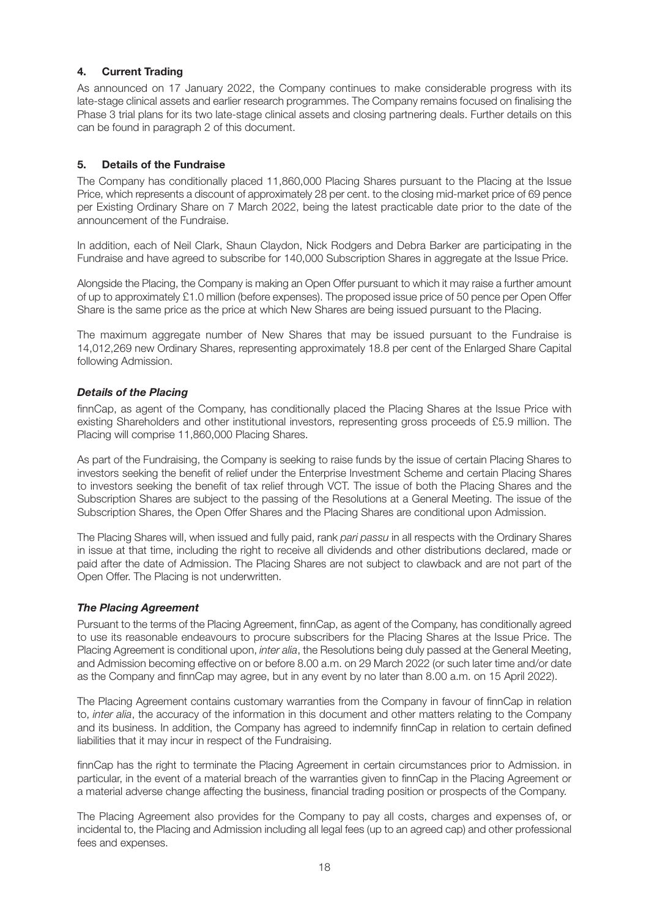## 4. Current Trading

As announced on 17 January 2022, the Company continues to make considerable progress with its late-stage clinical assets and earlier research programmes. The Company remains focused on finalising the Phase 3 trial plans for its two late-stage clinical assets and closing partnering deals. Further details on this can be found in paragraph 2 of this document.

## 5. Details of the Fundraise

The Company has conditionally placed 11,860,000 Placing Shares pursuant to the Placing at the Issue Price, which represents a discount of approximately 28 per cent. to the closing mid-market price of 69 pence per Existing Ordinary Share on 7 March 2022, being the latest practicable date prior to the date of the announcement of the Fundraise.

In addition, each of Neil Clark, Shaun Claydon, Nick Rodgers and Debra Barker are participating in the Fundraise and have agreed to subscribe for 140,000 Subscription Shares in aggregate at the Issue Price.

Alongside the Placing, the Company is making an Open Offer pursuant to which it may raise a further amount of up to approximately £1.0 million (before expenses). The proposed issue price of 50 pence per Open Offer Share is the same price as the price at which New Shares are being issued pursuant to the Placing.

The maximum aggregate number of New Shares that may be issued pursuant to the Fundraise is 14,012,269 new Ordinary Shares, representing approximately 18.8 per cent of the Enlarged Share Capital following Admission.

### *Details of the Placing*

finnCap, as agent of the Company, has conditionally placed the Placing Shares at the Issue Price with existing Shareholders and other institutional investors, representing gross proceeds of £5.9 million. The Placing will comprise 11,860,000 Placing Shares.

As part of the Fundraising, the Company is seeking to raise funds by the issue of certain Placing Shares to investors seeking the benefit of relief under the Enterprise Investment Scheme and certain Placing Shares to investors seeking the benefit of tax relief through VCT. The issue of both the Placing Shares and the Subscription Shares are subject to the passing of the Resolutions at a General Meeting. The issue of the Subscription Shares, the Open Offer Shares and the Placing Shares are conditional upon Admission.

The Placing Shares will, when issued and fully paid, rank *pari passu* in all respects with the Ordinary Shares in issue at that time, including the right to receive all dividends and other distributions declared, made or paid after the date of Admission. The Placing Shares are not subject to clawback and are not part of the Open Offer. The Placing is not underwritten.

### *The Placing Agreement*

Pursuant to the terms of the Placing Agreement, finnCap, as agent of the Company, has conditionally agreed to use its reasonable endeavours to procure subscribers for the Placing Shares at the Issue Price. The Placing Agreement is conditional upon, *inter alia*, the Resolutions being duly passed at the General Meeting, and Admission becoming effective on or before 8.00 a.m. on 29 March 2022 (or such later time and/or date as the Company and finnCap may agree, but in any event by no later than 8.00 a.m. on 15 April 2022).

The Placing Agreement contains customary warranties from the Company in favour of finnCap in relation to, *inter alia*, the accuracy of the information in this document and other matters relating to the Company and its business. In addition, the Company has agreed to indemnify finnCap in relation to certain defined liabilities that it may incur in respect of the Fundraising.

finnCap has the right to terminate the Placing Agreement in certain circumstances prior to Admission. in particular, in the event of a material breach of the warranties given to finnCap in the Placing Agreement or a material adverse change affecting the business, financial trading position or prospects of the Company.

The Placing Agreement also provides for the Company to pay all costs, charges and expenses of, or incidental to, the Placing and Admission including all legal fees (up to an agreed cap) and other professional fees and expenses.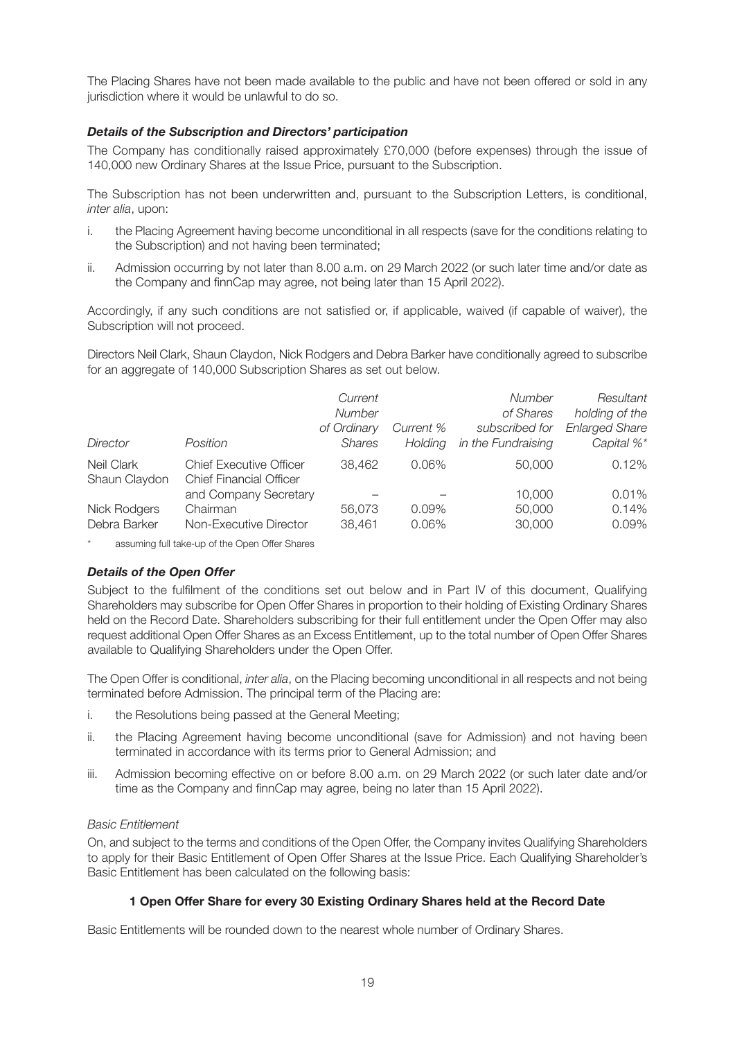The Placing Shares have not been made available to the public and have not been offered or sold in any jurisdiction where it would be unlawful to do so.

### *Details of the Subscription and Directors' participation*

The Company has conditionally raised approximately £70,000 (before expenses) through the issue of 140,000 new Ordinary Shares at the Issue Price, pursuant to the Subscription.

The Subscription has not been underwritten and, pursuant to the Subscription Letters, is conditional, *inter alia*, upon:

i. the Placing Agreement having become unconditional in all respects (save for the conditions relating to the Subscription) and not having been terminated;

ii. Admission occurring by not later than 8.00 a.m. on 29 March 2022 (or such later time and/or date as the Company and finnCap may agree, not being later than 15 April 2022).

Accordingly, if any such conditions are not satisfied or, if applicable, waived (if capable of waiver), the Subscription will not proceed.

Directors Neil Clark, Shaun Claydon, Nick Rodgers and Debra Barker have conditionally agreed to subscribe for an aggregate of 140,000 Subscription Shares as set out below.

| *Director* | *Position* | *Current Number of Ordinary Shares* | *Current % Holding* | *Number of Shares subscribed for in the Fundraising* | *Resultant holding of the Enlarged Share Capital %** |
|---|---|---|---|---|---|
| Neil Clark | Chief Executive Officer | 38,462 | 0.06% | 50,000 | 0.12% |
| Shaun Claydon | Chief Financial Officer and Company Secretary | – | – | 10,000 | 0.01% |
| Nick Rodgers | Chairman | 56,073 | 0.09% | 50,000 | 0.14% |
| Debra Barker | Non-Executive Director | 38,461 | 0.06% | 30,000 | 0.09% |

\* assuming full take-up of the Open Offer Shares

### *Details of the Open Offer*

Subject to the fulfilment of the conditions set out below and in Part IV of this document, Qualifying Shareholders may subscribe for Open Offer Shares in proportion to their holding of Existing Ordinary Shares held on the Record Date. Shareholders subscribing for their full entitlement under the Open Offer may also request additional Open Offer Shares as an Excess Entitlement, up to the total number of Open Offer Shares available to Qualifying Shareholders under the Open Offer.

The Open Offer is conditional, *inter alia*, on the Placing becoming unconditional in all respects and not being terminated before Admission. The principal term of the Placing are:

i. the Resolutions being passed at the General Meeting;

ii. the Placing Agreement having become unconditional (save for Admission) and not having been terminated in accordance with its terms prior to General Admission; and

iii. Admission becoming effective on or before 8.00 a.m. on 29 March 2022 (or such later date and/or time as the Company and finnCap may agree, being no later than 15 April 2022).

*Basic Entitlement*

On, and subject to the terms and conditions of the Open Offer, the Company invites Qualifying Shareholders to apply for their Basic Entitlement of Open Offer Shares at the Issue Price. Each Qualifying Shareholder's Basic Entitlement has been calculated on the following basis:

**1 Open Offer Share for every 30 Existing Ordinary Shares held at the Record Date**

Basic Entitlements will be rounded down to the nearest whole number of Ordinary Shares.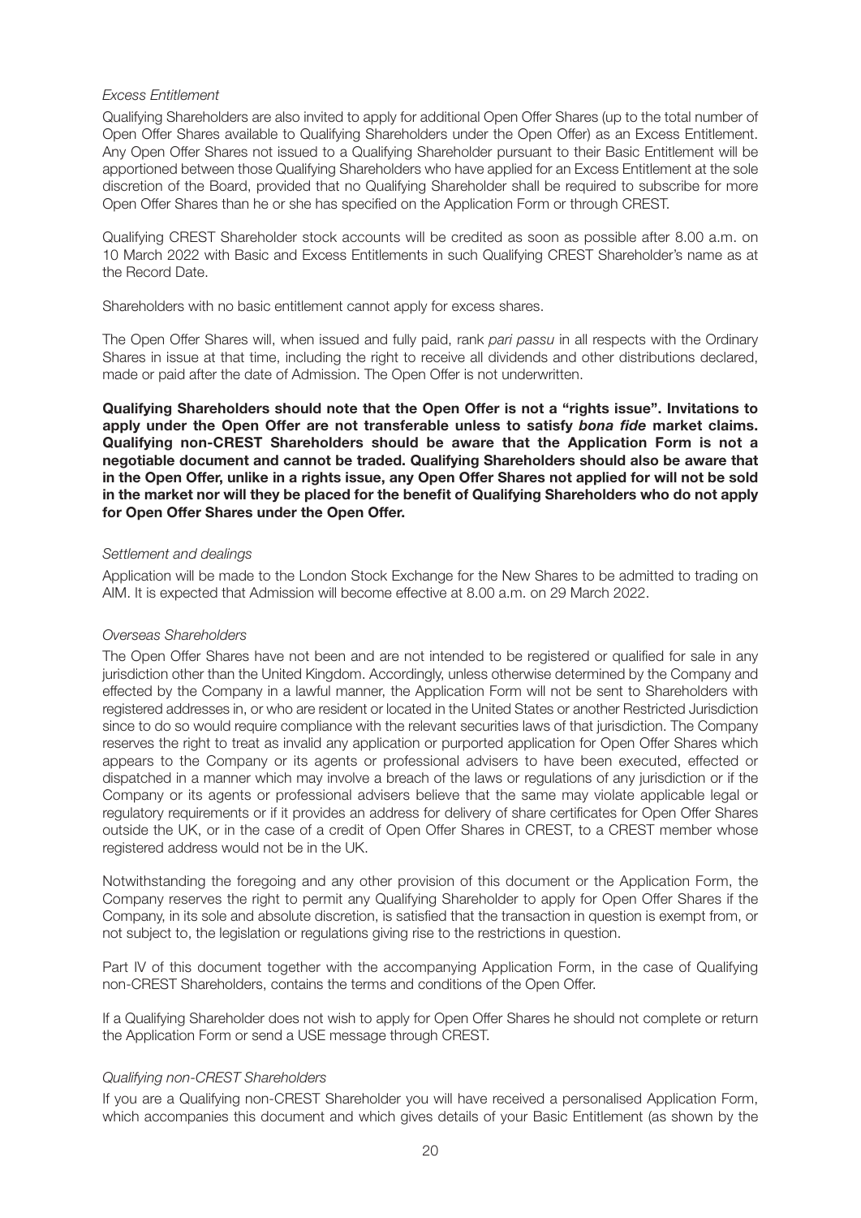*Excess Entitlement*

Qualifying Shareholders are also invited to apply for additional Open Offer Shares (up to the total number of Open Offer Shares available to Qualifying Shareholders under the Open Offer) as an Excess Entitlement. Any Open Offer Shares not issued to a Qualifying Shareholder pursuant to their Basic Entitlement will be apportioned between those Qualifying Shareholders who have applied for an Excess Entitlement at the sole discretion of the Board, provided that no Qualifying Shareholder shall be required to subscribe for more Open Offer Shares than he or she has specified on the Application Form or through CREST.

Qualifying CREST Shareholder stock accounts will be credited as soon as possible after 8.00 a.m. on 10 March 2022 with Basic and Excess Entitlements in such Qualifying CREST Shareholder's name as at the Record Date.

Shareholders with no basic entitlement cannot apply for excess shares.

The Open Offer Shares will, when issued and fully paid, rank *pari passu* in all respects with the Ordinary Shares in issue at that time, including the right to receive all dividends and other distributions declared, made or paid after the date of Admission. The Open Offer is not underwritten.

**Qualifying Shareholders should note that the Open Offer is not a "rights issue". Invitations to apply under the Open Offer are not transferable unless to satisfy *bona fide* market claims. Qualifying non-CREST Shareholders should be aware that the Application Form is not a negotiable document and cannot be traded. Qualifying Shareholders should also be aware that in the Open Offer, unlike in a rights issue, any Open Offer Shares not applied for will not be sold in the market nor will they be placed for the benefit of Qualifying Shareholders who do not apply for Open Offer Shares under the Open Offer.**

*Settlement and dealings*

Application will be made to the London Stock Exchange for the New Shares to be admitted to trading on AIM. It is expected that Admission will become effective at 8.00 a.m. on 29 March 2022.

*Overseas Shareholders*

The Open Offer Shares have not been and are not intended to be registered or qualified for sale in any jurisdiction other than the United Kingdom. Accordingly, unless otherwise determined by the Company and effected by the Company in a lawful manner, the Application Form will not be sent to Shareholders with registered addresses in, or who are resident or located in the United States or another Restricted Jurisdiction since to do so would require compliance with the relevant securities laws of that jurisdiction. The Company reserves the right to treat as invalid any application or purported application for Open Offer Shares which appears to the Company or its agents or professional advisers to have been executed, effected or dispatched in a manner which may involve a breach of the laws or regulations of any jurisdiction or if the Company or its agents or professional advisers believe that the same may violate applicable legal or regulatory requirements or if it provides an address for delivery of share certificates for Open Offer Shares outside the UK, or in the case of a credit of Open Offer Shares in CREST, to a CREST member whose registered address would not be in the UK.

Notwithstanding the foregoing and any other provision of this document or the Application Form, the Company reserves the right to permit any Qualifying Shareholder to apply for Open Offer Shares if the Company, in its sole and absolute discretion, is satisfied that the transaction in question is exempt from, or not subject to, the legislation or regulations giving rise to the restrictions in question.

Part IV of this document together with the accompanying Application Form, in the case of Qualifying non-CREST Shareholders, contains the terms and conditions of the Open Offer.

If a Qualifying Shareholder does not wish to apply for Open Offer Shares he should not complete or return the Application Form or send a USE message through CREST.

*Qualifying non-CREST Shareholders*

If you are a Qualifying non-CREST Shareholder you will have received a personalised Application Form, which accompanies this document and which gives details of your Basic Entitlement (as shown by the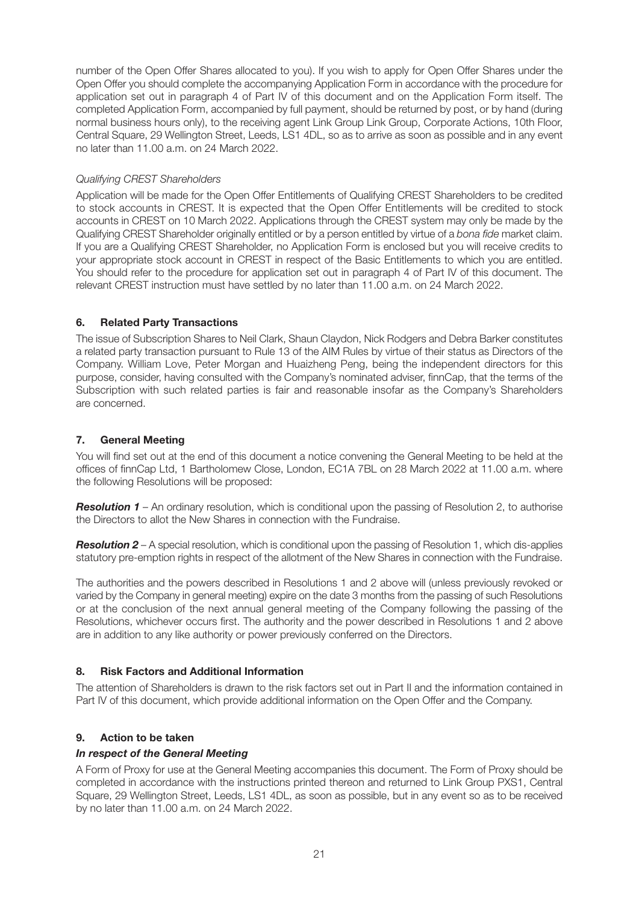number of the Open Offer Shares allocated to you). If you wish to apply for Open Offer Shares under the Open Offer you should complete the accompanying Application Form in accordance with the procedure for application set out in paragraph 4 of Part IV of this document and on the Application Form itself. The completed Application Form, accompanied by full payment, should be returned by post, or by hand (during normal business hours only), to the receiving agent Link Group Link Group, Corporate Actions, 10th Floor, Central Square, 29 Wellington Street, Leeds, LS1 4DL, so as to arrive as soon as possible and in any event no later than 11.00 a.m. on 24 March 2022.

*Qualifying CREST Shareholders*

Application will be made for the Open Offer Entitlements of Qualifying CREST Shareholders to be credited to stock accounts in CREST. It is expected that the Open Offer Entitlements will be credited to stock accounts in CREST on 10 March 2022. Applications through the CREST system may only be made by the Qualifying CREST Shareholder originally entitled or by a person entitled by virtue of a *bona fide* market claim. If you are a Qualifying CREST Shareholder, no Application Form is enclosed but you will receive credits to your appropriate stock account in CREST in respect of the Basic Entitlements to which you are entitled. You should refer to the procedure for application set out in paragraph 4 of Part IV of this document. The relevant CREST instruction must have settled by no later than 11.00 a.m. on 24 March 2022.

## 6. Related Party Transactions

The issue of Subscription Shares to Neil Clark, Shaun Claydon, Nick Rodgers and Debra Barker constitutes a related party transaction pursuant to Rule 13 of the AIM Rules by virtue of their status as Directors of the Company. William Love, Peter Morgan and Huaizheng Peng, being the independent directors for this purpose, consider, having consulted with the Company's nominated adviser, finnCap, that the terms of the Subscription with such related parties is fair and reasonable insofar as the Company's Shareholders are concerned.

## 7. General Meeting

You will find set out at the end of this document a notice convening the General Meeting to be held at the offices of finnCap Ltd, 1 Bartholomew Close, London, EC1A 7BL on 28 March 2022 at 11.00 a.m. where the following Resolutions will be proposed:

***Resolution 1*** – An ordinary resolution, which is conditional upon the passing of Resolution 2, to authorise the Directors to allot the New Shares in connection with the Fundraise.

***Resolution 2*** – A special resolution, which is conditional upon the passing of Resolution 1, which dis-applies statutory pre-emption rights in respect of the allotment of the New Shares in connection with the Fundraise.

The authorities and the powers described in Resolutions 1 and 2 above will (unless previously revoked or varied by the Company in general meeting) expire on the date 3 months from the passing of such Resolutions or at the conclusion of the next annual general meeting of the Company following the passing of the Resolutions, whichever occurs first. The authority and the power described in Resolutions 1 and 2 above are in addition to any like authority or power previously conferred on the Directors.

## 8. Risk Factors and Additional Information

The attention of Shareholders is drawn to the risk factors set out in Part II and the information contained in Part IV of this document, which provide additional information on the Open Offer and the Company.

## 9. Action to be taken

***In respect of the General Meeting***

A Form of Proxy for use at the General Meeting accompanies this document. The Form of Proxy should be completed in accordance with the instructions printed thereon and returned to Link Group PXS1, Central Square, 29 Wellington Street, Leeds, LS1 4DL, as soon as possible, but in any event so as to be received by no later than 11.00 a.m. on 24 March 2022.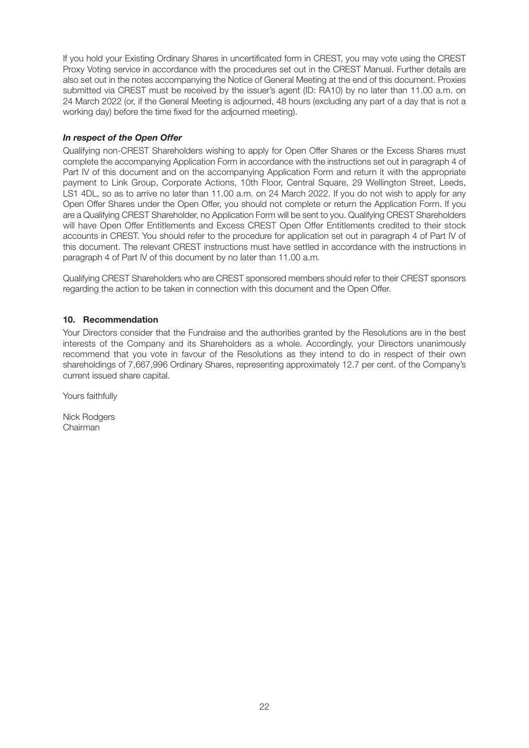If you hold your Existing Ordinary Shares in uncertificated form in CREST, you may vote using the CREST Proxy Voting service in accordance with the procedures set out in the CREST Manual. Further details are also set out in the notes accompanying the Notice of General Meeting at the end of this document. Proxies submitted via CREST must be received by the issuer's agent (ID: RA10) by no later than 11.00 a.m. on 24 March 2022 (or, if the General Meeting is adjourned, 48 hours (excluding any part of a day that is not a working day) before the time fixed for the adjourned meeting).

***In respect of the Open Offer***

Qualifying non-CREST Shareholders wishing to apply for Open Offer Shares or the Excess Shares must complete the accompanying Application Form in accordance with the instructions set out in paragraph 4 of Part IV of this document and on the accompanying Application Form and return it with the appropriate payment to Link Group, Corporate Actions, 10th Floor, Central Square, 29 Wellington Street, Leeds, LS1 4DL, so as to arrive no later than 11.00 a.m. on 24 March 2022. If you do not wish to apply for any Open Offer Shares under the Open Offer, you should not complete or return the Application Form. If you are a Qualifying CREST Shareholder, no Application Form will be sent to you. Qualifying CREST Shareholders will have Open Offer Entitlements and Excess CREST Open Offer Entitlements credited to their stock accounts in CREST. You should refer to the procedure for application set out in paragraph 4 of Part IV of this document. The relevant CREST instructions must have settled in accordance with the instructions in paragraph 4 of Part IV of this document by no later than 11.00 a.m.

Qualifying CREST Shareholders who are CREST sponsored members should refer to their CREST sponsors regarding the action to be taken in connection with this document and the Open Offer.

**10. Recommendation**

Your Directors consider that the Fundraise and the authorities granted by the Resolutions are in the best interests of the Company and its Shareholders as a whole. Accordingly, your Directors unanimously recommend that you vote in favour of the Resolutions as they intend to do in respect of their own shareholdings of 7,667,996 Ordinary Shares, representing approximately 12.7 per cent. of the Company's current issued share capital.

Yours faithfully

Nick Rodgers
Chairman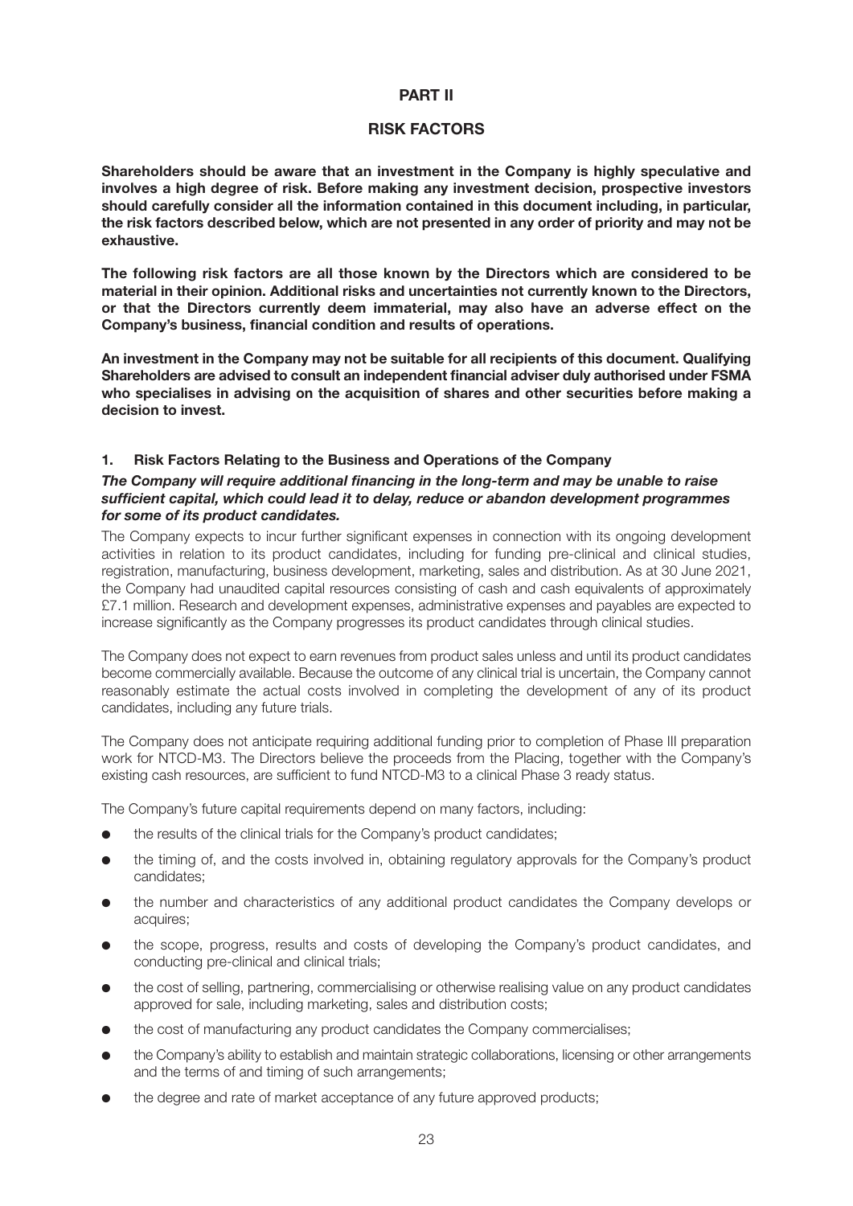# PART II

## RISK FACTORS

**Shareholders should be aware that an investment in the Company is highly speculative and involves a high degree of risk. Before making any investment decision, prospective investors should carefully consider all the information contained in this document including, in particular, the risk factors described below, which are not presented in any order of priority and may not be exhaustive.**

**The following risk factors are all those known by the Directors which are considered to be material in their opinion. Additional risks and uncertainties not currently known to the Directors, or that the Directors currently deem immaterial, may also have an adverse effect on the Company's business, financial condition and results of operations.**

**An investment in the Company may not be suitable for all recipients of this document. Qualifying Shareholders are advised to consult an independent financial adviser duly authorised under FSMA who specialises in advising on the acquisition of shares and other securities before making a decision to invest.**

### 1. Risk Factors Relating to the Business and Operations of the Company

***The Company will require additional financing in the long-term and may be unable to raise sufficient capital, which could lead it to delay, reduce or abandon development programmes for some of its product candidates.***

The Company expects to incur further significant expenses in connection with its ongoing development activities in relation to its product candidates, including for funding pre-clinical and clinical studies, registration, manufacturing, business development, marketing, sales and distribution. As at 30 June 2021, the Company had unaudited capital resources consisting of cash and cash equivalents of approximately £7.1 million. Research and development expenses, administrative expenses and payables are expected to increase significantly as the Company progresses its product candidates through clinical studies.

The Company does not expect to earn revenues from product sales unless and until its product candidates become commercially available. Because the outcome of any clinical trial is uncertain, the Company cannot reasonably estimate the actual costs involved in completing the development of any of its product candidates, including any future trials.

The Company does not anticipate requiring additional funding prior to completion of Phase III preparation work for NTCD-M3. The Directors believe the proceeds from the Placing, together with the Company's existing cash resources, are sufficient to fund NTCD-M3 to a clinical Phase 3 ready status.

The Company's future capital requirements depend on many factors, including:

- the results of the clinical trials for the Company's product candidates;
- the timing of, and the costs involved in, obtaining regulatory approvals for the Company's product candidates;
- the number and characteristics of any additional product candidates the Company develops or acquires;
- the scope, progress, results and costs of developing the Company's product candidates, and conducting pre-clinical and clinical trials;
- the cost of selling, partnering, commercialising or otherwise realising value on any product candidates approved for sale, including marketing, sales and distribution costs;
- the cost of manufacturing any product candidates the Company commercialises;
- the Company's ability to establish and maintain strategic collaborations, licensing or other arrangements and the terms of and timing of such arrangements;
- the degree and rate of market acceptance of any future approved products;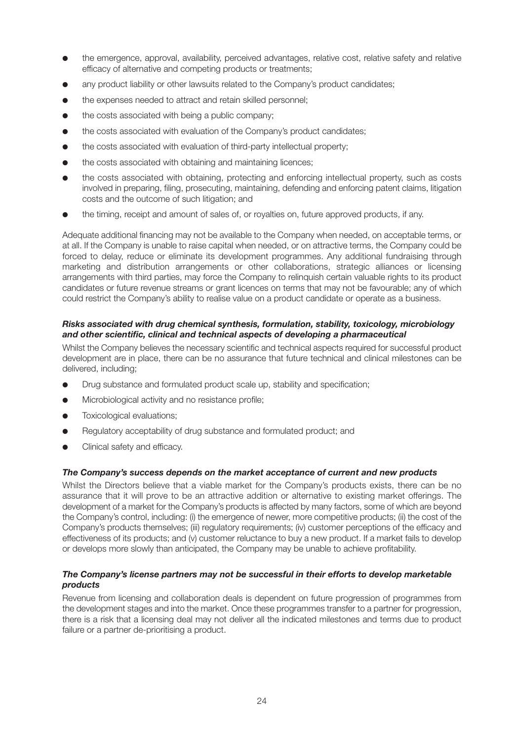- the emergence, approval, availability, perceived advantages, relative cost, relative safety and relative efficacy of alternative and competing products or treatments;
- any product liability or other lawsuits related to the Company's product candidates;
- the expenses needed to attract and retain skilled personnel;
- the costs associated with being a public company;
- the costs associated with evaluation of the Company's product candidates;
- the costs associated with evaluation of third-party intellectual property;
- the costs associated with obtaining and maintaining licences;
- the costs associated with obtaining, protecting and enforcing intellectual property, such as costs involved in preparing, filing, prosecuting, maintaining, defending and enforcing patent claims, litigation costs and the outcome of such litigation; and
- the timing, receipt and amount of sales of, or royalties on, future approved products, if any.

Adequate additional financing may not be available to the Company when needed, on acceptable terms, or at all. If the Company is unable to raise capital when needed, or on attractive terms, the Company could be forced to delay, reduce or eliminate its development programmes. Any additional fundraising through marketing and distribution arrangements or other collaborations, strategic alliances or licensing arrangements with third parties, may force the Company to relinquish certain valuable rights to its product candidates or future revenue streams or grant licences on terms that may not be favourable; any of which could restrict the Company's ability to realise value on a product candidate or operate as a business.

***Risks associated with drug chemical synthesis, formulation, stability, toxicology, microbiology and other scientific, clinical and technical aspects of developing a pharmaceutical***

Whilst the Company believes the necessary scientific and technical aspects required for successful product development are in place, there can be no assurance that future technical and clinical milestones can be delivered, including;

- Drug substance and formulated product scale up, stability and specification;
- Microbiological activity and no resistance profile;
- Toxicological evaluations;
- Regulatory acceptability of drug substance and formulated product; and
- Clinical safety and efficacy.

***The Company's success depends on the market acceptance of current and new products***

Whilst the Directors believe that a viable market for the Company's products exists, there can be no assurance that it will prove to be an attractive addition or alternative to existing market offerings. The development of a market for the Company's products is affected by many factors, some of which are beyond the Company's control, including: (i) the emergence of newer, more competitive products; (ii) the cost of the Company's products themselves; (iii) regulatory requirements; (iv) customer perceptions of the efficacy and effectiveness of its products; and (v) customer reluctance to buy a new product. If a market fails to develop or develops more slowly than anticipated, the Company may be unable to achieve profitability.

***The Company's license partners may not be successful in their efforts to develop marketable products***

Revenue from licensing and collaboration deals is dependent on future progression of programmes from the development stages and into the market. Once these programmes transfer to a partner for progression, there is a risk that a licensing deal may not deliver all the indicated milestones and terms due to product failure or a partner de-prioritising a product.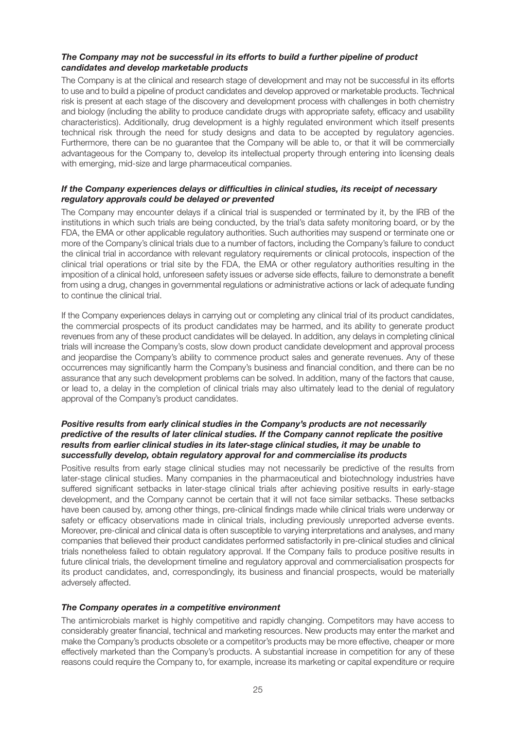***The Company may not be successful in its efforts to build a further pipeline of product candidates and develop marketable products***

The Company is at the clinical and research stage of development and may not be successful in its efforts to use and to build a pipeline of product candidates and develop approved or marketable products. Technical risk is present at each stage of the discovery and development process with challenges in both chemistry and biology (including the ability to produce candidate drugs with appropriate safety, efficacy and usability characteristics). Additionally, drug development is a highly regulated environment which itself presents technical risk through the need for study designs and data to be accepted by regulatory agencies. Furthermore, there can be no guarantee that the Company will be able to, or that it will be commercially advantageous for the Company to, develop its intellectual property through entering into licensing deals with emerging, mid-size and large pharmaceutical companies.

***If the Company experiences delays or difficulties in clinical studies, its receipt of necessary regulatory approvals could be delayed or prevented***

The Company may encounter delays if a clinical trial is suspended or terminated by it, by the IRB of the institutions in which such trials are being conducted, by the trial's data safety monitoring board, or by the FDA, the EMA or other applicable regulatory authorities. Such authorities may suspend or terminate one or more of the Company's clinical trials due to a number of factors, including the Company's failure to conduct the clinical trial in accordance with relevant regulatory requirements or clinical protocols, inspection of the clinical trial operations or trial site by the FDA, the EMA or other regulatory authorities resulting in the imposition of a clinical hold, unforeseen safety issues or adverse side effects, failure to demonstrate a benefit from using a drug, changes in governmental regulations or administrative actions or lack of adequate funding to continue the clinical trial.

If the Company experiences delays in carrying out or completing any clinical trial of its product candidates, the commercial prospects of its product candidates may be harmed, and its ability to generate product revenues from any of these product candidates will be delayed. In addition, any delays in completing clinical trials will increase the Company's costs, slow down product candidate development and approval process and jeopardise the Company's ability to commence product sales and generate revenues. Any of these occurrences may significantly harm the Company's business and financial condition, and there can be no assurance that any such development problems can be solved. In addition, many of the factors that cause, or lead to, a delay in the completion of clinical trials may also ultimately lead to the denial of regulatory approval of the Company's product candidates.

***Positive results from early clinical studies in the Company's products are not necessarily predictive of the results of later clinical studies. If the Company cannot replicate the positive results from earlier clinical studies in its later-stage clinical studies, it may be unable to successfully develop, obtain regulatory approval for and commercialise its products***

Positive results from early stage clinical studies may not necessarily be predictive of the results from later-stage clinical studies. Many companies in the pharmaceutical and biotechnology industries have suffered significant setbacks in later-stage clinical trials after achieving positive results in early-stage development, and the Company cannot be certain that it will not face similar setbacks. These setbacks have been caused by, among other things, pre-clinical findings made while clinical trials were underway or safety or efficacy observations made in clinical trials, including previously unreported adverse events. Moreover, pre-clinical and clinical data is often susceptible to varying interpretations and analyses, and many companies that believed their product candidates performed satisfactorily in pre-clinical studies and clinical trials nonetheless failed to obtain regulatory approval. If the Company fails to produce positive results in future clinical trials, the development timeline and regulatory approval and commercialisation prospects for its product candidates, and, correspondingly, its business and financial prospects, would be materially adversely affected.

***The Company operates in a competitive environment***

The antimicrobials market is highly competitive and rapidly changing. Competitors may have access to considerably greater financial, technical and marketing resources. New products may enter the market and make the Company's products obsolete or a competitor's products may be more effective, cheaper or more effectively marketed than the Company's products. A substantial increase in competition for any of these reasons could require the Company to, for example, increase its marketing or capital expenditure or require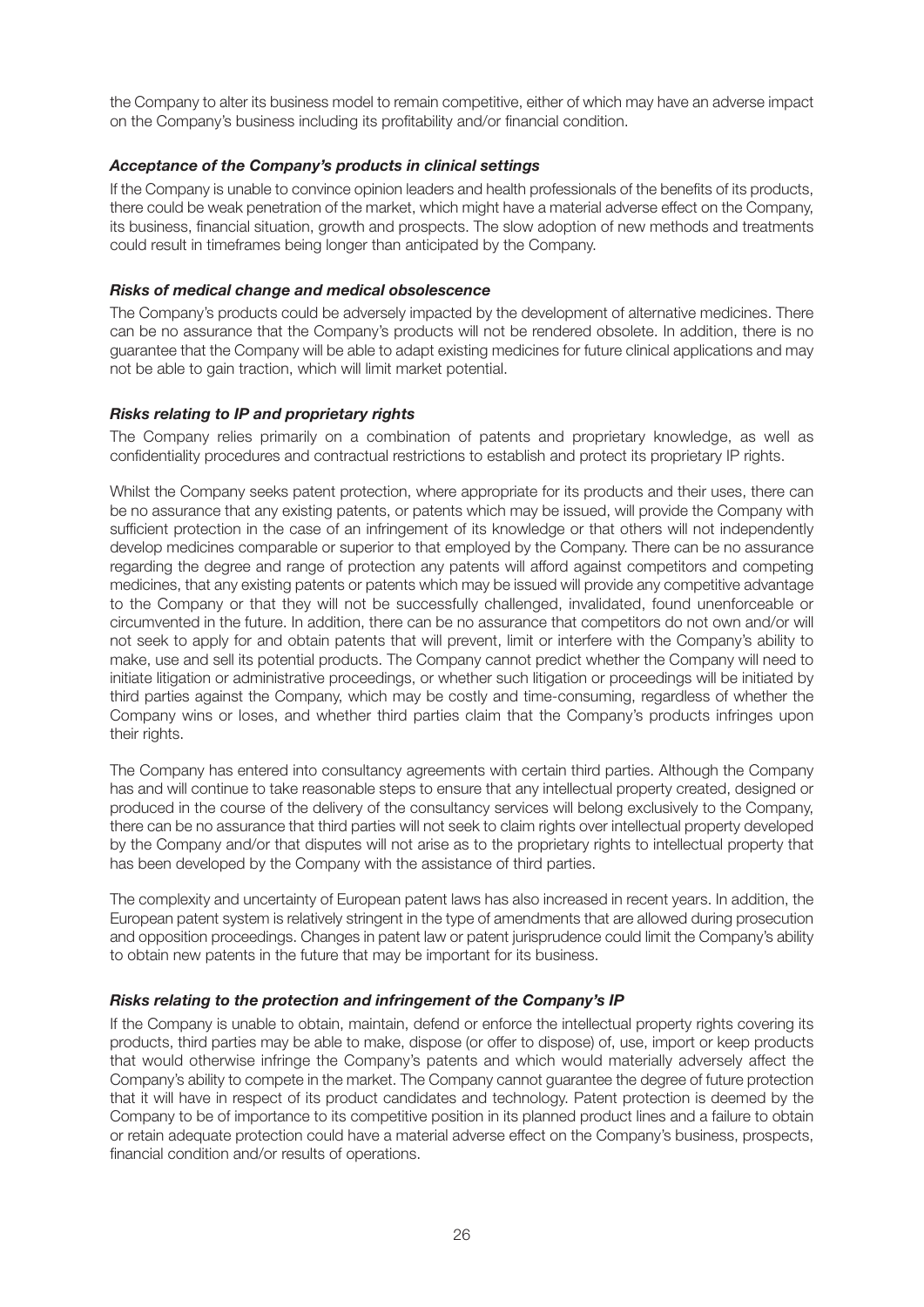the Company to alter its business model to remain competitive, either of which may have an adverse impact on the Company's business including its profitability and/or financial condition.

### *Acceptance of the Company's products in clinical settings*

If the Company is unable to convince opinion leaders and health professionals of the benefits of its products, there could be weak penetration of the market, which might have a material adverse effect on the Company, its business, financial situation, growth and prospects. The slow adoption of new methods and treatments could result in timeframes being longer than anticipated by the Company.

### *Risks of medical change and medical obsolescence*

The Company's products could be adversely impacted by the development of alternative medicines. There can be no assurance that the Company's products will not be rendered obsolete. In addition, there is no guarantee that the Company will be able to adapt existing medicines for future clinical applications and may not be able to gain traction, which will limit market potential.

### *Risks relating to IP and proprietary rights*

The Company relies primarily on a combination of patents and proprietary knowledge, as well as confidentiality procedures and contractual restrictions to establish and protect its proprietary IP rights.

Whilst the Company seeks patent protection, where appropriate for its products and their uses, there can be no assurance that any existing patents, or patents which may be issued, will provide the Company with sufficient protection in the case of an infringement of its knowledge or that others will not independently develop medicines comparable or superior to that employed by the Company. There can be no assurance regarding the degree and range of protection any patents will afford against competitors and competing medicines, that any existing patents or patents which may be issued will provide any competitive advantage to the Company or that they will not be successfully challenged, invalidated, found unenforceable or circumvented in the future. In addition, there can be no assurance that competitors do not own and/or will not seek to apply for and obtain patents that will prevent, limit or interfere with the Company's ability to make, use and sell its potential products. The Company cannot predict whether the Company will need to initiate litigation or administrative proceedings, or whether such litigation or proceedings will be initiated by third parties against the Company, which may be costly and time-consuming, regardless of whether the Company wins or loses, and whether third parties claim that the Company's products infringes upon their rights.

The Company has entered into consultancy agreements with certain third parties. Although the Company has and will continue to take reasonable steps to ensure that any intellectual property created, designed or produced in the course of the delivery of the consultancy services will belong exclusively to the Company, there can be no assurance that third parties will not seek to claim rights over intellectual property developed by the Company and/or that disputes will not arise as to the proprietary rights to intellectual property that has been developed by the Company with the assistance of third parties.

The complexity and uncertainty of European patent laws has also increased in recent years. In addition, the European patent system is relatively stringent in the type of amendments that are allowed during prosecution and opposition proceedings. Changes in patent law or patent jurisprudence could limit the Company's ability to obtain new patents in the future that may be important for its business.

### *Risks relating to the protection and infringement of the Company's IP*

If the Company is unable to obtain, maintain, defend or enforce the intellectual property rights covering its products, third parties may be able to make, dispose (or offer to dispose) of, use, import or keep products that would otherwise infringe the Company's patents and which would materially adversely affect the Company's ability to compete in the market. The Company cannot guarantee the degree of future protection that it will have in respect of its product candidates and technology. Patent protection is deemed by the Company to be of importance to its competitive position in its planned product lines and a failure to obtain or retain adequate protection could have a material adverse effect on the Company's business, prospects, financial condition and/or results of operations.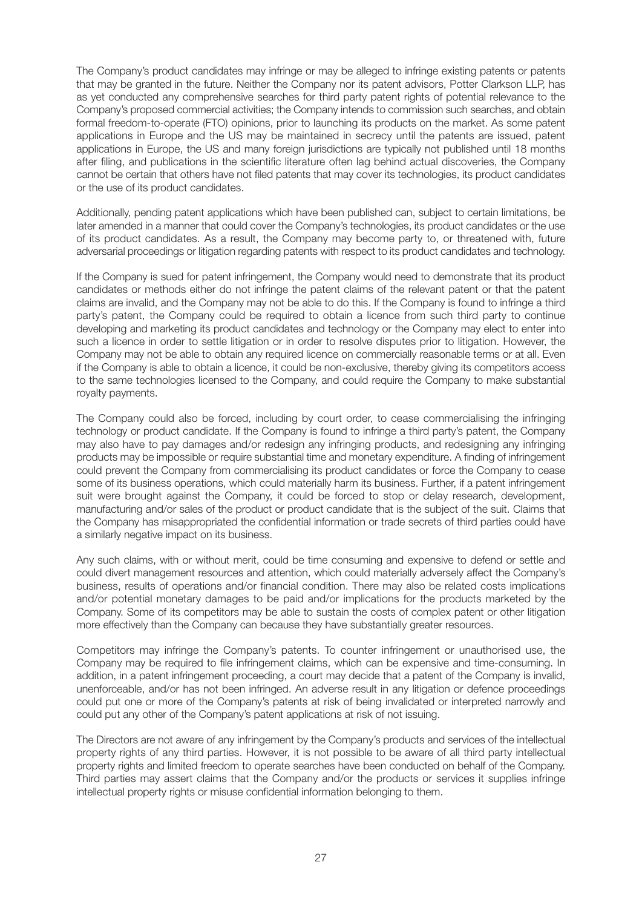The Company's product candidates may infringe or may be alleged to infringe existing patents or patents that may be granted in the future. Neither the Company nor its patent advisors, Potter Clarkson LLP, has as yet conducted any comprehensive searches for third party patent rights of potential relevance to the Company's proposed commercial activities; the Company intends to commission such searches, and obtain formal freedom-to-operate (FTO) opinions, prior to launching its products on the market. As some patent applications in Europe and the US may be maintained in secrecy until the patents are issued, patent applications in Europe, the US and many foreign jurisdictions are typically not published until 18 months after filing, and publications in the scientific literature often lag behind actual discoveries, the Company cannot be certain that others have not filed patents that may cover its technologies, its product candidates or the use of its product candidates.

Additionally, pending patent applications which have been published can, subject to certain limitations, be later amended in a manner that could cover the Company's technologies, its product candidates or the use of its product candidates. As a result, the Company may become party to, or threatened with, future adversarial proceedings or litigation regarding patents with respect to its product candidates and technology.

If the Company is sued for patent infringement, the Company would need to demonstrate that its product candidates or methods either do not infringe the patent claims of the relevant patent or that the patent claims are invalid, and the Company may not be able to do this. If the Company is found to infringe a third party's patent, the Company could be required to obtain a licence from such third party to continue developing and marketing its product candidates and technology or the Company may elect to enter into such a licence in order to settle litigation or in order to resolve disputes prior to litigation. However, the Company may not be able to obtain any required licence on commercially reasonable terms or at all. Even if the Company is able to obtain a licence, it could be non-exclusive, thereby giving its competitors access to the same technologies licensed to the Company, and could require the Company to make substantial royalty payments.

The Company could also be forced, including by court order, to cease commercialising the infringing technology or product candidate. If the Company is found to infringe a third party's patent, the Company may also have to pay damages and/or redesign any infringing products, and redesigning any infringing products may be impossible or require substantial time and monetary expenditure. A finding of infringement could prevent the Company from commercialising its product candidates or force the Company to cease some of its business operations, which could materially harm its business. Further, if a patent infringement suit were brought against the Company, it could be forced to stop or delay research, development, manufacturing and/or sales of the product or product candidate that is the subject of the suit. Claims that the Company has misappropriated the confidential information or trade secrets of third parties could have a similarly negative impact on its business.

Any such claims, with or without merit, could be time consuming and expensive to defend or settle and could divert management resources and attention, which could materially adversely affect the Company's business, results of operations and/or financial condition. There may also be related costs implications and/or potential monetary damages to be paid and/or implications for the products marketed by the Company. Some of its competitors may be able to sustain the costs of complex patent or other litigation more effectively than the Company can because they have substantially greater resources.

Competitors may infringe the Company's patents. To counter infringement or unauthorised use, the Company may be required to file infringement claims, which can be expensive and time-consuming. In addition, in a patent infringement proceeding, a court may decide that a patent of the Company is invalid, unenforceable, and/or has not been infringed. An adverse result in any litigation or defence proceedings could put one or more of the Company's patents at risk of being invalidated or interpreted narrowly and could put any other of the Company's patent applications at risk of not issuing.

The Directors are not aware of any infringement by the Company's products and services of the intellectual property rights of any third parties. However, it is not possible to be aware of all third party intellectual property rights and limited freedom to operate searches have been conducted on behalf of the Company. Third parties may assert claims that the Company and/or the products or services it supplies infringe intellectual property rights or misuse confidential information belonging to them.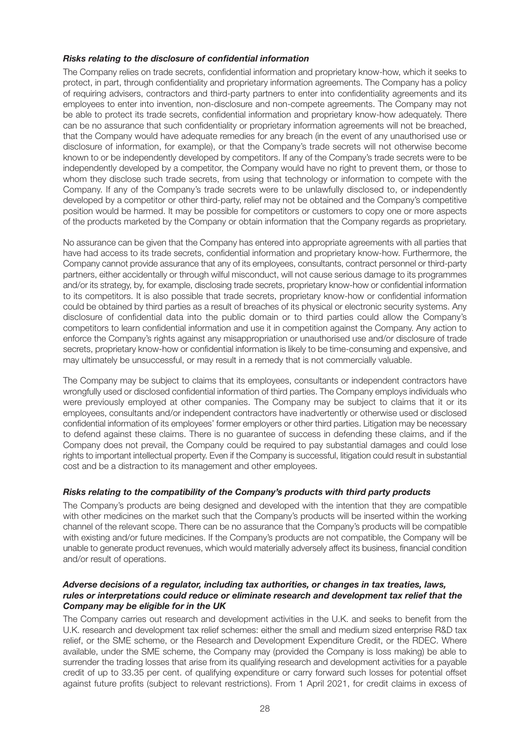***Risks relating to the disclosure of confidential information***

The Company relies on trade secrets, confidential information and proprietary know-how, which it seeks to protect, in part, through confidentiality and proprietary information agreements. The Company has a policy of requiring advisers, contractors and third-party partners to enter into confidentiality agreements and its employees to enter into invention, non-disclosure and non-compete agreements. The Company may not be able to protect its trade secrets, confidential information and proprietary know-how adequately. There can be no assurance that such confidentiality or proprietary information agreements will not be breached, that the Company would have adequate remedies for any breach (in the event of any unauthorised use or disclosure of information, for example), or that the Company's trade secrets will not otherwise become known to or be independently developed by competitors. If any of the Company's trade secrets were to be independently developed by a competitor, the Company would have no right to prevent them, or those to whom they disclose such trade secrets, from using that technology or information to compete with the Company. If any of the Company's trade secrets were to be unlawfully disclosed to, or independently developed by a competitor or other third-party, relief may not be obtained and the Company's competitive position would be harmed. It may be possible for competitors or customers to copy one or more aspects of the products marketed by the Company or obtain information that the Company regards as proprietary.

No assurance can be given that the Company has entered into appropriate agreements with all parties that have had access to its trade secrets, confidential information and proprietary know-how. Furthermore, the Company cannot provide assurance that any of its employees, consultants, contract personnel or third-party partners, either accidentally or through wilful misconduct, will not cause serious damage to its programmes and/or its strategy, by, for example, disclosing trade secrets, proprietary know-how or confidential information to its competitors. It is also possible that trade secrets, proprietary know-how or confidential information could be obtained by third parties as a result of breaches of its physical or electronic security systems. Any disclosure of confidential data into the public domain or to third parties could allow the Company's competitors to learn confidential information and use it in competition against the Company. Any action to enforce the Company's rights against any misappropriation or unauthorised use and/or disclosure of trade secrets, proprietary know-how or confidential information is likely to be time-consuming and expensive, and may ultimately be unsuccessful, or may result in a remedy that is not commercially valuable.

The Company may be subject to claims that its employees, consultants or independent contractors have wrongfully used or disclosed confidential information of third parties. The Company employs individuals who were previously employed at other companies. The Company may be subject to claims that it or its employees, consultants and/or independent contractors have inadvertently or otherwise used or disclosed confidential information of its employees' former employers or other third parties. Litigation may be necessary to defend against these claims. There is no guarantee of success in defending these claims, and if the Company does not prevail, the Company could be required to pay substantial damages and could lose rights to important intellectual property. Even if the Company is successful, litigation could result in substantial cost and be a distraction to its management and other employees.

***Risks relating to the compatibility of the Company's products with third party products***

The Company's products are being designed and developed with the intention that they are compatible with other medicines on the market such that the Company's products will be inserted within the working channel of the relevant scope. There can be no assurance that the Company's products will be compatible with existing and/or future medicines. If the Company's products are not compatible, the Company will be unable to generate product revenues, which would materially adversely affect its business, financial condition and/or result of operations.

***Adverse decisions of a regulator, including tax authorities, or changes in tax treaties, laws, rules or interpretations could reduce or eliminate research and development tax relief that the Company may be eligible for in the UK***

The Company carries out research and development activities in the U.K. and seeks to benefit from the U.K. research and development tax relief schemes: either the small and medium sized enterprise R&D tax relief, or the SME scheme, or the Research and Development Expenditure Credit, or the RDEC. Where available, under the SME scheme, the Company may (provided the Company is loss making) be able to surrender the trading losses that arise from its qualifying research and development activities for a payable credit of up to 33.35 per cent. of qualifying expenditure or carry forward such losses for potential offset against future profits (subject to relevant restrictions). From 1 April 2021, for credit claims in excess of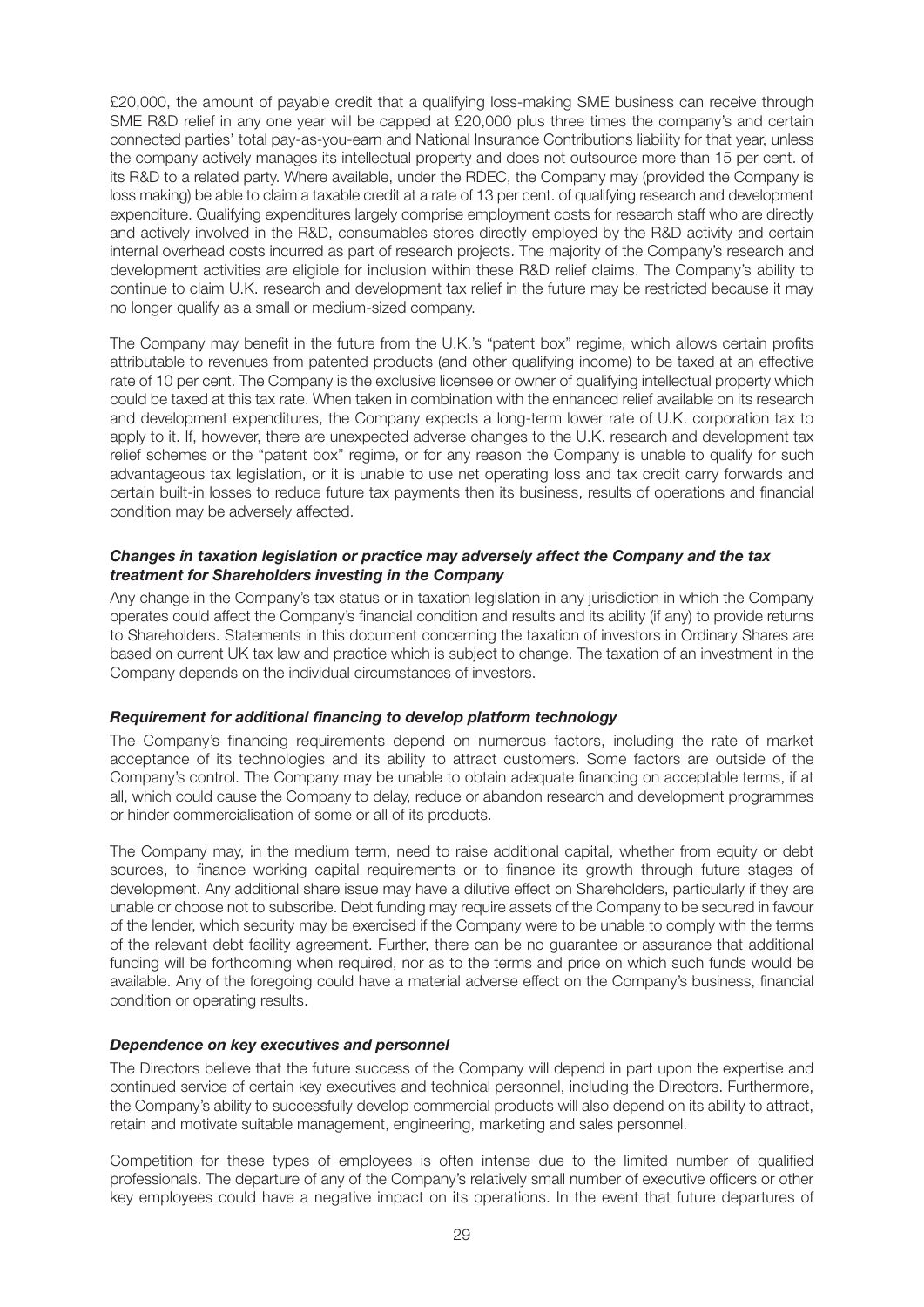£20,000, the amount of payable credit that a qualifying loss-making SME business can receive through SME R&D relief in any one year will be capped at £20,000 plus three times the company's and certain connected parties' total pay-as-you-earn and National Insurance Contributions liability for that year, unless the company actively manages its intellectual property and does not outsource more than 15 per cent. of its R&D to a related party. Where available, under the RDEC, the Company may (provided the Company is loss making) be able to claim a taxable credit at a rate of 13 per cent. of qualifying research and development expenditure. Qualifying expenditures largely comprise employment costs for research staff who are directly and actively involved in the R&D, consumables stores directly employed by the R&D activity and certain internal overhead costs incurred as part of research projects. The majority of the Company's research and development activities are eligible for inclusion within these R&D relief claims. The Company's ability to continue to claim U.K. research and development tax relief in the future may be restricted because it may no longer qualify as a small or medium-sized company.

The Company may benefit in the future from the U.K.'s "patent box" regime, which allows certain profits attributable to revenues from patented products (and other qualifying income) to be taxed at an effective rate of 10 per cent. The Company is the exclusive licensee or owner of qualifying intellectual property which could be taxed at this tax rate. When taken in combination with the enhanced relief available on its research and development expenditures, the Company expects a long-term lower rate of U.K. corporation tax to apply to it. If, however, there are unexpected adverse changes to the U.K. research and development tax relief schemes or the "patent box" regime, or for any reason the Company is unable to qualify for such advantageous tax legislation, or it is unable to use net operating loss and tax credit carry forwards and certain built-in losses to reduce future tax payments then its business, results of operations and financial condition may be adversely affected.

***Changes in taxation legislation or practice may adversely affect the Company and the tax treatment for Shareholders investing in the Company***

Any change in the Company's tax status or in taxation legislation in any jurisdiction in which the Company operates could affect the Company's financial condition and results and its ability (if any) to provide returns to Shareholders. Statements in this document concerning the taxation of investors in Ordinary Shares are based on current UK tax law and practice which is subject to change. The taxation of an investment in the Company depends on the individual circumstances of investors.

***Requirement for additional financing to develop platform technology***

The Company's financing requirements depend on numerous factors, including the rate of market acceptance of its technologies and its ability to attract customers. Some factors are outside of the Company's control. The Company may be unable to obtain adequate financing on acceptable terms, if at all, which could cause the Company to delay, reduce or abandon research and development programmes or hinder commercialisation of some or all of its products.

The Company may, in the medium term, need to raise additional capital, whether from equity or debt sources, to finance working capital requirements or to finance its growth through future stages of development. Any additional share issue may have a dilutive effect on Shareholders, particularly if they are unable or choose not to subscribe. Debt funding may require assets of the Company to be secured in favour of the lender, which security may be exercised if the Company were to be unable to comply with the terms of the relevant debt facility agreement. Further, there can be no guarantee or assurance that additional funding will be forthcoming when required, nor as to the terms and price on which such funds would be available. Any of the foregoing could have a material adverse effect on the Company's business, financial condition or operating results.

***Dependence on key executives and personnel***

The Directors believe that the future success of the Company will depend in part upon the expertise and continued service of certain key executives and technical personnel, including the Directors. Furthermore, the Company's ability to successfully develop commercial products will also depend on its ability to attract, retain and motivate suitable management, engineering, marketing and sales personnel.

Competition for these types of employees is often intense due to the limited number of qualified professionals. The departure of any of the Company's relatively small number of executive officers or other key employees could have a negative impact on its operations. In the event that future departures of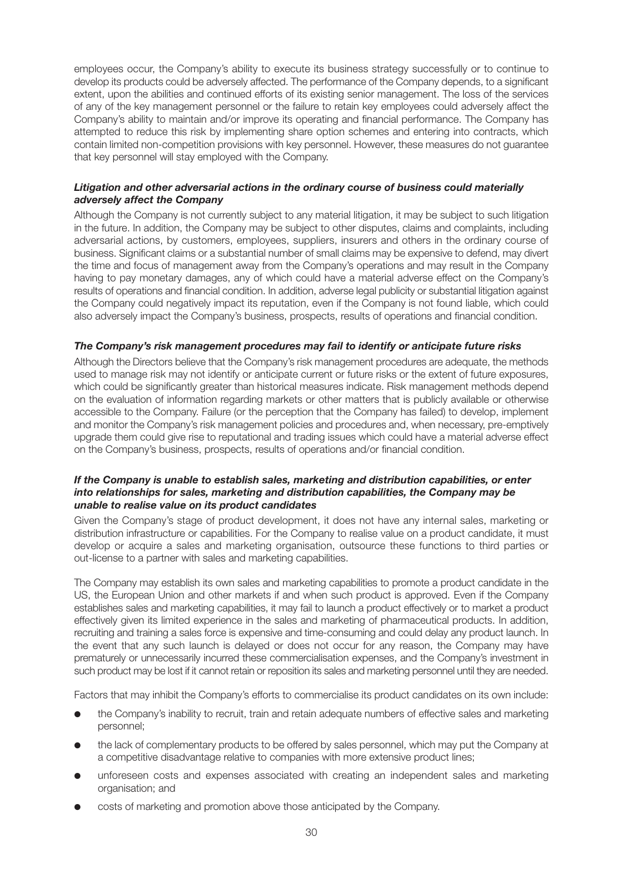employees occur, the Company's ability to execute its business strategy successfully or to continue to develop its products could be adversely affected. The performance of the Company depends, to a significant extent, upon the abilities and continued efforts of its existing senior management. The loss of the services of any of the key management personnel or the failure to retain key employees could adversely affect the Company's ability to maintain and/or improve its operating and financial performance. The Company has attempted to reduce this risk by implementing share option schemes and entering into contracts, which contain limited non-competition provisions with key personnel. However, these measures do not guarantee that key personnel will stay employed with the Company.

***Litigation and other adversarial actions in the ordinary course of business could materially adversely affect the Company***

Although the Company is not currently subject to any material litigation, it may be subject to such litigation in the future. In addition, the Company may be subject to other disputes, claims and complaints, including adversarial actions, by customers, employees, suppliers, insurers and others in the ordinary course of business. Significant claims or a substantial number of small claims may be expensive to defend, may divert the time and focus of management away from the Company's operations and may result in the Company having to pay monetary damages, any of which could have a material adverse effect on the Company's results of operations and financial condition. In addition, adverse legal publicity or substantial litigation against the Company could negatively impact its reputation, even if the Company is not found liable, which could also adversely impact the Company's business, prospects, results of operations and financial condition.

***The Company's risk management procedures may fail to identify or anticipate future risks***

Although the Directors believe that the Company's risk management procedures are adequate, the methods used to manage risk may not identify or anticipate current or future risks or the extent of future exposures, which could be significantly greater than historical measures indicate. Risk management methods depend on the evaluation of information regarding markets or other matters that is publicly available or otherwise accessible to the Company. Failure (or the perception that the Company has failed) to develop, implement and monitor the Company's risk management policies and procedures and, when necessary, pre-emptively upgrade them could give rise to reputational and trading issues which could have a material adverse effect on the Company's business, prospects, results of operations and/or financial condition.

***If the Company is unable to establish sales, marketing and distribution capabilities, or enter into relationships for sales, marketing and distribution capabilities, the Company may be unable to realise value on its product candidates***

Given the Company's stage of product development, it does not have any internal sales, marketing or distribution infrastructure or capabilities. For the Company to realise value on a product candidate, it must develop or acquire a sales and marketing organisation, outsource these functions to third parties or out-license to a partner with sales and marketing capabilities.

The Company may establish its own sales and marketing capabilities to promote a product candidate in the US, the European Union and other markets if and when such product is approved. Even if the Company establishes sales and marketing capabilities, it may fail to launch a product effectively or to market a product effectively given its limited experience in the sales and marketing of pharmaceutical products. In addition, recruiting and training a sales force is expensive and time-consuming and could delay any product launch. In the event that any such launch is delayed or does not occur for any reason, the Company may have prematurely or unnecessarily incurred these commercialisation expenses, and the Company's investment in such product may be lost if it cannot retain or reposition its sales and marketing personnel until they are needed.

Factors that may inhibit the Company's efforts to commercialise its product candidates on its own include:

- the Company's inability to recruit, train and retain adequate numbers of effective sales and marketing personnel;
- the lack of complementary products to be offered by sales personnel, which may put the Company at a competitive disadvantage relative to companies with more extensive product lines;
- unforeseen costs and expenses associated with creating an independent sales and marketing organisation; and
- costs of marketing and promotion above those anticipated by the Company.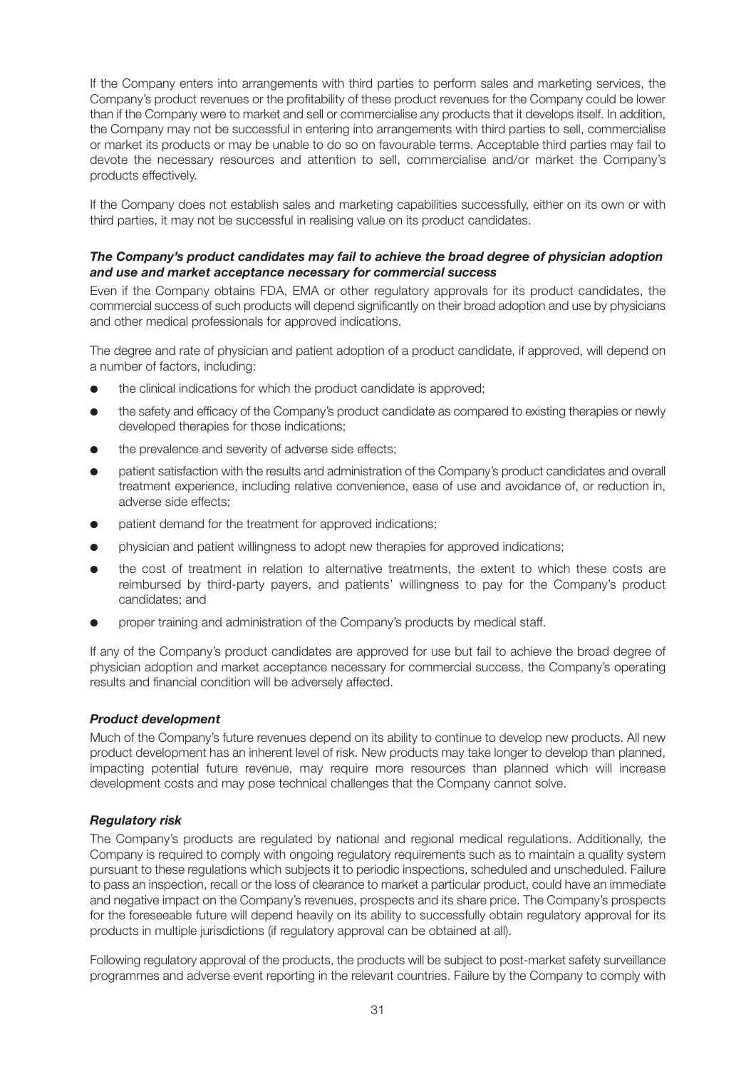If the Company enters into arrangements with third parties to perform sales and marketing services, the Company's product revenues or the profitability of these product revenues for the Company could be lower than if the Company were to market and sell or commercialise any products that it develops itself. In addition, the Company may not be successful in entering into arrangements with third parties to sell, commercialise or market its products or may be unable to do so on favourable terms. Acceptable third parties may fail to devote the necessary resources and attention to sell, commercialise and/or market the Company's products effectively.

If the Company does not establish sales and marketing capabilities successfully, either on its own or with third parties, it may not be successful in realising value on its product candidates.

***The Company's product candidates may fail to achieve the broad degree of physician adoption and use and market acceptance necessary for commercial success***

Even if the Company obtains FDA, EMA or other regulatory approvals for its product candidates, the commercial success of such products will depend significantly on their broad adoption and use by physicians and other medical professionals for approved indications.

The degree and rate of physician and patient adoption of a product candidate, if approved, will depend on a number of factors, including:

- the clinical indications for which the product candidate is approved;
- the safety and efficacy of the Company's product candidate as compared to existing therapies or newly developed therapies for those indications;
- the prevalence and severity of adverse side effects;
- patient satisfaction with the results and administration of the Company's product candidates and overall treatment experience, including relative convenience, ease of use and avoidance of, or reduction in, adverse side effects;
- patient demand for the treatment for approved indications;
- physician and patient willingness to adopt new therapies for approved indications;
- the cost of treatment in relation to alternative treatments, the extent to which these costs are reimbursed by third-party payers, and patients' willingness to pay for the Company's product candidates; and
- proper training and administration of the Company's products by medical staff.

If any of the Company's product candidates are approved for use but fail to achieve the broad degree of physician adoption and market acceptance necessary for commercial success, the Company's operating results and financial condition will be adversely affected.

***Product development***

Much of the Company's future revenues depend on its ability to continue to develop new products. All new product development has an inherent level of risk. New products may take longer to develop than planned, impacting potential future revenue, may require more resources than planned which will increase development costs and may pose technical challenges that the Company cannot solve.

***Regulatory risk***

The Company's products are regulated by national and regional medical regulations. Additionally, the Company is required to comply with ongoing regulatory requirements such as to maintain a quality system pursuant to these regulations which subjects it to periodic inspections, scheduled and unscheduled. Failure to pass an inspection, recall or the loss of clearance to market a particular product, could have an immediate and negative impact on the Company's revenues, prospects and its share price. The Company's prospects for the foreseeable future will depend heavily on its ability to successfully obtain regulatory approval for its products in multiple jurisdictions (if regulatory approval can be obtained at all).

Following regulatory approval of the products, the products will be subject to post-market safety surveillance programmes and adverse event reporting in the relevant countries. Failure by the Company to comply with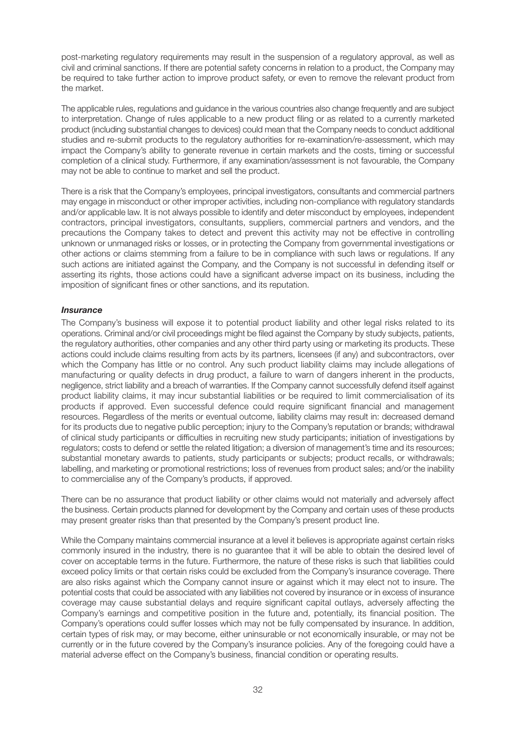post-marketing regulatory requirements may result in the suspension of a regulatory approval, as well as civil and criminal sanctions. If there are potential safety concerns in relation to a product, the Company may be required to take further action to improve product safety, or even to remove the relevant product from the market.

The applicable rules, regulations and guidance in the various countries also change frequently and are subject to interpretation. Change of rules applicable to a new product filing or as related to a currently marketed product (including substantial changes to devices) could mean that the Company needs to conduct additional studies and re-submit products to the regulatory authorities for re-examination/re-assessment, which may impact the Company's ability to generate revenue in certain markets and the costs, timing or successful completion of a clinical study. Furthermore, if any examination/assessment is not favourable, the Company may not be able to continue to market and sell the product.

There is a risk that the Company's employees, principal investigators, consultants and commercial partners may engage in misconduct or other improper activities, including non-compliance with regulatory standards and/or applicable law. It is not always possible to identify and deter misconduct by employees, independent contractors, principal investigators, consultants, suppliers, commercial partners and vendors, and the precautions the Company takes to detect and prevent this activity may not be effective in controlling unknown or unmanaged risks or losses, or in protecting the Company from governmental investigations or other actions or claims stemming from a failure to be in compliance with such laws or regulations. If any such actions are initiated against the Company, and the Company is not successful in defending itself or asserting its rights, those actions could have a significant adverse impact on its business, including the imposition of significant fines or other sanctions, and its reputation.

***Insurance***

The Company's business will expose it to potential product liability and other legal risks related to its operations. Criminal and/or civil proceedings might be filed against the Company by study subjects, patients, the regulatory authorities, other companies and any other third party using or marketing its products. These actions could include claims resulting from acts by its partners, licensees (if any) and subcontractors, over which the Company has little or no control. Any such product liability claims may include allegations of manufacturing or quality defects in drug product, a failure to warn of dangers inherent in the products, negligence, strict liability and a breach of warranties. If the Company cannot successfully defend itself against product liability claims, it may incur substantial liabilities or be required to limit commercialisation of its products if approved. Even successful defence could require significant financial and management resources. Regardless of the merits or eventual outcome, liability claims may result in: decreased demand for its products due to negative public perception; injury to the Company's reputation or brands; withdrawal of clinical study participants or difficulties in recruiting new study participants; initiation of investigations by regulators; costs to defend or settle the related litigation; a diversion of management's time and its resources; substantial monetary awards to patients, study participants or subjects; product recalls, or withdrawals; labelling, and marketing or promotional restrictions; loss of revenues from product sales; and/or the inability to commercialise any of the Company's products, if approved.

There can be no assurance that product liability or other claims would not materially and adversely affect the business. Certain products planned for development by the Company and certain uses of these products may present greater risks than that presented by the Company's present product line.

While the Company maintains commercial insurance at a level it believes is appropriate against certain risks commonly insured in the industry, there is no guarantee that it will be able to obtain the desired level of cover on acceptable terms in the future. Furthermore, the nature of these risks is such that liabilities could exceed policy limits or that certain risks could be excluded from the Company's insurance coverage. There are also risks against which the Company cannot insure or against which it may elect not to insure. The potential costs that could be associated with any liabilities not covered by insurance or in excess of insurance coverage may cause substantial delays and require significant capital outlays, adversely affecting the Company's earnings and competitive position in the future and, potentially, its financial position. The Company's operations could suffer losses which may not be fully compensated by insurance. In addition, certain types of risk may, or may become, either uninsurable or not economically insurable, or may not be currently or in the future covered by the Company's insurance policies. Any of the foregoing could have a material adverse effect on the Company's business, financial condition or operating results.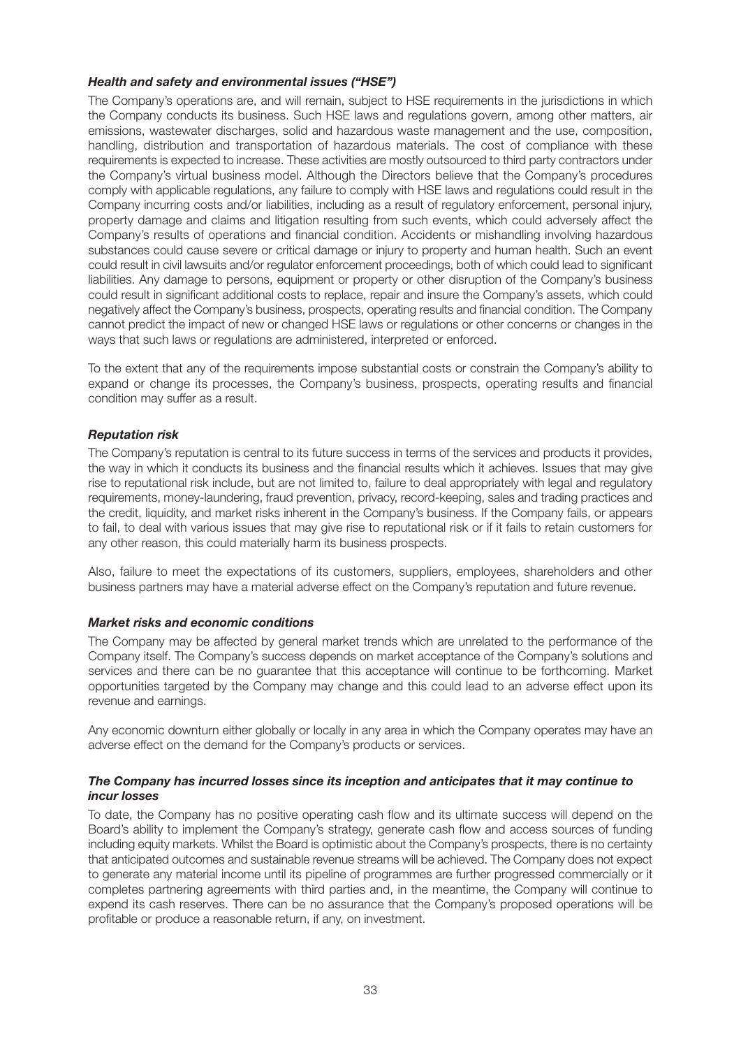***Health and safety and environmental issues ("HSE")***

The Company's operations are, and will remain, subject to HSE requirements in the jurisdictions in which the Company conducts its business. Such HSE laws and regulations govern, among other matters, air emissions, wastewater discharges, solid and hazardous waste management and the use, composition, handling, distribution and transportation of hazardous materials. The cost of compliance with these requirements is expected to increase. These activities are mostly outsourced to third party contractors under the Company's virtual business model. Although the Directors believe that the Company's procedures comply with applicable regulations, any failure to comply with HSE laws and regulations could result in the Company incurring costs and/or liabilities, including as a result of regulatory enforcement, personal injury, property damage and claims and litigation resulting from such events, which could adversely affect the Company's results of operations and financial condition. Accidents or mishandling involving hazardous substances could cause severe or critical damage or injury to property and human health. Such an event could result in civil lawsuits and/or regulator enforcement proceedings, both of which could lead to significant liabilities. Any damage to persons, equipment or property or other disruption of the Company's business could result in significant additional costs to replace, repair and insure the Company's assets, which could negatively affect the Company's business, prospects, operating results and financial condition. The Company cannot predict the impact of new or changed HSE laws or regulations or other concerns or changes in the ways that such laws or regulations are administered, interpreted or enforced.

To the extent that any of the requirements impose substantial costs or constrain the Company's ability to expand or change its processes, the Company's business, prospects, operating results and financial condition may suffer as a result.

***Reputation risk***

The Company's reputation is central to its future success in terms of the services and products it provides, the way in which it conducts its business and the financial results which it achieves. Issues that may give rise to reputational risk include, but are not limited to, failure to deal appropriately with legal and regulatory requirements, money-laundering, fraud prevention, privacy, record-keeping, sales and trading practices and the credit, liquidity, and market risks inherent in the Company's business. If the Company fails, or appears to fail, to deal with various issues that may give rise to reputational risk or if it fails to retain customers for any other reason, this could materially harm its business prospects.

Also, failure to meet the expectations of its customers, suppliers, employees, shareholders and other business partners may have a material adverse effect on the Company's reputation and future revenue.

***Market risks and economic conditions***

The Company may be affected by general market trends which are unrelated to the performance of the Company itself. The Company's success depends on market acceptance of the Company's solutions and services and there can be no guarantee that this acceptance will continue to be forthcoming. Market opportunities targeted by the Company may change and this could lead to an adverse effect upon its revenue and earnings.

Any economic downturn either globally or locally in any area in which the Company operates may have an adverse effect on the demand for the Company's products or services.

***The Company has incurred losses since its inception and anticipates that it may continue to incur losses***

To date, the Company has no positive operating cash flow and its ultimate success will depend on the Board's ability to implement the Company's strategy, generate cash flow and access sources of funding including equity markets. Whilst the Board is optimistic about the Company's prospects, there is no certainty that anticipated outcomes and sustainable revenue streams will be achieved. The Company does not expect to generate any material income until its pipeline of programmes are further progressed commercially or it completes partnering agreements with third parties and, in the meantime, the Company will continue to expend its cash reserves. There can be no assurance that the Company's proposed operations will be profitable or produce a reasonable return, if any, on investment.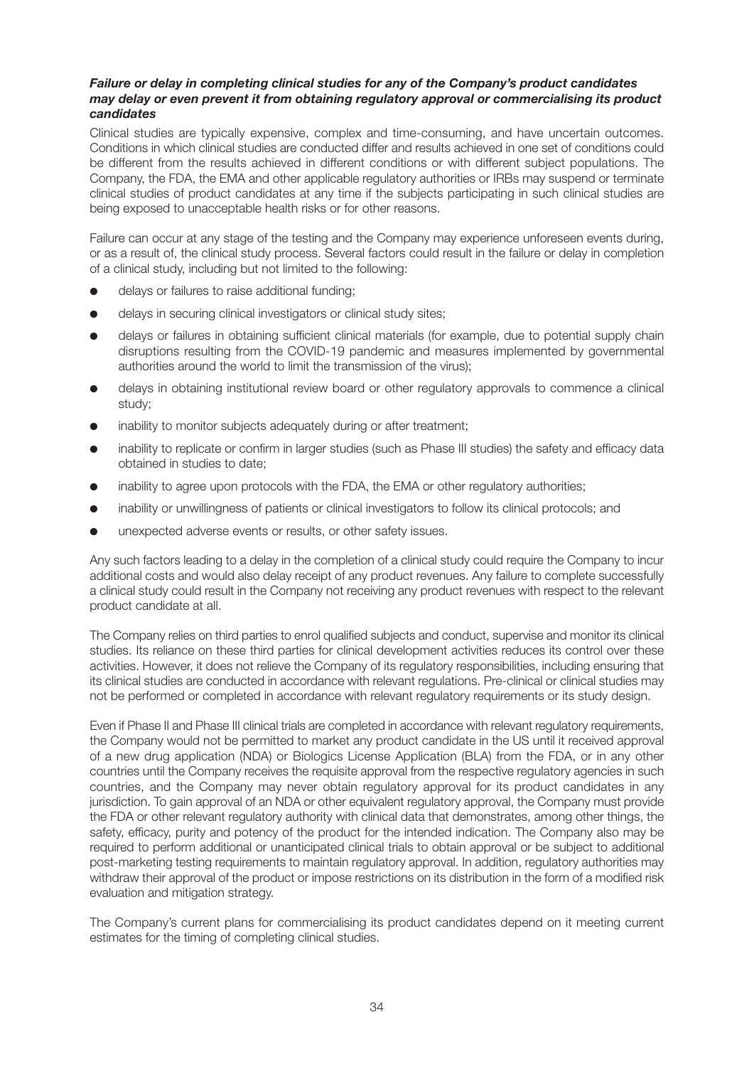***Failure or delay in completing clinical studies for any of the Company's product candidates may delay or even prevent it from obtaining regulatory approval or commercialising its product candidates***

Clinical studies are typically expensive, complex and time-consuming, and have uncertain outcomes. Conditions in which clinical studies are conducted differ and results achieved in one set of conditions could be different from the results achieved in different conditions or with different subject populations. The Company, the FDA, the EMA and other applicable regulatory authorities or IRBs may suspend or terminate clinical studies of product candidates at any time if the subjects participating in such clinical studies are being exposed to unacceptable health risks or for other reasons.

Failure can occur at any stage of the testing and the Company may experience unforeseen events during, or as a result of, the clinical study process. Several factors could result in the failure or delay in completion of a clinical study, including but not limited to the following:

- delays or failures to raise additional funding;
- delays in securing clinical investigators or clinical study sites;
- delays or failures in obtaining sufficient clinical materials (for example, due to potential supply chain disruptions resulting from the COVID-19 pandemic and measures implemented by governmental authorities around the world to limit the transmission of the virus);
- delays in obtaining institutional review board or other regulatory approvals to commence a clinical study;
- inability to monitor subjects adequately during or after treatment;
- inability to replicate or confirm in larger studies (such as Phase III studies) the safety and efficacy data obtained in studies to date;
- inability to agree upon protocols with the FDA, the EMA or other regulatory authorities;
- inability or unwillingness of patients or clinical investigators to follow its clinical protocols; and
- unexpected adverse events or results, or other safety issues.

Any such factors leading to a delay in the completion of a clinical study could require the Company to incur additional costs and would also delay receipt of any product revenues. Any failure to complete successfully a clinical study could result in the Company not receiving any product revenues with respect to the relevant product candidate at all.

The Company relies on third parties to enrol qualified subjects and conduct, supervise and monitor its clinical studies. Its reliance on these third parties for clinical development activities reduces its control over these activities. However, it does not relieve the Company of its regulatory responsibilities, including ensuring that its clinical studies are conducted in accordance with relevant regulations. Pre-clinical or clinical studies may not be performed or completed in accordance with relevant regulatory requirements or its study design.

Even if Phase II and Phase III clinical trials are completed in accordance with relevant regulatory requirements, the Company would not be permitted to market any product candidate in the US until it received approval of a new drug application (NDA) or Biologics License Application (BLA) from the FDA, or in any other countries until the Company receives the requisite approval from the respective regulatory agencies in such countries, and the Company may never obtain regulatory approval for its product candidates in any jurisdiction. To gain approval of an NDA or other equivalent regulatory approval, the Company must provide the FDA or other relevant regulatory authority with clinical data that demonstrates, among other things, the safety, efficacy, purity and potency of the product for the intended indication. The Company also may be required to perform additional or unanticipated clinical trials to obtain approval or be subject to additional post-marketing testing requirements to maintain regulatory approval. In addition, regulatory authorities may withdraw their approval of the product or impose restrictions on its distribution in the form of a modified risk evaluation and mitigation strategy.

The Company's current plans for commercialising its product candidates depend on it meeting current estimates for the timing of completing clinical studies.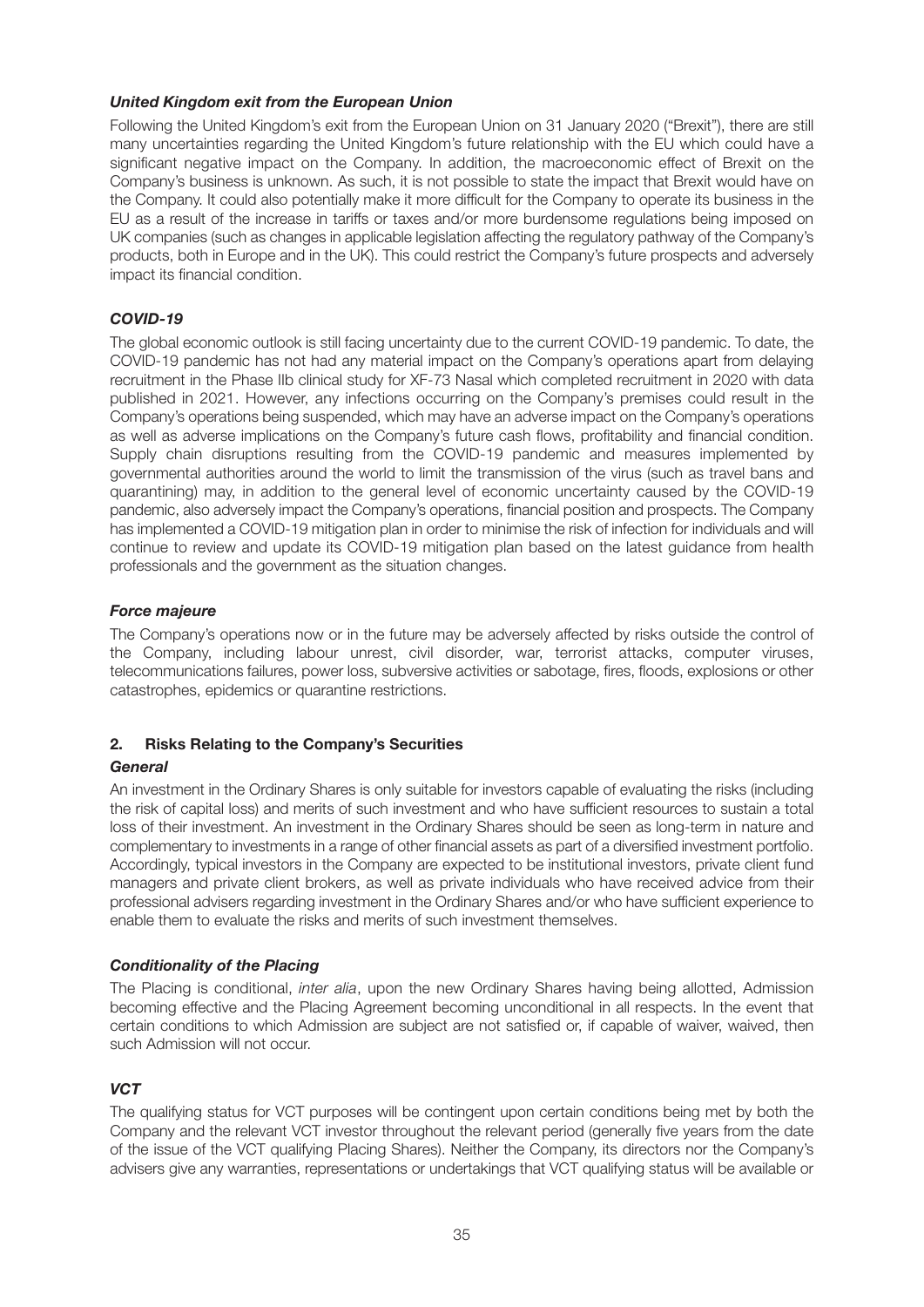### *United Kingdom exit from the European Union*

Following the United Kingdom's exit from the European Union on 31 January 2020 ("Brexit"), there are still many uncertainties regarding the United Kingdom's future relationship with the EU which could have a significant negative impact on the Company. In addition, the macroeconomic effect of Brexit on the Company's business is unknown. As such, it is not possible to state the impact that Brexit would have on the Company. It could also potentially make it more difficult for the Company to operate its business in the EU as a result of the increase in tariffs or taxes and/or more burdensome regulations being imposed on UK companies (such as changes in applicable legislation affecting the regulatory pathway of the Company's products, both in Europe and in the UK). This could restrict the Company's future prospects and adversely impact its financial condition.

### *COVID-19*

The global economic outlook is still facing uncertainty due to the current COVID-19 pandemic. To date, the COVID-19 pandemic has not had any material impact on the Company's operations apart from delaying recruitment in the Phase IIb clinical study for XF-73 Nasal which completed recruitment in 2020 with data published in 2021. However, any infections occurring on the Company's premises could result in the Company's operations being suspended, which may have an adverse impact on the Company's operations as well as adverse implications on the Company's future cash flows, profitability and financial condition. Supply chain disruptions resulting from the COVID-19 pandemic and measures implemented by governmental authorities around the world to limit the transmission of the virus (such as travel bans and quarantining) may, in addition to the general level of economic uncertainty caused by the COVID-19 pandemic, also adversely impact the Company's operations, financial position and prospects. The Company has implemented a COVID-19 mitigation plan in order to minimise the risk of infection for individuals and will continue to review and update its COVID-19 mitigation plan based on the latest guidance from health professionals and the government as the situation changes.

### *Force majeure*

The Company's operations now or in the future may be adversely affected by risks outside the control of the Company, including labour unrest, civil disorder, war, terrorist attacks, computer viruses, telecommunications failures, power loss, subversive activities or sabotage, fires, floods, explosions or other catastrophes, epidemics or quarantine restrictions.

## 2. Risks Relating to the Company's Securities

### *General*

An investment in the Ordinary Shares is only suitable for investors capable of evaluating the risks (including the risk of capital loss) and merits of such investment and who have sufficient resources to sustain a total loss of their investment. An investment in the Ordinary Shares should be seen as long-term in nature and complementary to investments in a range of other financial assets as part of a diversified investment portfolio. Accordingly, typical investors in the Company are expected to be institutional investors, private client fund managers and private client brokers, as well as private individuals who have received advice from their professional advisers regarding investment in the Ordinary Shares and/or who have sufficient experience to enable them to evaluate the risks and merits of such investment themselves.

### *Conditionality of the Placing*

The Placing is conditional, *inter alia*, upon the new Ordinary Shares having being allotted, Admission becoming effective and the Placing Agreement becoming unconditional in all respects. In the event that certain conditions to which Admission are subject are not satisfied or, if capable of waiver, waived, then such Admission will not occur.

### *VCT*

The qualifying status for VCT purposes will be contingent upon certain conditions being met by both the Company and the relevant VCT investor throughout the relevant period (generally five years from the date of the issue of the VCT qualifying Placing Shares). Neither the Company, its directors nor the Company's advisers give any warranties, representations or undertakings that VCT qualifying status will be available or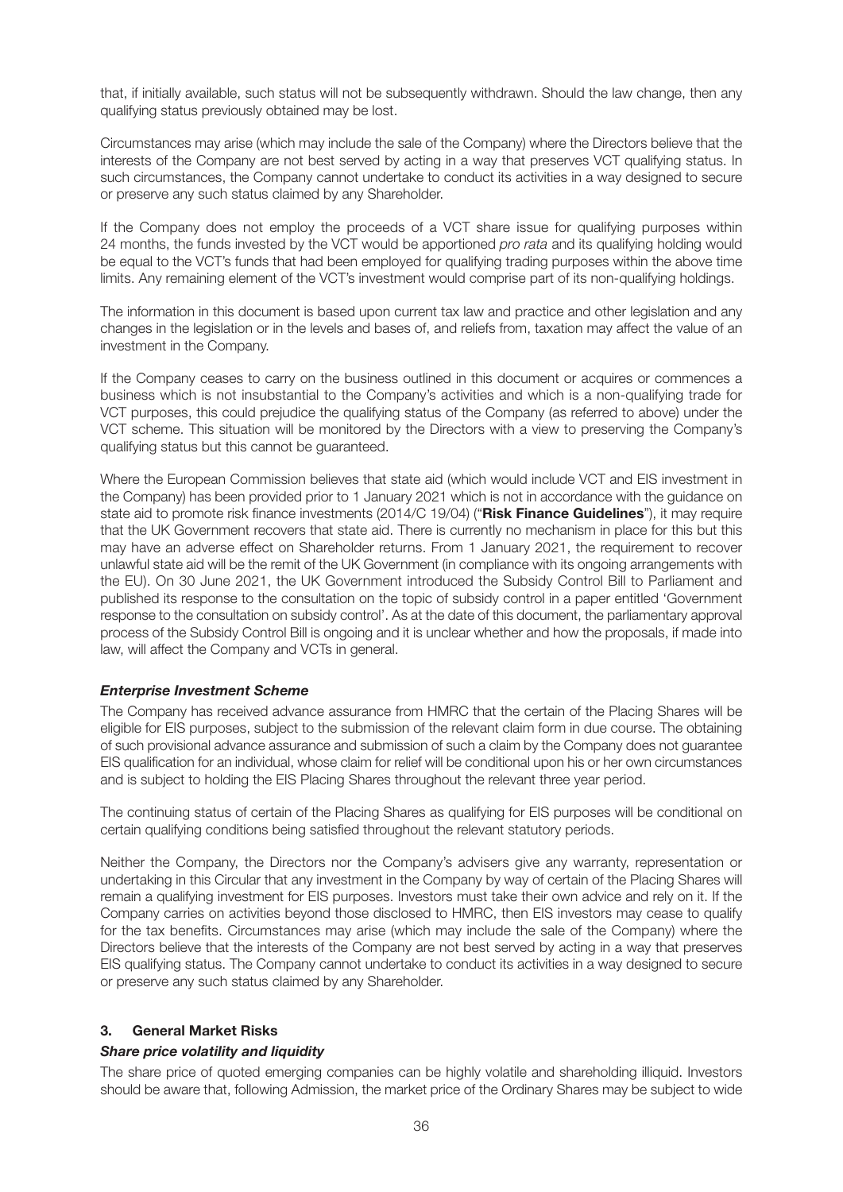that, if initially available, such status will not be subsequently withdrawn. Should the law change, then any qualifying status previously obtained may be lost.

Circumstances may arise (which may include the sale of the Company) where the Directors believe that the interests of the Company are not best served by acting in a way that preserves VCT qualifying status. In such circumstances, the Company cannot undertake to conduct its activities in a way designed to secure or preserve any such status claimed by any Shareholder.

If the Company does not employ the proceeds of a VCT share issue for qualifying purposes within 24 months, the funds invested by the VCT would be apportioned *pro rata* and its qualifying holding would be equal to the VCT's funds that had been employed for qualifying trading purposes within the above time limits. Any remaining element of the VCT's investment would comprise part of its non-qualifying holdings.

The information in this document is based upon current tax law and practice and other legislation and any changes in the legislation or in the levels and bases of, and reliefs from, taxation may affect the value of an investment in the Company.

If the Company ceases to carry on the business outlined in this document or acquires or commences a business which is not insubstantial to the Company's activities and which is a non-qualifying trade for VCT purposes, this could prejudice the qualifying status of the Company (as referred to above) under the VCT scheme. This situation will be monitored by the Directors with a view to preserving the Company's qualifying status but this cannot be guaranteed.

Where the European Commission believes that state aid (which would include VCT and EIS investment in the Company) has been provided prior to 1 January 2021 which is not in accordance with the guidance on state aid to promote risk finance investments (2014/C 19/04) ("**Risk Finance Guidelines**"), it may require that the UK Government recovers that state aid. There is currently no mechanism in place for this but this may have an adverse effect on Shareholder returns. From 1 January 2021, the requirement to recover unlawful state aid will be the remit of the UK Government (in compliance with its ongoing arrangements with the EU). On 30 June 2021, the UK Government introduced the Subsidy Control Bill to Parliament and published its response to the consultation on the topic of subsidy control in a paper entitled 'Government response to the consultation on subsidy control'. As at the date of this document, the parliamentary approval process of the Subsidy Control Bill is ongoing and it is unclear whether and how the proposals, if made into law, will affect the Company and VCTs in general.

***Enterprise Investment Scheme***

The Company has received advance assurance from HMRC that the certain of the Placing Shares will be eligible for EIS purposes, subject to the submission of the relevant claim form in due course. The obtaining of such provisional advance assurance and submission of such a claim by the Company does not guarantee EIS qualification for an individual, whose claim for relief will be conditional upon his or her own circumstances and is subject to holding the EIS Placing Shares throughout the relevant three year period.

The continuing status of certain of the Placing Shares as qualifying for EIS purposes will be conditional on certain qualifying conditions being satisfied throughout the relevant statutory periods.

Neither the Company, the Directors nor the Company's advisers give any warranty, representation or undertaking in this Circular that any investment in the Company by way of certain of the Placing Shares will remain a qualifying investment for EIS purposes. Investors must take their own advice and rely on it. If the Company carries on activities beyond those disclosed to HMRC, then EIS investors may cease to qualify for the tax benefits. Circumstances may arise (which may include the sale of the Company) where the Directors believe that the interests of the Company are not best served by acting in a way that preserves EIS qualifying status. The Company cannot undertake to conduct its activities in a way designed to secure or preserve any such status claimed by any Shareholder.

## 3. General Market Risks

***Share price volatility and liquidity***

The share price of quoted emerging companies can be highly volatile and shareholding illiquid. Investors should be aware that, following Admission, the market price of the Ordinary Shares may be subject to wide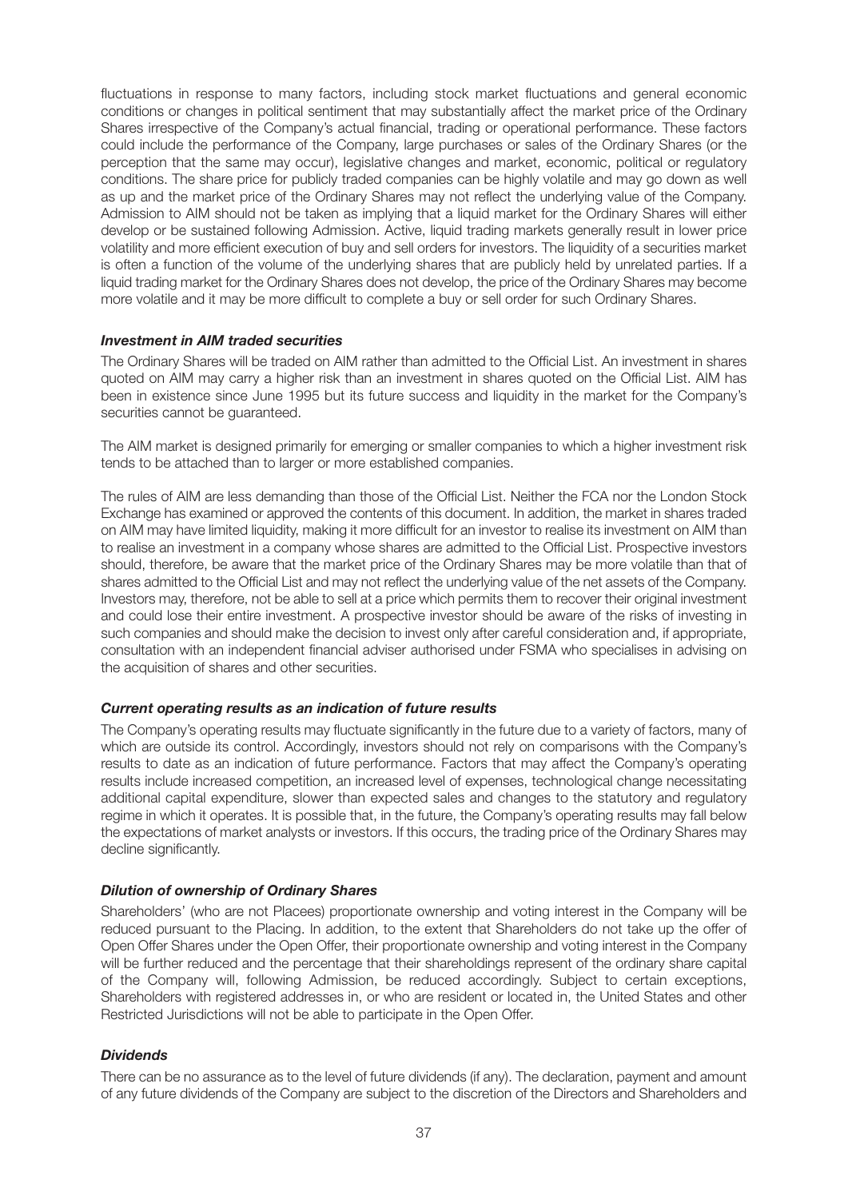fluctuations in response to many factors, including stock market fluctuations and general economic conditions or changes in political sentiment that may substantially affect the market price of the Ordinary Shares irrespective of the Company's actual financial, trading or operational performance. These factors could include the performance of the Company, large purchases or sales of the Ordinary Shares (or the perception that the same may occur), legislative changes and market, economic, political or regulatory conditions. The share price for publicly traded companies can be highly volatile and may go down as well as up and the market price of the Ordinary Shares may not reflect the underlying value of the Company. Admission to AIM should not be taken as implying that a liquid market for the Ordinary Shares will either develop or be sustained following Admission. Active, liquid trading markets generally result in lower price volatility and more efficient execution of buy and sell orders for investors. The liquidity of a securities market is often a function of the volume of the underlying shares that are publicly held by unrelated parties. If a liquid trading market for the Ordinary Shares does not develop, the price of the Ordinary Shares may become more volatile and it may be more difficult to complete a buy or sell order for such Ordinary Shares.

***Investment in AIM traded securities***

The Ordinary Shares will be traded on AIM rather than admitted to the Official List. An investment in shares quoted on AIM may carry a higher risk than an investment in shares quoted on the Official List. AIM has been in existence since June 1995 but its future success and liquidity in the market for the Company's securities cannot be guaranteed.

The AIM market is designed primarily for emerging or smaller companies to which a higher investment risk tends to be attached than to larger or more established companies.

The rules of AIM are less demanding than those of the Official List. Neither the FCA nor the London Stock Exchange has examined or approved the contents of this document. In addition, the market in shares traded on AIM may have limited liquidity, making it more difficult for an investor to realise its investment on AIM than to realise an investment in a company whose shares are admitted to the Official List. Prospective investors should, therefore, be aware that the market price of the Ordinary Shares may be more volatile than that of shares admitted to the Official List and may not reflect the underlying value of the net assets of the Company. Investors may, therefore, not be able to sell at a price which permits them to recover their original investment and could lose their entire investment. A prospective investor should be aware of the risks of investing in such companies and should make the decision to invest only after careful consideration and, if appropriate, consultation with an independent financial adviser authorised under FSMA who specialises in advising on the acquisition of shares and other securities.

***Current operating results as an indication of future results***

The Company's operating results may fluctuate significantly in the future due to a variety of factors, many of which are outside its control. Accordingly, investors should not rely on comparisons with the Company's results to date as an indication of future performance. Factors that may affect the Company's operating results include increased competition, an increased level of expenses, technological change necessitating additional capital expenditure, slower than expected sales and changes to the statutory and regulatory regime in which it operates. It is possible that, in the future, the Company's operating results may fall below the expectations of market analysts or investors. If this occurs, the trading price of the Ordinary Shares may decline significantly.

***Dilution of ownership of Ordinary Shares***

Shareholders' (who are not Placees) proportionate ownership and voting interest in the Company will be reduced pursuant to the Placing. In addition, to the extent that Shareholders do not take up the offer of Open Offer Shares under the Open Offer, their proportionate ownership and voting interest in the Company will be further reduced and the percentage that their shareholdings represent of the ordinary share capital of the Company will, following Admission, be reduced accordingly. Subject to certain exceptions, Shareholders with registered addresses in, or who are resident or located in, the United States and other Restricted Jurisdictions will not be able to participate in the Open Offer.

***Dividends***

There can be no assurance as to the level of future dividends (if any). The declaration, payment and amount of any future dividends of the Company are subject to the discretion of the Directors and Shareholders and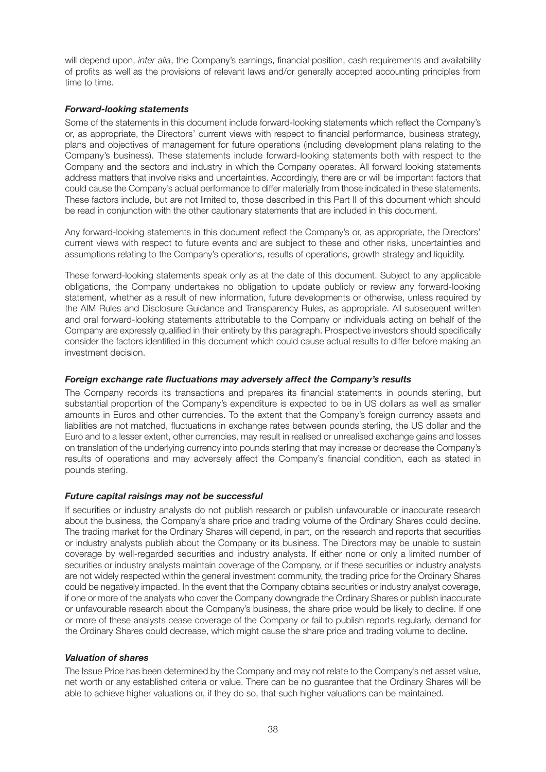will depend upon, *inter alia*, the Company's earnings, financial position, cash requirements and availability of profits as well as the provisions of relevant laws and/or generally accepted accounting principles from time to time.

### *Forward-looking statements*

Some of the statements in this document include forward-looking statements which reflect the Company's or, as appropriate, the Directors' current views with respect to financial performance, business strategy, plans and objectives of management for future operations (including development plans relating to the Company's business). These statements include forward-looking statements both with respect to the Company and the sectors and industry in which the Company operates. All forward looking statements address matters that involve risks and uncertainties. Accordingly, there are or will be important factors that could cause the Company's actual performance to differ materially from those indicated in these statements. These factors include, but are not limited to, those described in this Part II of this document which should be read in conjunction with the other cautionary statements that are included in this document.

Any forward-looking statements in this document reflect the Company's or, as appropriate, the Directors' current views with respect to future events and are subject to these and other risks, uncertainties and assumptions relating to the Company's operations, results of operations, growth strategy and liquidity.

These forward-looking statements speak only as at the date of this document. Subject to any applicable obligations, the Company undertakes no obligation to update publicly or review any forward-looking statement, whether as a result of new information, future developments or otherwise, unless required by the AIM Rules and Disclosure Guidance and Transparency Rules, as appropriate. All subsequent written and oral forward-looking statements attributable to the Company or individuals acting on behalf of the Company are expressly qualified in their entirety by this paragraph. Prospective investors should specifically consider the factors identified in this document which could cause actual results to differ before making an investment decision.

### *Foreign exchange rate fluctuations may adversely affect the Company's results*

The Company records its transactions and prepares its financial statements in pounds sterling, but substantial proportion of the Company's expenditure is expected to be in US dollars as well as smaller amounts in Euros and other currencies. To the extent that the Company's foreign currency assets and liabilities are not matched, fluctuations in exchange rates between pounds sterling, the US dollar and the Euro and to a lesser extent, other currencies, may result in realised or unrealised exchange gains and losses on translation of the underlying currency into pounds sterling that may increase or decrease the Company's results of operations and may adversely affect the Company's financial condition, each as stated in pounds sterling.

### *Future capital raisings may not be successful*

If securities or industry analysts do not publish research or publish unfavourable or inaccurate research about the business, the Company's share price and trading volume of the Ordinary Shares could decline. The trading market for the Ordinary Shares will depend, in part, on the research and reports that securities or industry analysts publish about the Company or its business. The Directors may be unable to sustain coverage by well-regarded securities and industry analysts. If either none or only a limited number of securities or industry analysts maintain coverage of the Company, or if these securities or industry analysts are not widely respected within the general investment community, the trading price for the Ordinary Shares could be negatively impacted. In the event that the Company obtains securities or industry analyst coverage, if one or more of the analysts who cover the Company downgrade the Ordinary Shares or publish inaccurate or unfavourable research about the Company's business, the share price would be likely to decline. If one or more of these analysts cease coverage of the Company or fail to publish reports regularly, demand for the Ordinary Shares could decrease, which might cause the share price and trading volume to decline.

### *Valuation of shares*

The Issue Price has been determined by the Company and may not relate to the Company's net asset value, net worth or any established criteria or value. There can be no guarantee that the Ordinary Shares will be able to achieve higher valuations or, if they do so, that such higher valuations can be maintained.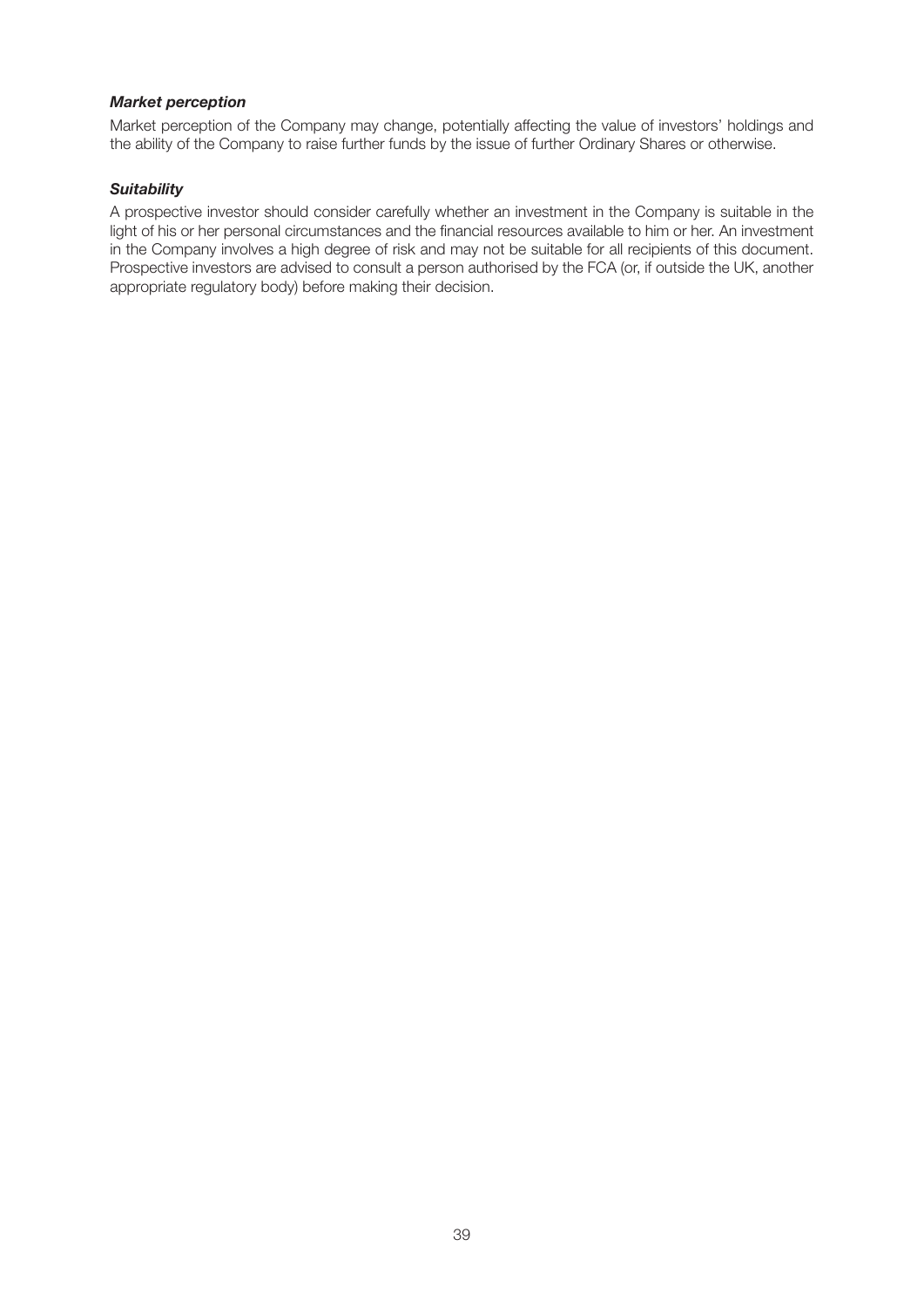***Market perception***

Market perception of the Company may change, potentially affecting the value of investors' holdings and the ability of the Company to raise further funds by the issue of further Ordinary Shares or otherwise.

***Suitability***

A prospective investor should consider carefully whether an investment in the Company is suitable in the light of his or her personal circumstances and the financial resources available to him or her. An investment in the Company involves a high degree of risk and may not be suitable for all recipients of this document. Prospective investors are advised to consult a person authorised by the FCA (or, if outside the UK, another appropriate regulatory body) before making their decision.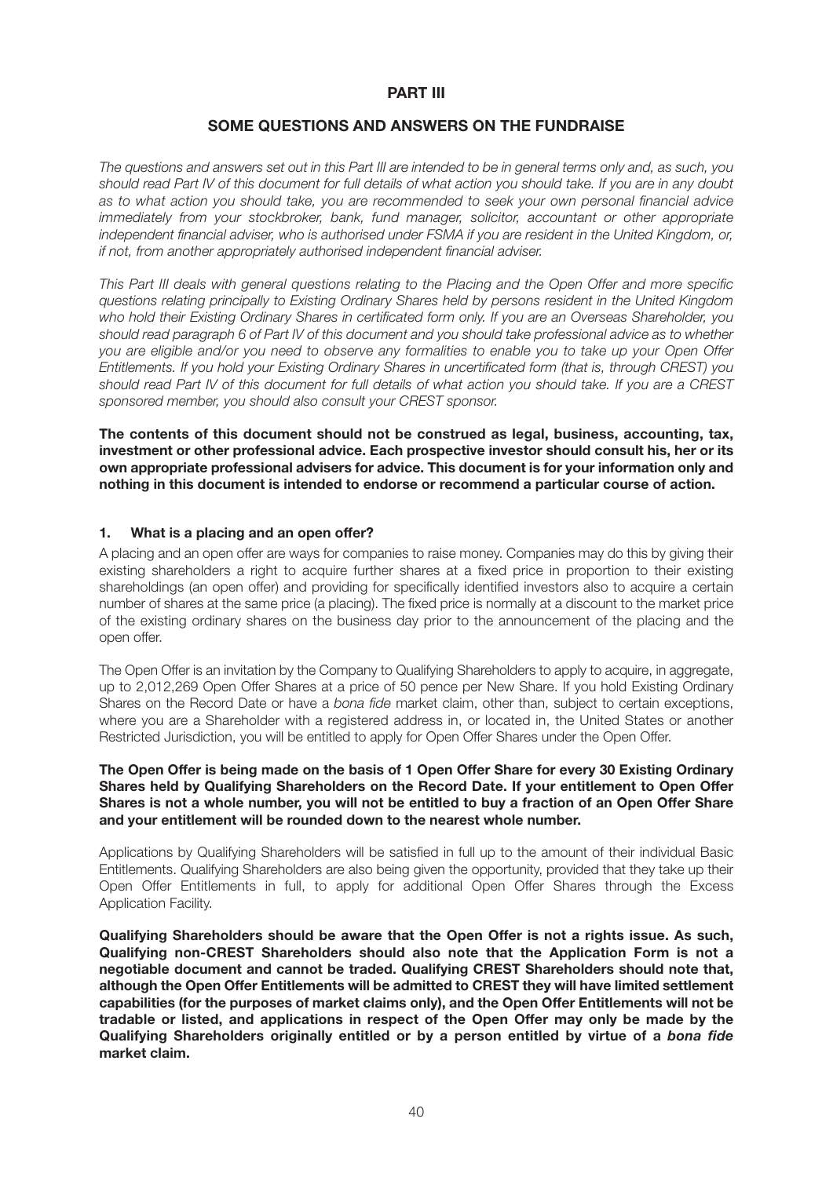# PART III

## SOME QUESTIONS AND ANSWERS ON THE FUNDRAISE

*The questions and answers set out in this Part III are intended to be in general terms only and, as such, you should read Part IV of this document for full details of what action you should take. If you are in any doubt as to what action you should take, you are recommended to seek your own personal financial advice immediately from your stockbroker, bank, fund manager, solicitor, accountant or other appropriate independent financial adviser, who is authorised under FSMA if you are resident in the United Kingdom, or, if not, from another appropriately authorised independent financial adviser.*

*This Part III deals with general questions relating to the Placing and the Open Offer and more specific questions relating principally to Existing Ordinary Shares held by persons resident in the United Kingdom who hold their Existing Ordinary Shares in certificated form only. If you are an Overseas Shareholder, you should read paragraph 6 of Part IV of this document and you should take professional advice as to whether you are eligible and/or you need to observe any formalities to enable you to take up your Open Offer Entitlements. If you hold your Existing Ordinary Shares in uncertificated form (that is, through CREST) you should read Part IV of this document for full details of what action you should take. If you are a CREST sponsored member, you should also consult your CREST sponsor.*

**The contents of this document should not be construed as legal, business, accounting, tax, investment or other professional advice. Each prospective investor should consult his, her or its own appropriate professional advisers for advice. This document is for your information only and nothing in this document is intended to endorse or recommend a particular course of action.**

### 1. What is a placing and an open offer?

A placing and an open offer are ways for companies to raise money. Companies may do this by giving their existing shareholders a right to acquire further shares at a fixed price in proportion to their existing shareholdings (an open offer) and providing for specifically identified investors also to acquire a certain number of shares at the same price (a placing). The fixed price is normally at a discount to the market price of the existing ordinary shares on the business day prior to the announcement of the placing and the open offer.

The Open Offer is an invitation by the Company to Qualifying Shareholders to apply to acquire, in aggregate, up to 2,012,269 Open Offer Shares at a price of 50 pence per New Share. If you hold Existing Ordinary Shares on the Record Date or have a *bona fide* market claim, other than, subject to certain exceptions, where you are a Shareholder with a registered address in, or located in, the United States or another Restricted Jurisdiction, you will be entitled to apply for Open Offer Shares under the Open Offer.

**The Open Offer is being made on the basis of 1 Open Offer Share for every 30 Existing Ordinary Shares held by Qualifying Shareholders on the Record Date. If your entitlement to Open Offer Shares is not a whole number, you will not be entitled to buy a fraction of an Open Offer Share and your entitlement will be rounded down to the nearest whole number.**

Applications by Qualifying Shareholders will be satisfied in full up to the amount of their individual Basic Entitlements. Qualifying Shareholders are also being given the opportunity, provided that they take up their Open Offer Entitlements in full, to apply for additional Open Offer Shares through the Excess Application Facility.

**Qualifying Shareholders should be aware that the Open Offer is not a rights issue. As such, Qualifying non-CREST Shareholders should also note that the Application Form is not a negotiable document and cannot be traded. Qualifying CREST Shareholders should note that, although the Open Offer Entitlements will be admitted to CREST they will have limited settlement capabilities (for the purposes of market claims only), and the Open Offer Entitlements will not be tradable or listed, and applications in respect of the Open Offer may only be made by the Qualifying Shareholders originally entitled or by a person entitled by virtue of a *bona fide* market claim.**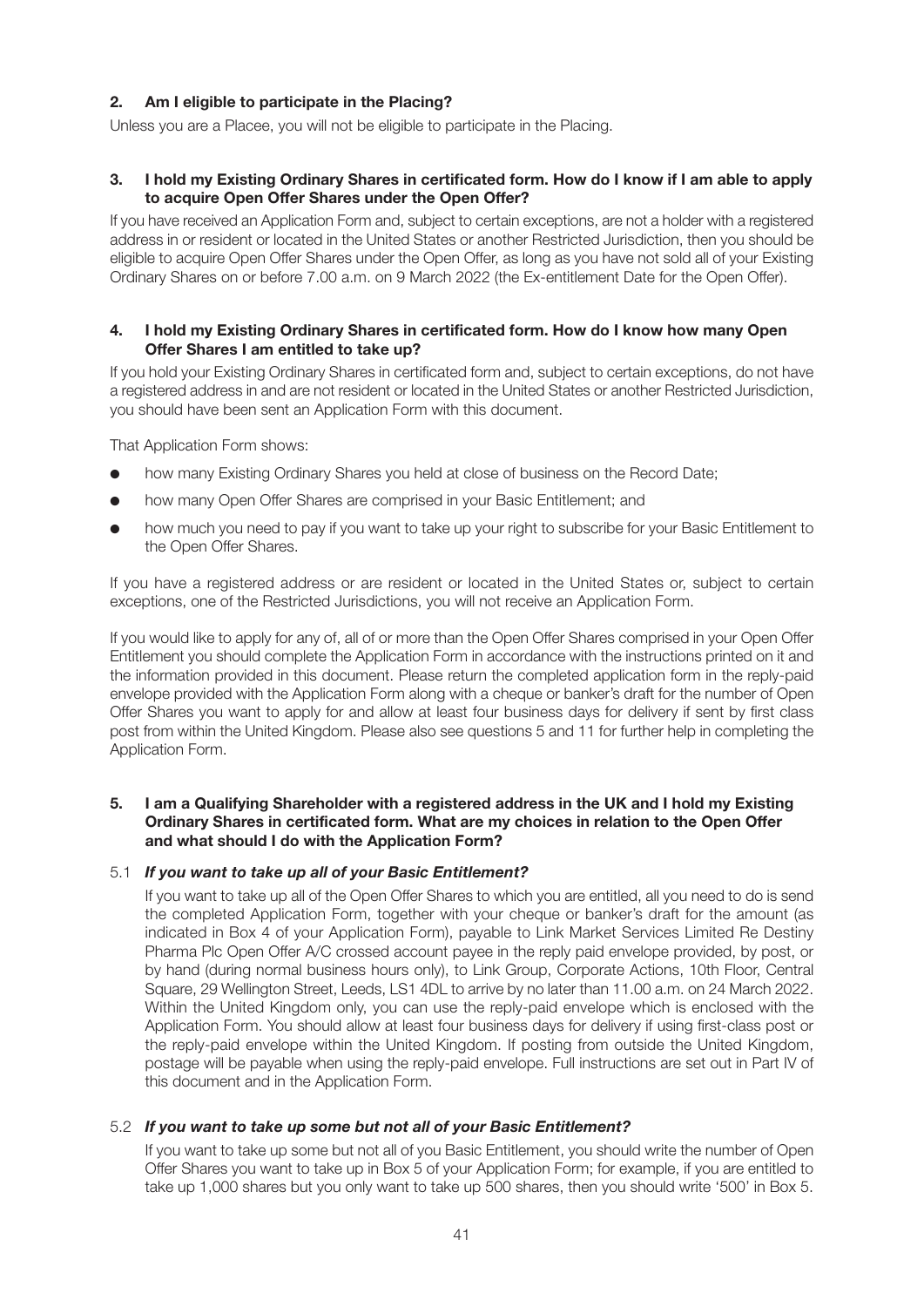**2. Am I eligible to participate in the Placing?**

Unless you are a Placee, you will not be eligible to participate in the Placing.

**3. I hold my Existing Ordinary Shares in certificated form. How do I know if I am able to apply to acquire Open Offer Shares under the Open Offer?**

If you have received an Application Form and, subject to certain exceptions, are not a holder with a registered address in or resident or located in the United States or another Restricted Jurisdiction, then you should be eligible to acquire Open Offer Shares under the Open Offer, as long as you have not sold all of your Existing Ordinary Shares on or before 7.00 a.m. on 9 March 2022 (the Ex-entitlement Date for the Open Offer).

**4. I hold my Existing Ordinary Shares in certificated form. How do I know how many Open Offer Shares I am entitled to take up?**

If you hold your Existing Ordinary Shares in certificated form and, subject to certain exceptions, do not have a registered address in and are not resident or located in the United States or another Restricted Jurisdiction, you should have been sent an Application Form with this document.

That Application Form shows:

- how many Existing Ordinary Shares you held at close of business on the Record Date;
- how many Open Offer Shares are comprised in your Basic Entitlement; and
- how much you need to pay if you want to take up your right to subscribe for your Basic Entitlement to the Open Offer Shares.

If you have a registered address or are resident or located in the United States or, subject to certain exceptions, one of the Restricted Jurisdictions, you will not receive an Application Form.

If you would like to apply for any of, all of or more than the Open Offer Shares comprised in your Open Offer Entitlement you should complete the Application Form in accordance with the instructions printed on it and the information provided in this document. Please return the completed application form in the reply-paid envelope provided with the Application Form along with a cheque or banker's draft for the number of Open Offer Shares you want to apply for and allow at least four business days for delivery if sent by first class post from within the United Kingdom. Please also see questions 5 and 11 for further help in completing the Application Form.

**5. I am a Qualifying Shareholder with a registered address in the UK and I hold my Existing Ordinary Shares in certificated form. What are my choices in relation to the Open Offer and what should I do with the Application Form?**

5.1 ***If you want to take up all of your Basic Entitlement?***

If you want to take up all of the Open Offer Shares to which you are entitled, all you need to do is send the completed Application Form, together with your cheque or banker's draft for the amount (as indicated in Box 4 of your Application Form), payable to Link Market Services Limited Re Destiny Pharma Plc Open Offer A/C crossed account payee in the reply paid envelope provided, by post, or by hand (during normal business hours only), to Link Group, Corporate Actions, 10th Floor, Central Square, 29 Wellington Street, Leeds, LS1 4DL to arrive by no later than 11.00 a.m. on 24 March 2022. Within the United Kingdom only, you can use the reply-paid envelope which is enclosed with the Application Form. You should allow at least four business days for delivery if using first-class post or the reply-paid envelope within the United Kingdom. If posting from outside the United Kingdom, postage will be payable when using the reply-paid envelope. Full instructions are set out in Part IV of this document and in the Application Form.

5.2 ***If you want to take up some but not all of your Basic Entitlement?***

If you want to take up some but not all of you Basic Entitlement, you should write the number of Open Offer Shares you want to take up in Box 5 of your Application Form; for example, if you are entitled to take up 1,000 shares but you only want to take up 500 shares, then you should write '500' in Box 5.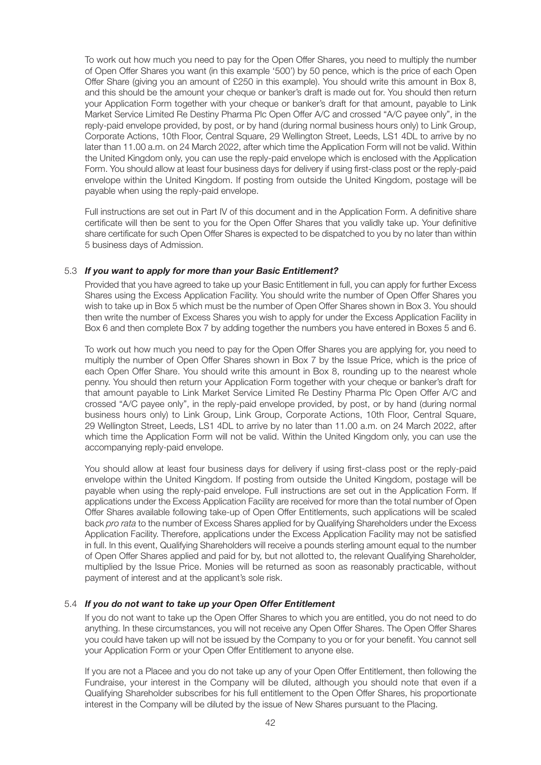To work out how much you need to pay for the Open Offer Shares, you need to multiply the number of Open Offer Shares you want (in this example '500') by 50 pence, which is the price of each Open Offer Share (giving you an amount of £250 in this example). You should write this amount in Box 8, and this should be the amount your cheque or banker's draft is made out for. You should then return your Application Form together with your cheque or banker's draft for that amount, payable to Link Market Service Limited Re Destiny Pharma Plc Open Offer A/C and crossed "A/C payee only", in the reply-paid envelope provided, by post, or by hand (during normal business hours only) to Link Group, Corporate Actions, 10th Floor, Central Square, 29 Wellington Street, Leeds, LS1 4DL to arrive by no later than 11.00 a.m. on 24 March 2022, after which time the Application Form will not be valid. Within the United Kingdom only, you can use the reply-paid envelope which is enclosed with the Application Form. You should allow at least four business days for delivery if using first-class post or the reply-paid envelope within the United Kingdom. If posting from outside the United Kingdom, postage will be payable when using the reply-paid envelope.

Full instructions are set out in Part IV of this document and in the Application Form. A definitive share certificate will then be sent to you for the Open Offer Shares that you validly take up. Your definitive share certificate for such Open Offer Shares is expected to be dispatched to you by no later than within 5 business days of Admission.

### 5.3 *If you want to apply for more than your Basic Entitlement?*

Provided that you have agreed to take up your Basic Entitlement in full, you can apply for further Excess Shares using the Excess Application Facility. You should write the number of Open Offer Shares you wish to take up in Box 5 which must be the number of Open Offer Shares shown in Box 3. You should then write the number of Excess Shares you wish to apply for under the Excess Application Facility in Box 6 and then complete Box 7 by adding together the numbers you have entered in Boxes 5 and 6.

To work out how much you need to pay for the Open Offer Shares you are applying for, you need to multiply the number of Open Offer Shares shown in Box 7 by the Issue Price, which is the price of each Open Offer Share. You should write this amount in Box 8, rounding up to the nearest whole penny. You should then return your Application Form together with your cheque or banker's draft for that amount payable to Link Market Service Limited Re Destiny Pharma Plc Open Offer A/C and crossed "A/C payee only", in the reply-paid envelope provided, by post, or by hand (during normal business hours only) to Link Group, Link Group, Corporate Actions, 10th Floor, Central Square, 29 Wellington Street, Leeds, LS1 4DL to arrive by no later than 11.00 a.m. on 24 March 2022, after which time the Application Form will not be valid. Within the United Kingdom only, you can use the accompanying reply-paid envelope.

You should allow at least four business days for delivery if using first-class post or the reply-paid envelope within the United Kingdom. If posting from outside the United Kingdom, postage will be payable when using the reply-paid envelope. Full instructions are set out in the Application Form. If applications under the Excess Application Facility are received for more than the total number of Open Offer Shares available following take-up of Open Offer Entitlements, such applications will be scaled back *pro rata* to the number of Excess Shares applied for by Qualifying Shareholders under the Excess Application Facility. Therefore, applications under the Excess Application Facility may not be satisfied in full. In this event, Qualifying Shareholders will receive a pounds sterling amount equal to the number of Open Offer Shares applied and paid for by, but not allotted to, the relevant Qualifying Shareholder, multiplied by the Issue Price. Monies will be returned as soon as reasonably practicable, without payment of interest and at the applicant's sole risk.

### 5.4 *If you do not want to take up your Open Offer Entitlement*

If you do not want to take up the Open Offer Shares to which you are entitled, you do not need to do anything. In these circumstances, you will not receive any Open Offer Shares. The Open Offer Shares you could have taken up will not be issued by the Company to you or for your benefit. You cannot sell your Application Form or your Open Offer Entitlement to anyone else.

If you are not a Placee and you do not take up any of your Open Offer Entitlement, then following the Fundraise, your interest in the Company will be diluted, although you should note that even if a Qualifying Shareholder subscribes for his full entitlement to the Open Offer Shares, his proportionate interest in the Company will be diluted by the issue of New Shares pursuant to the Placing.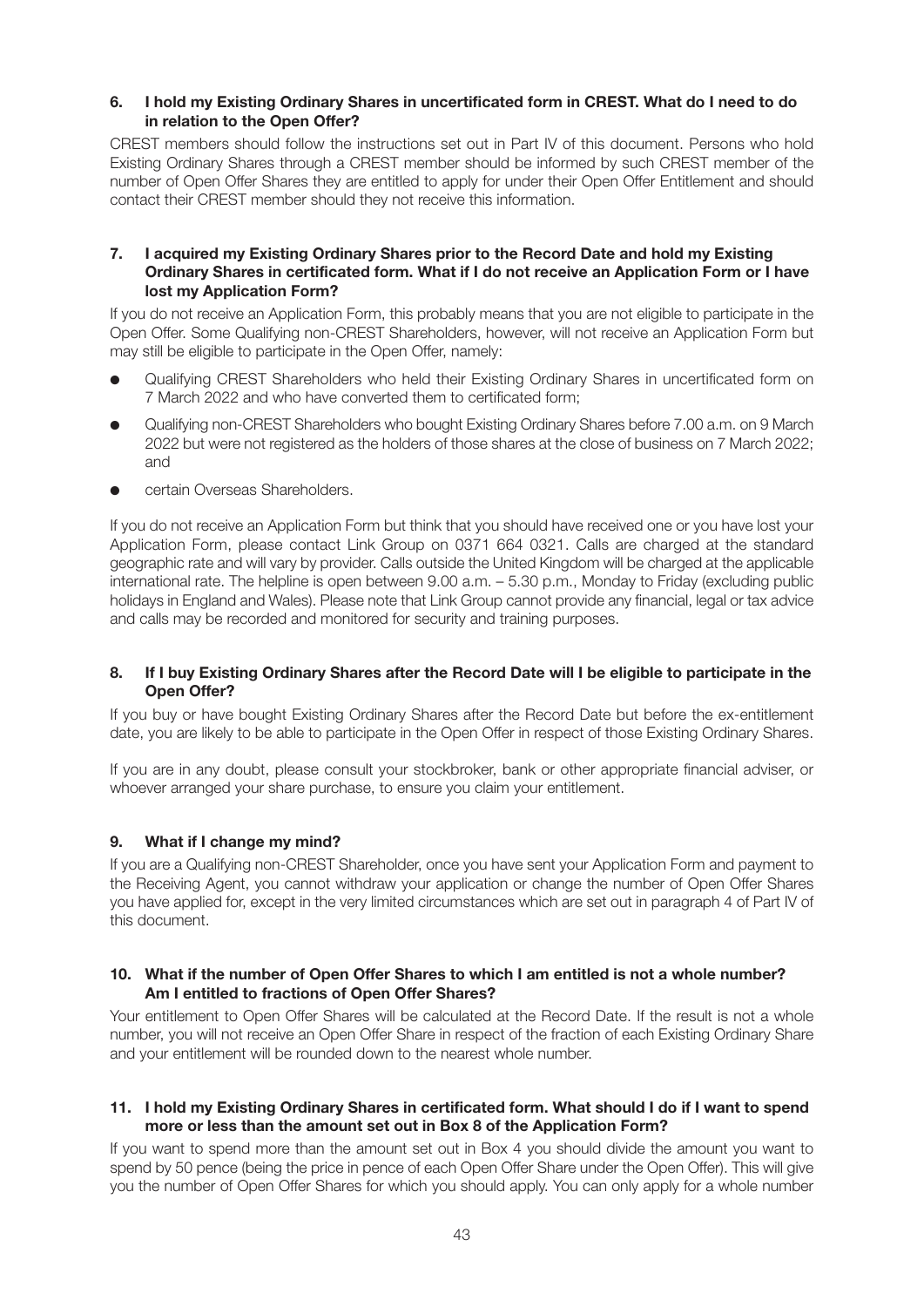### 6. I hold my Existing Ordinary Shares in uncertificated form in CREST. What do I need to do in relation to the Open Offer?

CREST members should follow the instructions set out in Part IV of this document. Persons who hold Existing Ordinary Shares through a CREST member should be informed by such CREST member of the number of Open Offer Shares they are entitled to apply for under their Open Offer Entitlement and should contact their CREST member should they not receive this information.

### 7. I acquired my Existing Ordinary Shares prior to the Record Date and hold my Existing Ordinary Shares in certificated form. What if I do not receive an Application Form or I have lost my Application Form?

If you do not receive an Application Form, this probably means that you are not eligible to participate in the Open Offer. Some Qualifying non-CREST Shareholders, however, will not receive an Application Form but may still be eligible to participate in the Open Offer, namely:

- Qualifying CREST Shareholders who held their Existing Ordinary Shares in uncertificated form on 7 March 2022 and who have converted them to certificated form;
- Qualifying non-CREST Shareholders who bought Existing Ordinary Shares before 7.00 a.m. on 9 March 2022 but were not registered as the holders of those shares at the close of business on 7 March 2022; and
- certain Overseas Shareholders.

If you do not receive an Application Form but think that you should have received one or you have lost your Application Form, please contact Link Group on 0371 664 0321. Calls are charged at the standard geographic rate and will vary by provider. Calls outside the United Kingdom will be charged at the applicable international rate. The helpline is open between 9.00 a.m. – 5.30 p.m., Monday to Friday (excluding public holidays in England and Wales). Please note that Link Group cannot provide any financial, legal or tax advice and calls may be recorded and monitored for security and training purposes.

### 8. If I buy Existing Ordinary Shares after the Record Date will I be eligible to participate in the Open Offer?

If you buy or have bought Existing Ordinary Shares after the Record Date but before the ex-entitlement date, you are likely to be able to participate in the Open Offer in respect of those Existing Ordinary Shares.

If you are in any doubt, please consult your stockbroker, bank or other appropriate financial adviser, or whoever arranged your share purchase, to ensure you claim your entitlement.

### 9. What if I change my mind?

If you are a Qualifying non-CREST Shareholder, once you have sent your Application Form and payment to the Receiving Agent, you cannot withdraw your application or change the number of Open Offer Shares you have applied for, except in the very limited circumstances which are set out in paragraph 4 of Part IV of this document.

### 10. What if the number of Open Offer Shares to which I am entitled is not a whole number? Am I entitled to fractions of Open Offer Shares?

Your entitlement to Open Offer Shares will be calculated at the Record Date. If the result is not a whole number, you will not receive an Open Offer Share in respect of the fraction of each Existing Ordinary Share and your entitlement will be rounded down to the nearest whole number.

### 11. I hold my Existing Ordinary Shares in certificated form. What should I do if I want to spend more or less than the amount set out in Box 8 of the Application Form?

If you want to spend more than the amount set out in Box 4 you should divide the amount you want to spend by 50 pence (being the price in pence of each Open Offer Share under the Open Offer). This will give you the number of Open Offer Shares for which you should apply. You can only apply for a whole number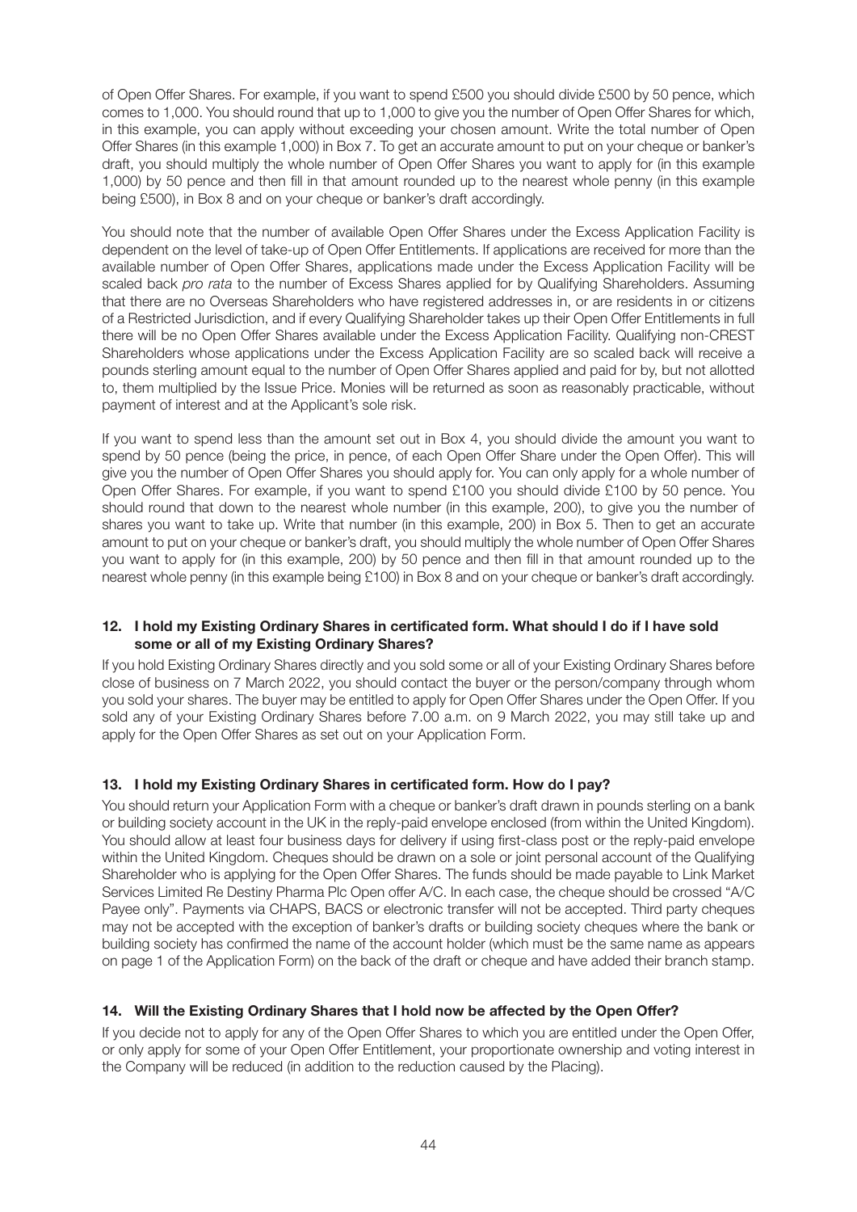of Open Offer Shares. For example, if you want to spend £500 you should divide £500 by 50 pence, which comes to 1,000. You should round that up to 1,000 to give you the number of Open Offer Shares for which, in this example, you can apply without exceeding your chosen amount. Write the total number of Open Offer Shares (in this example 1,000) in Box 7. To get an accurate amount to put on your cheque or banker's draft, you should multiply the whole number of Open Offer Shares you want to apply for (in this example 1,000) by 50 pence and then fill in that amount rounded up to the nearest whole penny (in this example being £500), in Box 8 and on your cheque or banker's draft accordingly.

You should note that the number of available Open Offer Shares under the Excess Application Facility is dependent on the level of take-up of Open Offer Entitlements. If applications are received for more than the available number of Open Offer Shares, applications made under the Excess Application Facility will be scaled back *pro rata* to the number of Excess Shares applied for by Qualifying Shareholders. Assuming that there are no Overseas Shareholders who have registered addresses in, or are residents in or citizens of a Restricted Jurisdiction, and if every Qualifying Shareholder takes up their Open Offer Entitlements in full there will be no Open Offer Shares available under the Excess Application Facility. Qualifying non-CREST Shareholders whose applications under the Excess Application Facility are so scaled back will receive a pounds sterling amount equal to the number of Open Offer Shares applied and paid for by, but not allotted to, them multiplied by the Issue Price. Monies will be returned as soon as reasonably practicable, without payment of interest and at the Applicant's sole risk.

If you want to spend less than the amount set out in Box 4, you should divide the amount you want to spend by 50 pence (being the price, in pence, of each Open Offer Share under the Open Offer). This will give you the number of Open Offer Shares you should apply for. You can only apply for a whole number of Open Offer Shares. For example, if you want to spend £100 you should divide £100 by 50 pence. You should round that down to the nearest whole number (in this example, 200), to give you the number of shares you want to take up. Write that number (in this example, 200) in Box 5. Then to get an accurate amount to put on your cheque or banker's draft, you should multiply the whole number of Open Offer Shares you want to apply for (in this example, 200) by 50 pence and then fill in that amount rounded up to the nearest whole penny (in this example being £100) in Box 8 and on your cheque or banker's draft accordingly.

### 12. I hold my Existing Ordinary Shares in certificated form. What should I do if I have sold some or all of my Existing Ordinary Shares?

If you hold Existing Ordinary Shares directly and you sold some or all of your Existing Ordinary Shares before close of business on 7 March 2022, you should contact the buyer or the person/company through whom you sold your shares. The buyer may be entitled to apply for Open Offer Shares under the Open Offer. If you sold any of your Existing Ordinary Shares before 7.00 a.m. on 9 March 2022, you may still take up and apply for the Open Offer Shares as set out on your Application Form.

### 13. I hold my Existing Ordinary Shares in certificated form. How do I pay?

You should return your Application Form with a cheque or banker's draft drawn in pounds sterling on a bank or building society account in the UK in the reply-paid envelope enclosed (from within the United Kingdom). You should allow at least four business days for delivery if using first-class post or the reply-paid envelope within the United Kingdom. Cheques should be drawn on a sole or joint personal account of the Qualifying Shareholder who is applying for the Open Offer Shares. The funds should be made payable to Link Market Services Limited Re Destiny Pharma Plc Open offer A/C. In each case, the cheque should be crossed "A/C Payee only". Payments via CHAPS, BACS or electronic transfer will not be accepted. Third party cheques may not be accepted with the exception of banker's drafts or building society cheques where the bank or building society has confirmed the name of the account holder (which must be the same name as appears on page 1 of the Application Form) on the back of the draft or cheque and have added their branch stamp.

### 14. Will the Existing Ordinary Shares that I hold now be affected by the Open Offer?

If you decide not to apply for any of the Open Offer Shares to which you are entitled under the Open Offer, or only apply for some of your Open Offer Entitlement, your proportionate ownership and voting interest in the Company will be reduced (in addition to the reduction caused by the Placing).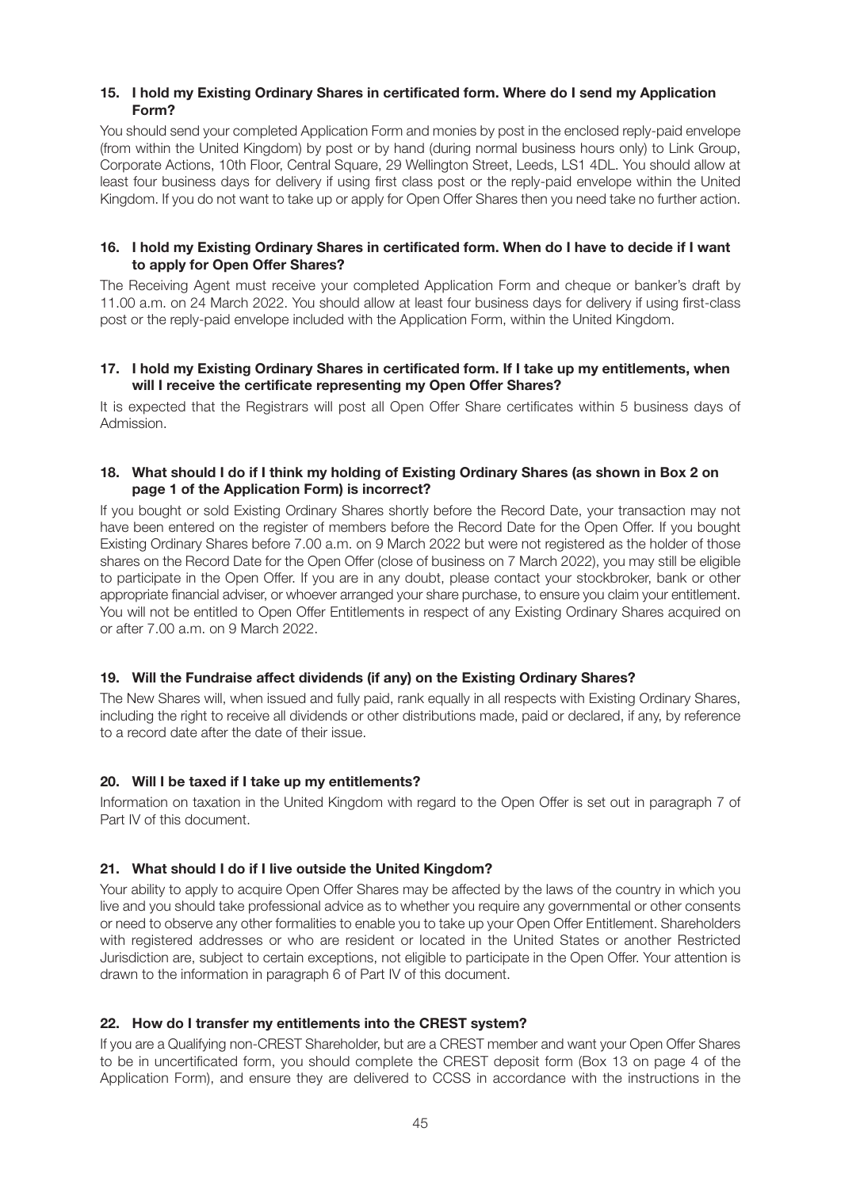**15. I hold my Existing Ordinary Shares in certificated form. Where do I send my Application Form?**

You should send your completed Application Form and monies by post in the enclosed reply-paid envelope (from within the United Kingdom) by post or by hand (during normal business hours only) to Link Group, Corporate Actions, 10th Floor, Central Square, 29 Wellington Street, Leeds, LS1 4DL. You should allow at least four business days for delivery if using first class post or the reply-paid envelope within the United Kingdom. If you do not want to take up or apply for Open Offer Shares then you need take no further action.

**16. I hold my Existing Ordinary Shares in certificated form. When do I have to decide if I want to apply for Open Offer Shares?**

The Receiving Agent must receive your completed Application Form and cheque or banker's draft by 11.00 a.m. on 24 March 2022. You should allow at least four business days for delivery if using first-class post or the reply-paid envelope included with the Application Form, within the United Kingdom.

**17. I hold my Existing Ordinary Shares in certificated form. If I take up my entitlements, when will I receive the certificate representing my Open Offer Shares?**

It is expected that the Registrars will post all Open Offer Share certificates within 5 business days of Admission.

**18. What should I do if I think my holding of Existing Ordinary Shares (as shown in Box 2 on page 1 of the Application Form) is incorrect?**

If you bought or sold Existing Ordinary Shares shortly before the Record Date, your transaction may not have been entered on the register of members before the Record Date for the Open Offer. If you bought Existing Ordinary Shares before 7.00 a.m. on 9 March 2022 but were not registered as the holder of those shares on the Record Date for the Open Offer (close of business on 7 March 2022), you may still be eligible to participate in the Open Offer. If you are in any doubt, please contact your stockbroker, bank or other appropriate financial adviser, or whoever arranged your share purchase, to ensure you claim your entitlement. You will not be entitled to Open Offer Entitlements in respect of any Existing Ordinary Shares acquired on or after 7.00 a.m. on 9 March 2022.

**19. Will the Fundraise affect dividends (if any) on the Existing Ordinary Shares?**

The New Shares will, when issued and fully paid, rank equally in all respects with Existing Ordinary Shares, including the right to receive all dividends or other distributions made, paid or declared, if any, by reference to a record date after the date of their issue.

**20. Will I be taxed if I take up my entitlements?**

Information on taxation in the United Kingdom with regard to the Open Offer is set out in paragraph 7 of Part IV of this document.

**21. What should I do if I live outside the United Kingdom?**

Your ability to apply to acquire Open Offer Shares may be affected by the laws of the country in which you live and you should take professional advice as to whether you require any governmental or other consents or need to observe any other formalities to enable you to take up your Open Offer Entitlement. Shareholders with registered addresses or who are resident or located in the United States or another Restricted Jurisdiction are, subject to certain exceptions, not eligible to participate in the Open Offer. Your attention is drawn to the information in paragraph 6 of Part IV of this document.

**22. How do I transfer my entitlements into the CREST system?**

If you are a Qualifying non-CREST Shareholder, but are a CREST member and want your Open Offer Shares to be in uncertificated form, you should complete the CREST deposit form (Box 13 on page 4 of the Application Form), and ensure they are delivered to CCSS in accordance with the instructions in the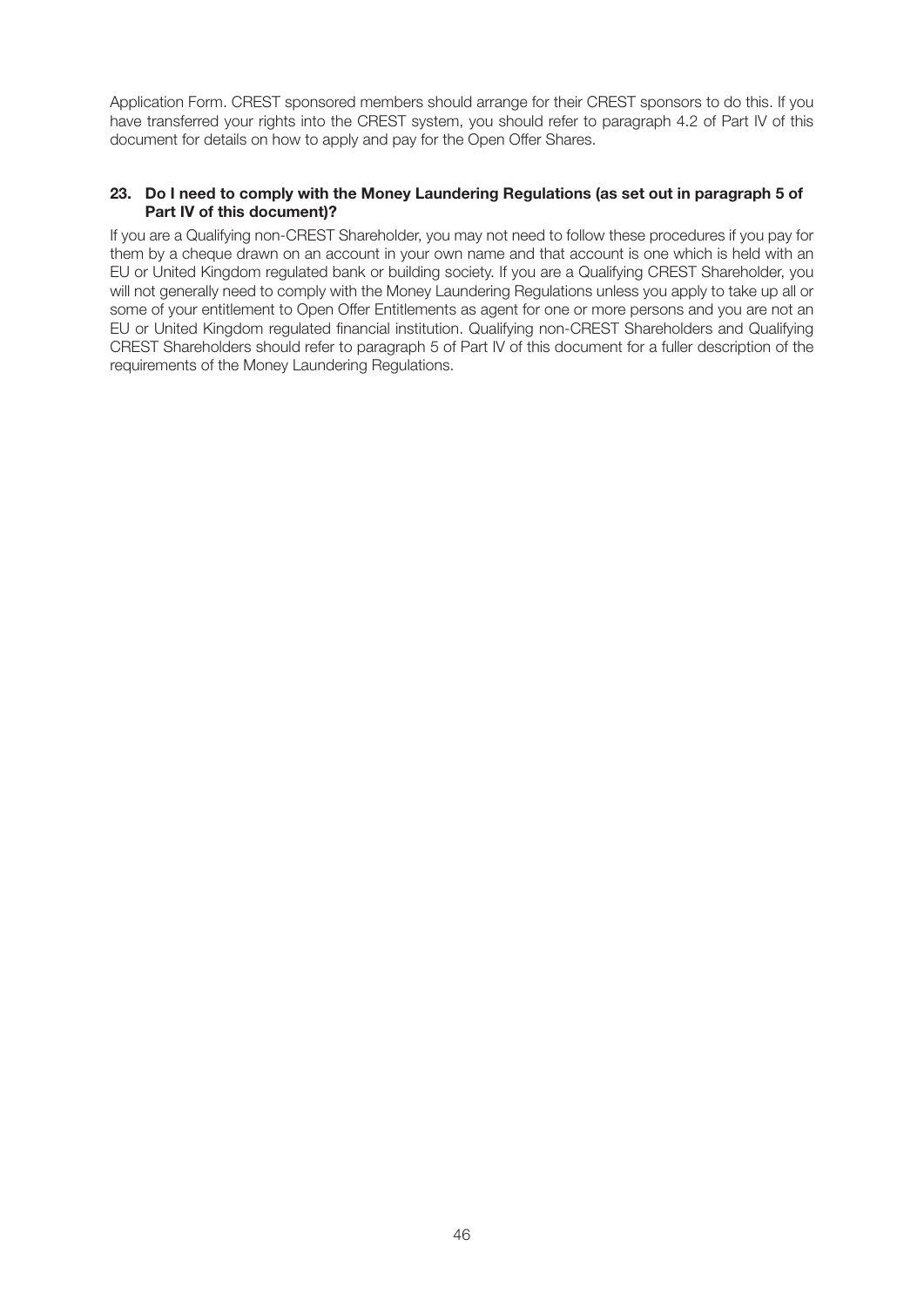Application Form. CREST sponsored members should arrange for their CREST sponsors to do this. If you have transferred your rights into the CREST system, you should refer to paragraph 4.2 of Part IV of this document for details on how to apply and pay for the Open Offer Shares.

**23. Do I need to comply with the Money Laundering Regulations (as set out in paragraph 5 of Part IV of this document)?**

If you are a Qualifying non-CREST Shareholder, you may not need to follow these procedures if you pay for them by a cheque drawn on an account in your own name and that account is one which is held with an EU or United Kingdom regulated bank or building society. If you are a Qualifying CREST Shareholder, you will not generally need to comply with the Money Laundering Regulations unless you apply to take up all or some of your entitlement to Open Offer Entitlements as agent for one or more persons and you are not an EU or United Kingdom regulated financial institution. Qualifying non-CREST Shareholders and Qualifying CREST Shareholders should refer to paragraph 5 of Part IV of this document for a fuller description of the requirements of the Money Laundering Regulations.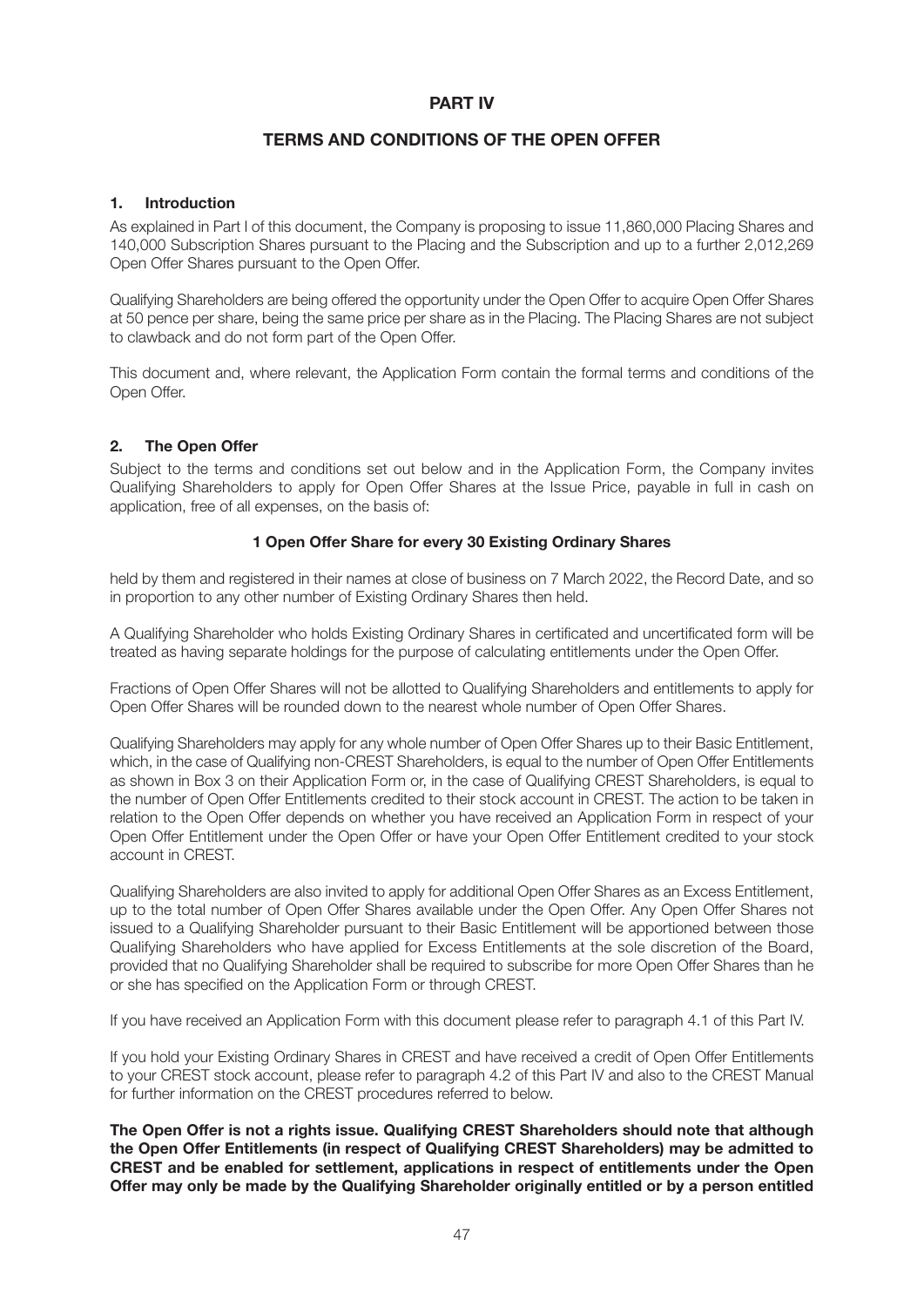# PART IV

## TERMS AND CONDITIONS OF THE OPEN OFFER

### 1. Introduction

As explained in Part I of this document, the Company is proposing to issue 11,860,000 Placing Shares and 140,000 Subscription Shares pursuant to the Placing and the Subscription and up to a further 2,012,269 Open Offer Shares pursuant to the Open Offer.

Qualifying Shareholders are being offered the opportunity under the Open Offer to acquire Open Offer Shares at 50 pence per share, being the same price per share as in the Placing. The Placing Shares are not subject to clawback and do not form part of the Open Offer.

This document and, where relevant, the Application Form contain the formal terms and conditions of the Open Offer.

### 2. The Open Offer

Subject to the terms and conditions set out below and in the Application Form, the Company invites Qualifying Shareholders to apply for Open Offer Shares at the Issue Price, payable in full in cash on application, free of all expenses, on the basis of:

**1 Open Offer Share for every 30 Existing Ordinary Shares**

held by them and registered in their names at close of business on 7 March 2022, the Record Date, and so in proportion to any other number of Existing Ordinary Shares then held.

A Qualifying Shareholder who holds Existing Ordinary Shares in certificated and uncertificated form will be treated as having separate holdings for the purpose of calculating entitlements under the Open Offer.

Fractions of Open Offer Shares will not be allotted to Qualifying Shareholders and entitlements to apply for Open Offer Shares will be rounded down to the nearest whole number of Open Offer Shares.

Qualifying Shareholders may apply for any whole number of Open Offer Shares up to their Basic Entitlement, which, in the case of Qualifying non-CREST Shareholders, is equal to the number of Open Offer Entitlements as shown in Box 3 on their Application Form or, in the case of Qualifying CREST Shareholders, is equal to the number of Open Offer Entitlements credited to their stock account in CREST. The action to be taken in relation to the Open Offer depends on whether you have received an Application Form in respect of your Open Offer Entitlement under the Open Offer or have your Open Offer Entitlement credited to your stock account in CREST.

Qualifying Shareholders are also invited to apply for additional Open Offer Shares as an Excess Entitlement, up to the total number of Open Offer Shares available under the Open Offer. Any Open Offer Shares not issued to a Qualifying Shareholder pursuant to their Basic Entitlement will be apportioned between those Qualifying Shareholders who have applied for Excess Entitlements at the sole discretion of the Board, provided that no Qualifying Shareholder shall be required to subscribe for more Open Offer Shares than he or she has specified on the Application Form or through CREST.

If you have received an Application Form with this document please refer to paragraph 4.1 of this Part IV.

If you hold your Existing Ordinary Shares in CREST and have received a credit of Open Offer Entitlements to your CREST stock account, please refer to paragraph 4.2 of this Part IV and also to the CREST Manual for further information on the CREST procedures referred to below.

**The Open Offer is not a rights issue. Qualifying CREST Shareholders should note that although the Open Offer Entitlements (in respect of Qualifying CREST Shareholders) may be admitted to CREST and be enabled for settlement, applications in respect of entitlements under the Open Offer may only be made by the Qualifying Shareholder originally entitled or by a person entitled**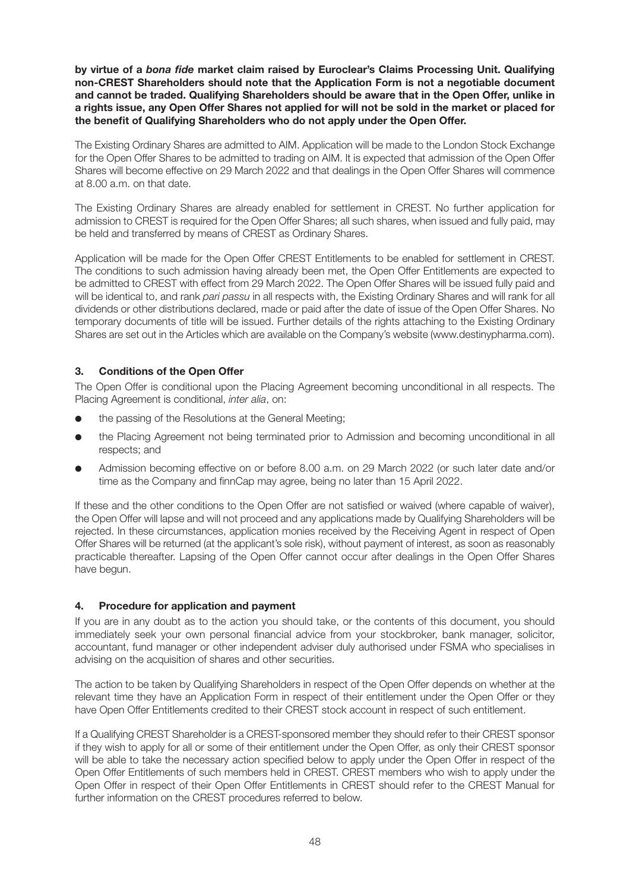**by virtue of a *bona fide* market claim raised by Euroclear's Claims Processing Unit. Qualifying non-CREST Shareholders should note that the Application Form is not a negotiable document and cannot be traded. Qualifying Shareholders should be aware that in the Open Offer, unlike in a rights issue, any Open Offer Shares not applied for will not be sold in the market or placed for the benefit of Qualifying Shareholders who do not apply under the Open Offer.**

The Existing Ordinary Shares are admitted to AIM. Application will be made to the London Stock Exchange for the Open Offer Shares to be admitted to trading on AIM. It is expected that admission of the Open Offer Shares will become effective on 29 March 2022 and that dealings in the Open Offer Shares will commence at 8.00 a.m. on that date.

The Existing Ordinary Shares are already enabled for settlement in CREST. No further application for admission to CREST is required for the Open Offer Shares; all such shares, when issued and fully paid, may be held and transferred by means of CREST as Ordinary Shares.

Application will be made for the Open Offer CREST Entitlements to be enabled for settlement in CREST. The conditions to such admission having already been met, the Open Offer Entitlements are expected to be admitted to CREST with effect from 29 March 2022. The Open Offer Shares will be issued fully paid and will be identical to, and rank *pari passu* in all respects with, the Existing Ordinary Shares and will rank for all dividends or other distributions declared, made or paid after the date of issue of the Open Offer Shares. No temporary documents of title will be issued. Further details of the rights attaching to the Existing Ordinary Shares are set out in the Articles which are available on the Company's website (www.destinypharma.com).

### 3. Conditions of the Open Offer

The Open Offer is conditional upon the Placing Agreement becoming unconditional in all respects. The Placing Agreement is conditional, *inter alia*, on:

- the passing of the Resolutions at the General Meeting;
- the Placing Agreement not being terminated prior to Admission and becoming unconditional in all respects; and
- Admission becoming effective on or before 8.00 a.m. on 29 March 2022 (or such later date and/or time as the Company and finnCap may agree, being no later than 15 April 2022.

If these and the other conditions to the Open Offer are not satisfied or waived (where capable of waiver), the Open Offer will lapse and will not proceed and any applications made by Qualifying Shareholders will be rejected. In these circumstances, application monies received by the Receiving Agent in respect of Open Offer Shares will be returned (at the applicant's sole risk), without payment of interest, as soon as reasonably practicable thereafter. Lapsing of the Open Offer cannot occur after dealings in the Open Offer Shares have begun.

### 4. Procedure for application and payment

If you are in any doubt as to the action you should take, or the contents of this document, you should immediately seek your own personal financial advice from your stockbroker, bank manager, solicitor, accountant, fund manager or other independent adviser duly authorised under FSMA who specialises in advising on the acquisition of shares and other securities.

The action to be taken by Qualifying Shareholders in respect of the Open Offer depends on whether at the relevant time they have an Application Form in respect of their entitlement under the Open Offer or they have Open Offer Entitlements credited to their CREST stock account in respect of such entitlement.

If a Qualifying CREST Shareholder is a CREST-sponsored member they should refer to their CREST sponsor if they wish to apply for all or some of their entitlement under the Open Offer, as only their CREST sponsor will be able to take the necessary action specified below to apply under the Open Offer in respect of the Open Offer Entitlements of such members held in CREST. CREST members who wish to apply under the Open Offer in respect of their Open Offer Entitlements in CREST should refer to the CREST Manual for further information on the CREST procedures referred to below.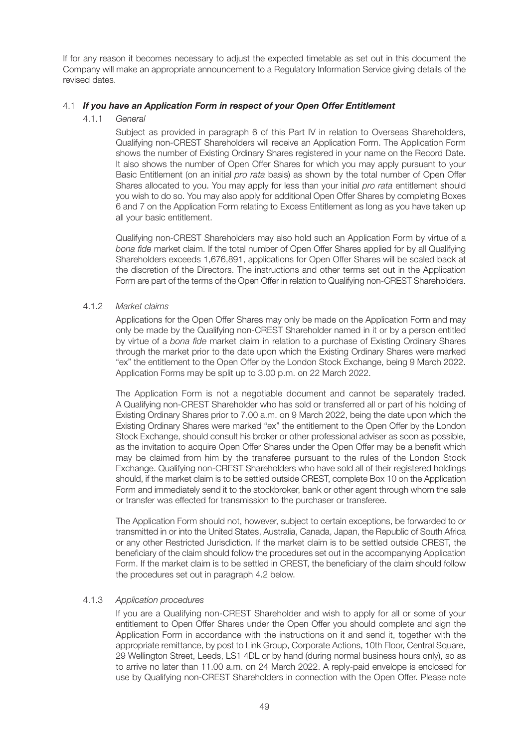If for any reason it becomes necessary to adjust the expected timetable as set out in this document the Company will make an appropriate announcement to a Regulatory Information Service giving details of the revised dates.

### 4.1 *If you have an Application Form in respect of your Open Offer Entitlement*

#### 4.1.1 *General*

Subject as provided in paragraph 6 of this Part IV in relation to Overseas Shareholders, Qualifying non-CREST Shareholders will receive an Application Form. The Application Form shows the number of Existing Ordinary Shares registered in your name on the Record Date. It also shows the number of Open Offer Shares for which you may apply pursuant to your Basic Entitlement (on an initial *pro rata* basis) as shown by the total number of Open Offer Shares allocated to you. You may apply for less than your initial *pro rata* entitlement should you wish to do so. You may also apply for additional Open Offer Shares by completing Boxes 6 and 7 on the Application Form relating to Excess Entitlement as long as you have taken up all your basic entitlement.

Qualifying non-CREST Shareholders may also hold such an Application Form by virtue of a *bona fide* market claim. If the total number of Open Offer Shares applied for by all Qualifying Shareholders exceeds 1,676,891, applications for Open Offer Shares will be scaled back at the discretion of the Directors. The instructions and other terms set out in the Application Form are part of the terms of the Open Offer in relation to Qualifying non-CREST Shareholders.

#### 4.1.2 *Market claims*

Applications for the Open Offer Shares may only be made on the Application Form and may only be made by the Qualifying non-CREST Shareholder named in it or by a person entitled by virtue of a *bona fide* market claim in relation to a purchase of Existing Ordinary Shares through the market prior to the date upon which the Existing Ordinary Shares were marked "ex" the entitlement to the Open Offer by the London Stock Exchange, being 9 March 2022. Application Forms may be split up to 3.00 p.m. on 22 March 2022.

The Application Form is not a negotiable document and cannot be separately traded. A Qualifying non-CREST Shareholder who has sold or transferred all or part of his holding of Existing Ordinary Shares prior to 7.00 a.m. on 9 March 2022, being the date upon which the Existing Ordinary Shares were marked "ex" the entitlement to the Open Offer by the London Stock Exchange, should consult his broker or other professional adviser as soon as possible, as the invitation to acquire Open Offer Shares under the Open Offer may be a benefit which may be claimed from him by the transferee pursuant to the rules of the London Stock Exchange. Qualifying non-CREST Shareholders who have sold all of their registered holdings should, if the market claim is to be settled outside CREST, complete Box 10 on the Application Form and immediately send it to the stockbroker, bank or other agent through whom the sale or transfer was effected for transmission to the purchaser or transferee.

The Application Form should not, however, subject to certain exceptions, be forwarded to or transmitted in or into the United States, Australia, Canada, Japan, the Republic of South Africa or any other Restricted Jurisdiction. If the market claim is to be settled outside CREST, the beneficiary of the claim should follow the procedures set out in the accompanying Application Form. If the market claim is to be settled in CREST, the beneficiary of the claim should follow the procedures set out in paragraph 4.2 below.

#### 4.1.3 *Application procedures*

If you are a Qualifying non-CREST Shareholder and wish to apply for all or some of your entitlement to Open Offer Shares under the Open Offer you should complete and sign the Application Form in accordance with the instructions on it and send it, together with the appropriate remittance, by post to Link Group, Corporate Actions, 10th Floor, Central Square, 29 Wellington Street, Leeds, LS1 4DL or by hand (during normal business hours only), so as to arrive no later than 11.00 a.m. on 24 March 2022. A reply-paid envelope is enclosed for use by Qualifying non-CREST Shareholders in connection with the Open Offer. Please note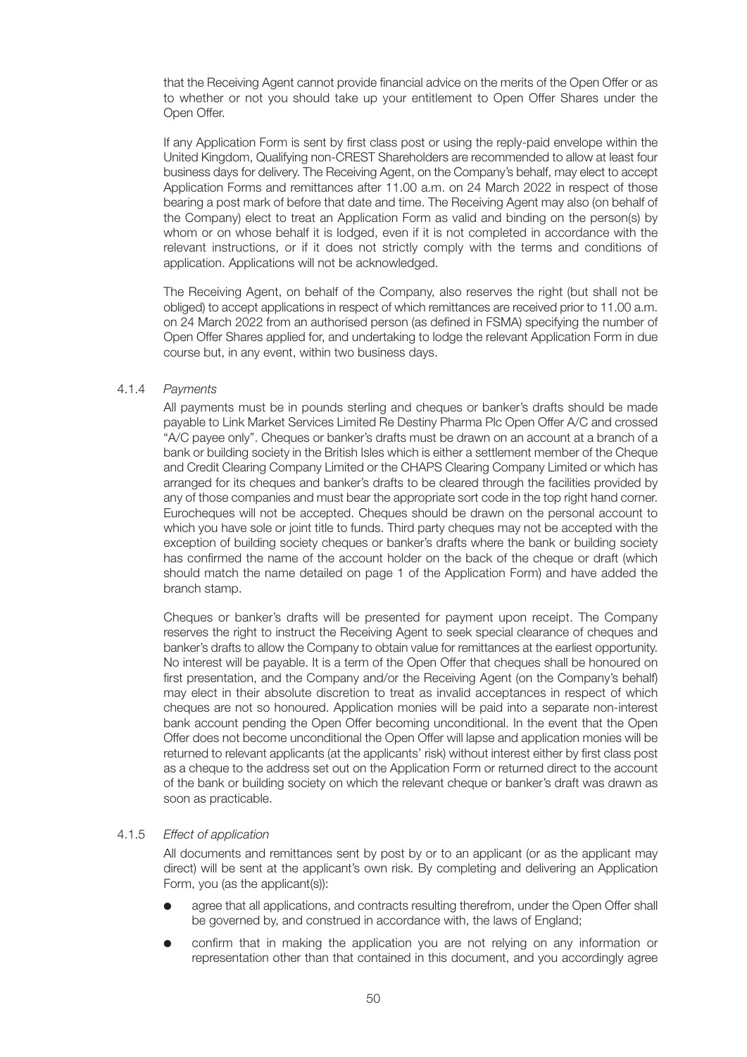that the Receiving Agent cannot provide financial advice on the merits of the Open Offer or as to whether or not you should take up your entitlement to Open Offer Shares under the Open Offer.

If any Application Form is sent by first class post or using the reply-paid envelope within the United Kingdom, Qualifying non-CREST Shareholders are recommended to allow at least four business days for delivery. The Receiving Agent, on the Company's behalf, may elect to accept Application Forms and remittances after 11.00 a.m. on 24 March 2022 in respect of those bearing a post mark of before that date and time. The Receiving Agent may also (on behalf of the Company) elect to treat an Application Form as valid and binding on the person(s) by whom or on whose behalf it is lodged, even if it is not completed in accordance with the relevant instructions, or if it does not strictly comply with the terms and conditions of application. Applications will not be acknowledged.

The Receiving Agent, on behalf of the Company, also reserves the right (but shall not be obliged) to accept applications in respect of which remittances are received prior to 11.00 a.m. on 24 March 2022 from an authorised person (as defined in FSMA) specifying the number of Open Offer Shares applied for, and undertaking to lodge the relevant Application Form in due course but, in any event, within two business days.

4.1.4 *Payments*

All payments must be in pounds sterling and cheques or banker's drafts should be made payable to Link Market Services Limited Re Destiny Pharma Plc Open Offer A/C and crossed "A/C payee only". Cheques or banker's drafts must be drawn on an account at a branch of a bank or building society in the British Isles which is either a settlement member of the Cheque and Credit Clearing Company Limited or the CHAPS Clearing Company Limited or which has arranged for its cheques and banker's drafts to be cleared through the facilities provided by any of those companies and must bear the appropriate sort code in the top right hand corner. Eurocheques will not be accepted. Cheques should be drawn on the personal account to which you have sole or joint title to funds. Third party cheques may not be accepted with the exception of building society cheques or banker's drafts where the bank or building society has confirmed the name of the account holder on the back of the cheque or draft (which should match the name detailed on page 1 of the Application Form) and have added the branch stamp.

Cheques or banker's drafts will be presented for payment upon receipt. The Company reserves the right to instruct the Receiving Agent to seek special clearance of cheques and banker's drafts to allow the Company to obtain value for remittances at the earliest opportunity. No interest will be payable. It is a term of the Open Offer that cheques shall be honoured on first presentation, and the Company and/or the Receiving Agent (on the Company's behalf) may elect in their absolute discretion to treat as invalid acceptances in respect of which cheques are not so honoured. Application monies will be paid into a separate non-interest bank account pending the Open Offer becoming unconditional. In the event that the Open Offer does not become unconditional the Open Offer will lapse and application monies will be returned to relevant applicants (at the applicants' risk) without interest either by first class post as a cheque to the address set out on the Application Form or returned direct to the account of the bank or building society on which the relevant cheque or banker's draft was drawn as soon as practicable.

4.1.5 *Effect of application*

All documents and remittances sent by post by or to an applicant (or as the applicant may direct) will be sent at the applicant's own risk. By completing and delivering an Application Form, you (as the applicant(s)):

- agree that all applications, and contracts resulting therefrom, under the Open Offer shall be governed by, and construed in accordance with, the laws of England;
- confirm that in making the application you are not relying on any information or representation other than that contained in this document, and you accordingly agree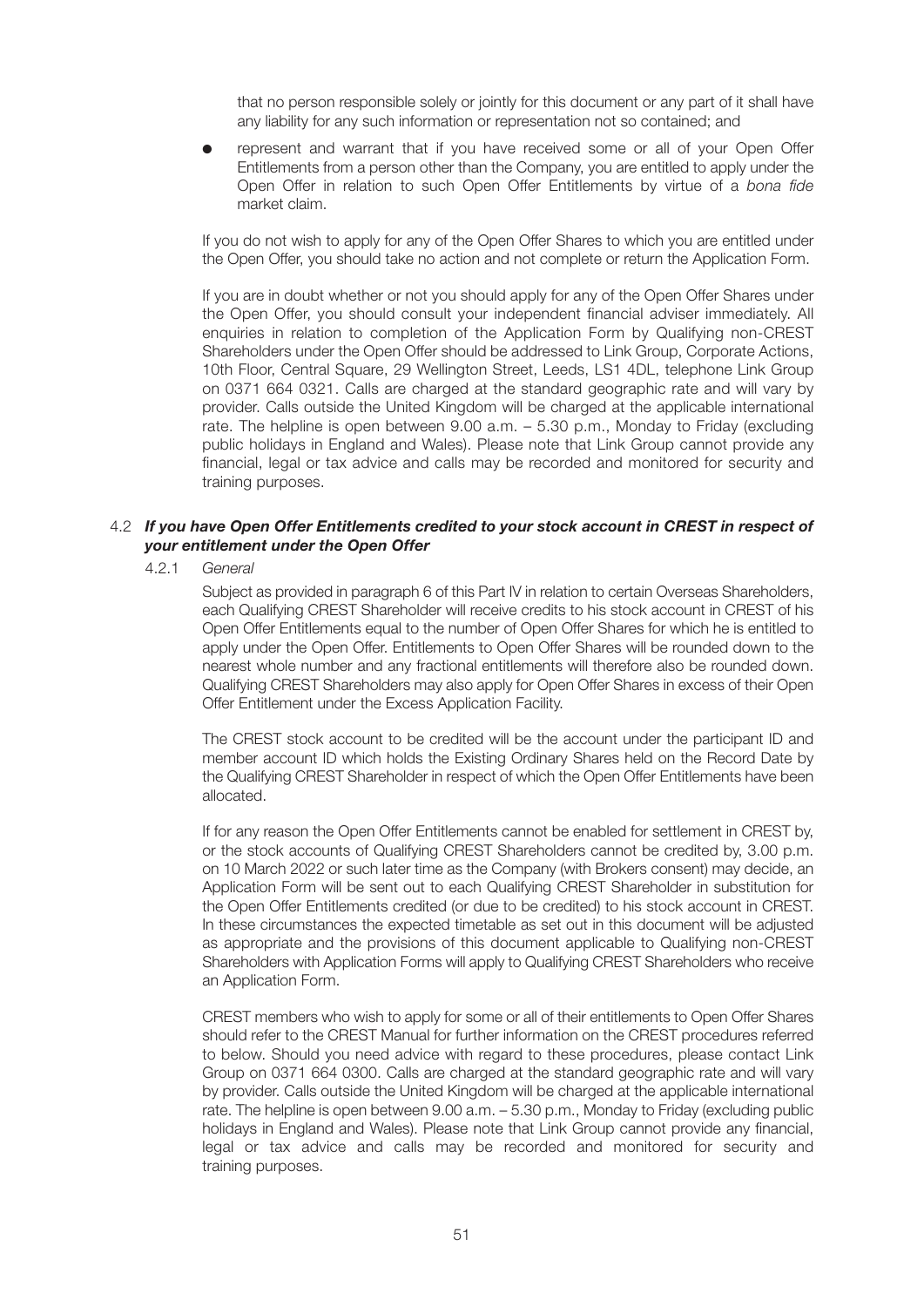that no person responsible solely or jointly for this document or any part of it shall have any liability for any such information or representation not so contained; and

- represent and warrant that if you have received some or all of your Open Offer Entitlements from a person other than the Company, you are entitled to apply under the Open Offer in relation to such Open Offer Entitlements by virtue of a *bona fide* market claim.

If you do not wish to apply for any of the Open Offer Shares to which you are entitled under the Open Offer, you should take no action and not complete or return the Application Form.

If you are in doubt whether or not you should apply for any of the Open Offer Shares under the Open Offer, you should consult your independent financial adviser immediately. All enquiries in relation to completion of the Application Form by Qualifying non-CREST Shareholders under the Open Offer should be addressed to Link Group, Corporate Actions, 10th Floor, Central Square, 29 Wellington Street, Leeds, LS1 4DL, telephone Link Group on 0371 664 0321. Calls are charged at the standard geographic rate and will vary by provider. Calls outside the United Kingdom will be charged at the applicable international rate. The helpline is open between 9.00 a.m. – 5.30 p.m., Monday to Friday (excluding public holidays in England and Wales). Please note that Link Group cannot provide any financial, legal or tax advice and calls may be recorded and monitored for security and training purposes.

### 4.2 *If you have Open Offer Entitlements credited to your stock account in CREST in respect of your entitlement under the Open Offer*

4.2.1 *General*

Subject as provided in paragraph 6 of this Part IV in relation to certain Overseas Shareholders, each Qualifying CREST Shareholder will receive credits to his stock account in CREST of his Open Offer Entitlements equal to the number of Open Offer Shares for which he is entitled to apply under the Open Offer. Entitlements to Open Offer Shares will be rounded down to the nearest whole number and any fractional entitlements will therefore also be rounded down. Qualifying CREST Shareholders may also apply for Open Offer Shares in excess of their Open Offer Entitlement under the Excess Application Facility.

The CREST stock account to be credited will be the account under the participant ID and member account ID which holds the Existing Ordinary Shares held on the Record Date by the Qualifying CREST Shareholder in respect of which the Open Offer Entitlements have been allocated.

If for any reason the Open Offer Entitlements cannot be enabled for settlement in CREST by, or the stock accounts of Qualifying CREST Shareholders cannot be credited by, 3.00 p.m. on 10 March 2022 or such later time as the Company (with Brokers consent) may decide, an Application Form will be sent out to each Qualifying CREST Shareholder in substitution for the Open Offer Entitlements credited (or due to be credited) to his stock account in CREST. In these circumstances the expected timetable as set out in this document will be adjusted as appropriate and the provisions of this document applicable to Qualifying non-CREST Shareholders with Application Forms will apply to Qualifying CREST Shareholders who receive an Application Form.

CREST members who wish to apply for some or all of their entitlements to Open Offer Shares should refer to the CREST Manual for further information on the CREST procedures referred to below. Should you need advice with regard to these procedures, please contact Link Group on 0371 664 0300. Calls are charged at the standard geographic rate and will vary by provider. Calls outside the United Kingdom will be charged at the applicable international rate. The helpline is open between 9.00 a.m. – 5.30 p.m., Monday to Friday (excluding public holidays in England and Wales). Please note that Link Group cannot provide any financial, legal or tax advice and calls may be recorded and monitored for security and training purposes.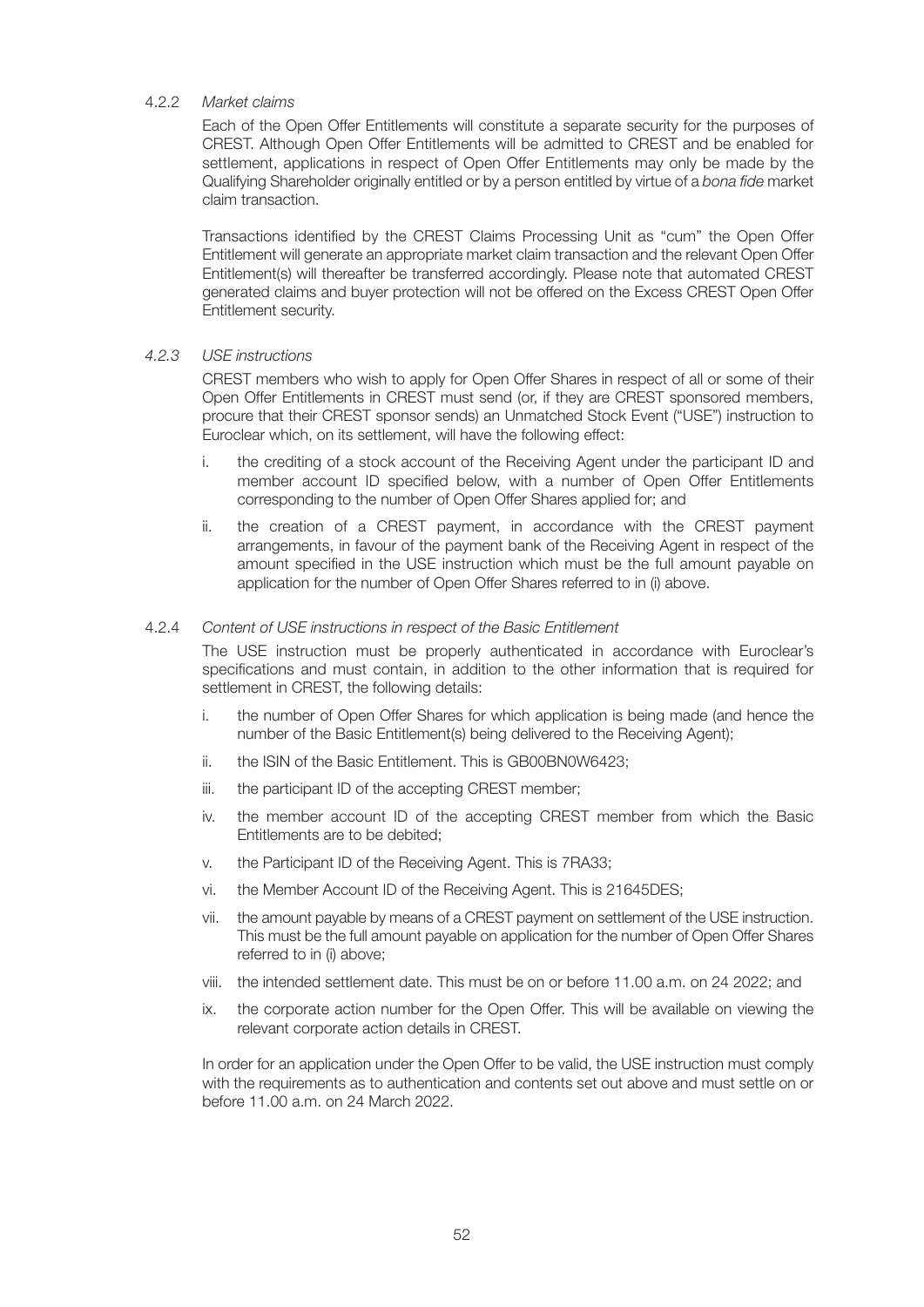#### 4.2.2 *Market claims*

Each of the Open Offer Entitlements will constitute a separate security for the purposes of CREST. Although Open Offer Entitlements will be admitted to CREST and be enabled for settlement, applications in respect of Open Offer Entitlements may only be made by the Qualifying Shareholder originally entitled or by a person entitled by virtue of a *bona fide* market claim transaction.

Transactions identified by the CREST Claims Processing Unit as "cum" the Open Offer Entitlement will generate an appropriate market claim transaction and the relevant Open Offer Entitlement(s) will thereafter be transferred accordingly. Please note that automated CREST generated claims and buyer protection will not be offered on the Excess CREST Open Offer Entitlement security.

#### *4.2.3 USE instructions*

CREST members who wish to apply for Open Offer Shares in respect of all or some of their Open Offer Entitlements in CREST must send (or, if they are CREST sponsored members, procure that their CREST sponsor sends) an Unmatched Stock Event ("USE") instruction to Euroclear which, on its settlement, will have the following effect:

i. the crediting of a stock account of the Receiving Agent under the participant ID and member account ID specified below, with a number of Open Offer Entitlements corresponding to the number of Open Offer Shares applied for; and

ii. the creation of a CREST payment, in accordance with the CREST payment arrangements, in favour of the payment bank of the Receiving Agent in respect of the amount specified in the USE instruction which must be the full amount payable on application for the number of Open Offer Shares referred to in (i) above.

#### 4.2.4 *Content of USE instructions in respect of the Basic Entitlement*

The USE instruction must be properly authenticated in accordance with Euroclear's specifications and must contain, in addition to the other information that is required for settlement in CREST, the following details:

i. the number of Open Offer Shares for which application is being made (and hence the number of the Basic Entitlement(s) being delivered to the Receiving Agent);

ii. the ISIN of the Basic Entitlement. This is GB00BN0W6423;

iii. the participant ID of the accepting CREST member;

iv. the member account ID of the accepting CREST member from which the Basic Entitlements are to be debited;

v. the Participant ID of the Receiving Agent. This is 7RA33;

vi. the Member Account ID of the Receiving Agent. This is 21645DES;

vii. the amount payable by means of a CREST payment on settlement of the USE instruction. This must be the full amount payable on application for the number of Open Offer Shares referred to in (i) above;

viii. the intended settlement date. This must be on or before 11.00 a.m. on 24 2022; and

ix. the corporate action number for the Open Offer. This will be available on viewing the relevant corporate action details in CREST.

In order for an application under the Open Offer to be valid, the USE instruction must comply with the requirements as to authentication and contents set out above and must settle on or before 11.00 a.m. on 24 March 2022.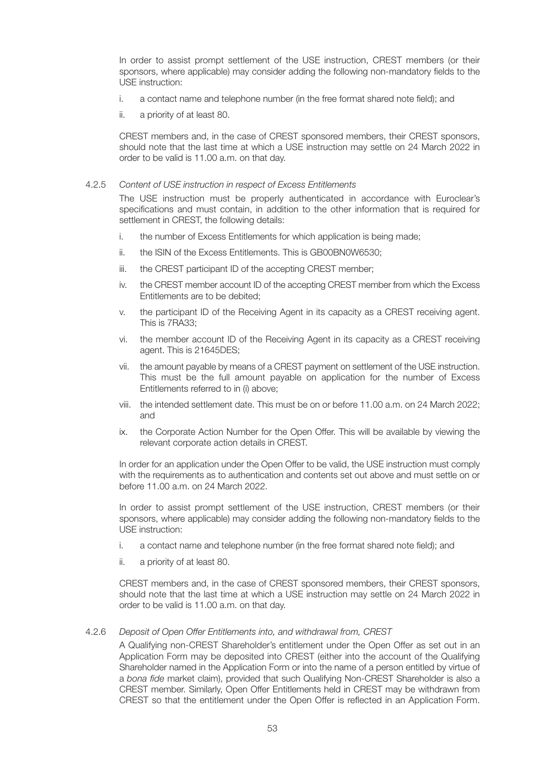In order to assist prompt settlement of the USE instruction, CREST members (or their sponsors, where applicable) may consider adding the following non-mandatory fields to the USE instruction:

i. a contact name and telephone number (in the free format shared note field); and

ii. a priority of at least 80.

CREST members and, in the case of CREST sponsored members, their CREST sponsors, should note that the last time at which a USE instruction may settle on 24 March 2022 in order to be valid is 11.00 a.m. on that day.

4.2.5 *Content of USE instruction in respect of Excess Entitlements*

The USE instruction must be properly authenticated in accordance with Euroclear's specifications and must contain, in addition to the other information that is required for settlement in CREST, the following details:

i. the number of Excess Entitlements for which application is being made;

ii. the ISIN of the Excess Entitlements. This is GB00BN0W6530;

iii. the CREST participant ID of the accepting CREST member;

iv. the CREST member account ID of the accepting CREST member from which the Excess Entitlements are to be debited;

v. the participant ID of the Receiving Agent in its capacity as a CREST receiving agent. This is 7RA33;

vi. the member account ID of the Receiving Agent in its capacity as a CREST receiving agent. This is 21645DES;

vii. the amount payable by means of a CREST payment on settlement of the USE instruction. This must be the full amount payable on application for the number of Excess Entitlements referred to in (i) above;

viii. the intended settlement date. This must be on or before 11.00 a.m. on 24 March 2022; and

ix. the Corporate Action Number for the Open Offer. This will be available by viewing the relevant corporate action details in CREST.

In order for an application under the Open Offer to be valid, the USE instruction must comply with the requirements as to authentication and contents set out above and must settle on or before 11.00 a.m. on 24 March 2022.

In order to assist prompt settlement of the USE instruction, CREST members (or their sponsors, where applicable) may consider adding the following non-mandatory fields to the USE instruction:

i. a contact name and telephone number (in the free format shared note field); and

ii. a priority of at least 80.

CREST members and, in the case of CREST sponsored members, their CREST sponsors, should note that the last time at which a USE instruction may settle on 24 March 2022 in order to be valid is 11.00 a.m. on that day.

4.2.6 *Deposit of Open Offer Entitlements into, and withdrawal from, CREST*

A Qualifying non-CREST Shareholder's entitlement under the Open Offer as set out in an Application Form may be deposited into CREST (either into the account of the Qualifying Shareholder named in the Application Form or into the name of a person entitled by virtue of a *bona fide* market claim), provided that such Qualifying Non-CREST Shareholder is also a CREST member. Similarly, Open Offer Entitlements held in CREST may be withdrawn from CREST so that the entitlement under the Open Offer is reflected in an Application Form.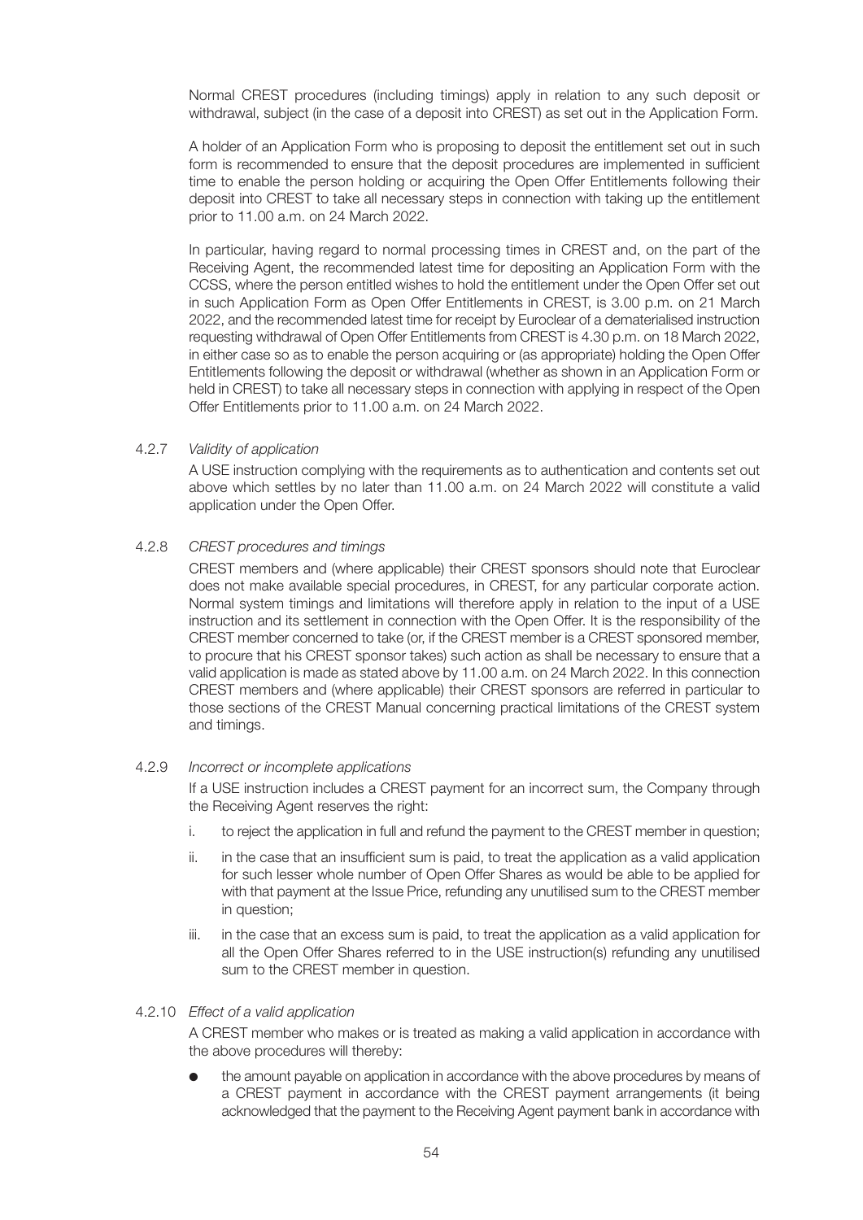Normal CREST procedures (including timings) apply in relation to any such deposit or withdrawal, subject (in the case of a deposit into CREST) as set out in the Application Form.

A holder of an Application Form who is proposing to deposit the entitlement set out in such form is recommended to ensure that the deposit procedures are implemented in sufficient time to enable the person holding or acquiring the Open Offer Entitlements following their deposit into CREST to take all necessary steps in connection with taking up the entitlement prior to 11.00 a.m. on 24 March 2022.

In particular, having regard to normal processing times in CREST and, on the part of the Receiving Agent, the recommended latest time for depositing an Application Form with the CCSS, where the person entitled wishes to hold the entitlement under the Open Offer set out in such Application Form as Open Offer Entitlements in CREST, is 3.00 p.m. on 21 March 2022, and the recommended latest time for receipt by Euroclear of a dematerialised instruction requesting withdrawal of Open Offer Entitlements from CREST is 4.30 p.m. on 18 March 2022, in either case so as to enable the person acquiring or (as appropriate) holding the Open Offer Entitlements following the deposit or withdrawal (whether as shown in an Application Form or held in CREST) to take all necessary steps in connection with applying in respect of the Open Offer Entitlements prior to 11.00 a.m. on 24 March 2022.

4.2.7 *Validity of application*

A USE instruction complying with the requirements as to authentication and contents set out above which settles by no later than 11.00 a.m. on 24 March 2022 will constitute a valid application under the Open Offer.

4.2.8 *CREST procedures and timings*

CREST members and (where applicable) their CREST sponsors should note that Euroclear does not make available special procedures, in CREST, for any particular corporate action. Normal system timings and limitations will therefore apply in relation to the input of a USE instruction and its settlement in connection with the Open Offer. It is the responsibility of the CREST member concerned to take (or, if the CREST member is a CREST sponsored member, to procure that his CREST sponsor takes) such action as shall be necessary to ensure that a valid application is made as stated above by 11.00 a.m. on 24 March 2022. In this connection CREST members and (where applicable) their CREST sponsors are referred in particular to those sections of the CREST Manual concerning practical limitations of the CREST system and timings.

4.2.9 *Incorrect or incomplete applications*

If a USE instruction includes a CREST payment for an incorrect sum, the Company through the Receiving Agent reserves the right:

i. to reject the application in full and refund the payment to the CREST member in question;

ii. in the case that an insufficient sum is paid, to treat the application as a valid application for such lesser whole number of Open Offer Shares as would be able to be applied for with that payment at the Issue Price, refunding any unutilised sum to the CREST member in question;

iii. in the case that an excess sum is paid, to treat the application as a valid application for all the Open Offer Shares referred to in the USE instruction(s) refunding any unutilised sum to the CREST member in question.

4.2.10 *Effect of a valid application*

A CREST member who makes or is treated as making a valid application in accordance with the above procedures will thereby:

- the amount payable on application in accordance with the above procedures by means of a CREST payment in accordance with the CREST payment arrangements (it being acknowledged that the payment to the Receiving Agent payment bank in accordance with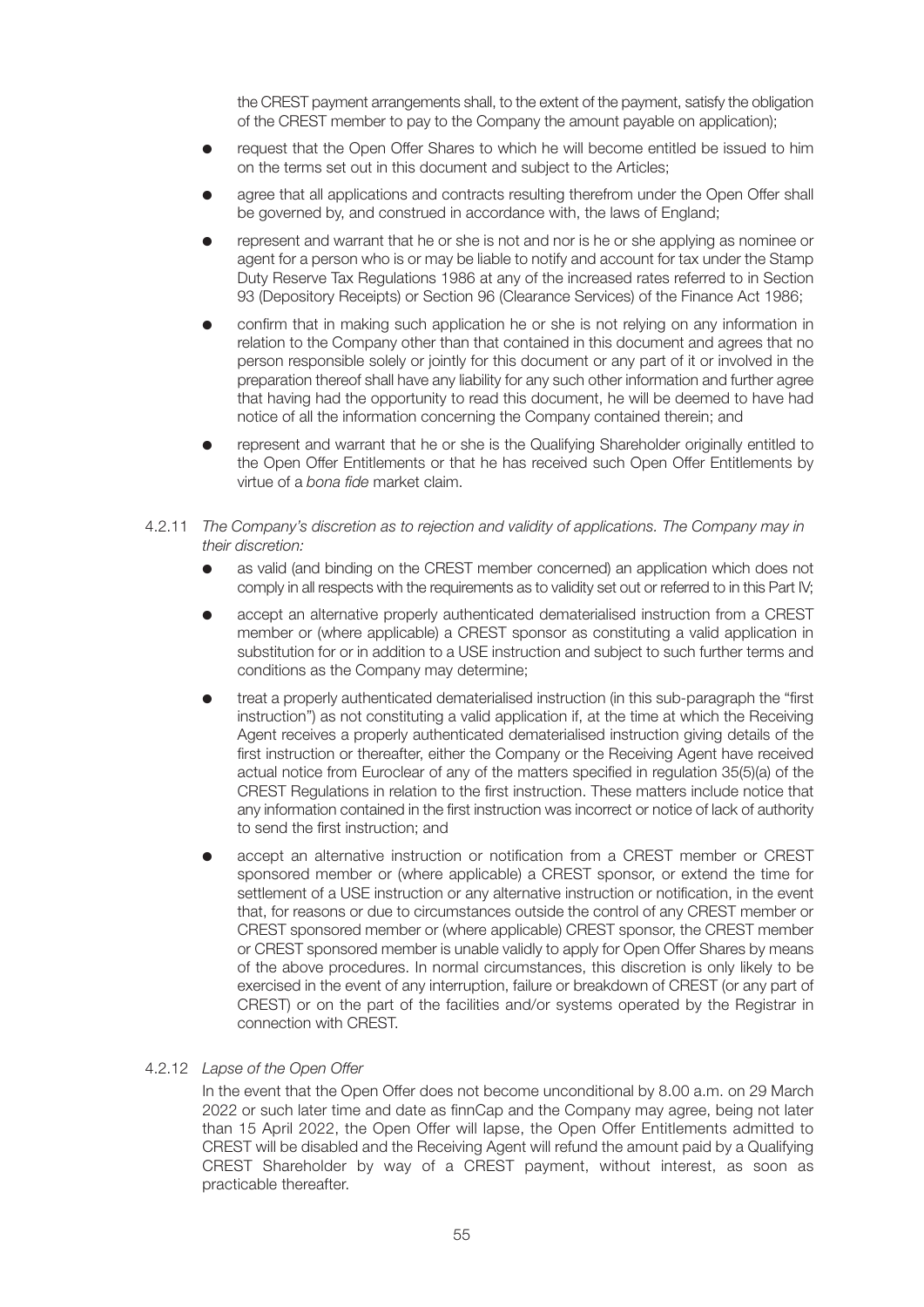the CREST payment arrangements shall, to the extent of the payment, satisfy the obligation of the CREST member to pay to the Company the amount payable on application);

- request that the Open Offer Shares to which he will become entitled be issued to him on the terms set out in this document and subject to the Articles;
- agree that all applications and contracts resulting therefrom under the Open Offer shall be governed by, and construed in accordance with, the laws of England;
- represent and warrant that he or she is not and nor is he or she applying as nominee or agent for a person who is or may be liable to notify and account for tax under the Stamp Duty Reserve Tax Regulations 1986 at any of the increased rates referred to in Section 93 (Depository Receipts) or Section 96 (Clearance Services) of the Finance Act 1986;
- confirm that in making such application he or she is not relying on any information in relation to the Company other than that contained in this document and agrees that no person responsible solely or jointly for this document or any part of it or involved in the preparation thereof shall have any liability for any such other information and further agree that having had the opportunity to read this document, he will be deemed to have had notice of all the information concerning the Company contained therein; and
- represent and warrant that he or she is the Qualifying Shareholder originally entitled to the Open Offer Entitlements or that he has received such Open Offer Entitlements by virtue of a *bona fide* market claim.

4.2.11 *The Company's discretion as to rejection and validity of applications. The Company may in their discretion:*

- as valid (and binding on the CREST member concerned) an application which does not comply in all respects with the requirements as to validity set out or referred to in this Part IV;
- accept an alternative properly authenticated dematerialised instruction from a CREST member or (where applicable) a CREST sponsor as constituting a valid application in substitution for or in addition to a USE instruction and subject to such further terms and conditions as the Company may determine;
- treat a properly authenticated dematerialised instruction (in this sub-paragraph the "first instruction") as not constituting a valid application if, at the time at which the Receiving Agent receives a properly authenticated dematerialised instruction giving details of the first instruction or thereafter, either the Company or the Receiving Agent have received actual notice from Euroclear of any of the matters specified in regulation 35(5)(a) of the CREST Regulations in relation to the first instruction. These matters include notice that any information contained in the first instruction was incorrect or notice of lack of authority to send the first instruction; and
- accept an alternative instruction or notification from a CREST member or CREST sponsored member or (where applicable) a CREST sponsor, or extend the time for settlement of a USE instruction or any alternative instruction or notification, in the event that, for reasons or due to circumstances outside the control of any CREST member or CREST sponsored member or (where applicable) CREST sponsor, the CREST member or CREST sponsored member is unable validly to apply for Open Offer Shares by means of the above procedures. In normal circumstances, this discretion is only likely to be exercised in the event of any interruption, failure or breakdown of CREST (or any part of CREST) or on the part of the facilities and/or systems operated by the Registrar in connection with CREST.

4.2.12 *Lapse of the Open Offer*

In the event that the Open Offer does not become unconditional by 8.00 a.m. on 29 March 2022 or such later time and date as finnCap and the Company may agree, being not later than 15 April 2022, the Open Offer will lapse, the Open Offer Entitlements admitted to CREST will be disabled and the Receiving Agent will refund the amount paid by a Qualifying CREST Shareholder by way of a CREST payment, without interest, as soon as practicable thereafter.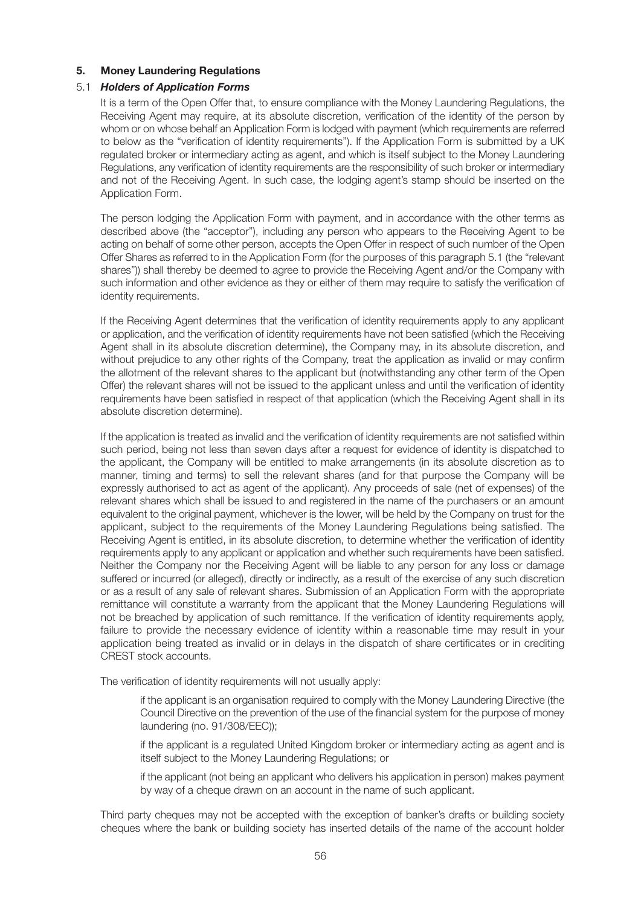## 5. Money Laundering Regulations

### 5.1 *Holders of Application Forms*

It is a term of the Open Offer that, to ensure compliance with the Money Laundering Regulations, the Receiving Agent may require, at its absolute discretion, verification of the identity of the person by whom or on whose behalf an Application Form is lodged with payment (which requirements are referred to below as the "verification of identity requirements"). If the Application Form is submitted by a UK regulated broker or intermediary acting as agent, and which is itself subject to the Money Laundering Regulations, any verification of identity requirements are the responsibility of such broker or intermediary and not of the Receiving Agent. In such case, the lodging agent's stamp should be inserted on the Application Form.

The person lodging the Application Form with payment, and in accordance with the other terms as described above (the "acceptor"), including any person who appears to the Receiving Agent to be acting on behalf of some other person, accepts the Open Offer in respect of such number of the Open Offer Shares as referred to in the Application Form (for the purposes of this paragraph 5.1 (the "relevant shares")) shall thereby be deemed to agree to provide the Receiving Agent and/or the Company with such information and other evidence as they or either of them may require to satisfy the verification of identity requirements.

If the Receiving Agent determines that the verification of identity requirements apply to any applicant or application, and the verification of identity requirements have not been satisfied (which the Receiving Agent shall in its absolute discretion determine), the Company may, in its absolute discretion, and without prejudice to any other rights of the Company, treat the application as invalid or may confirm the allotment of the relevant shares to the applicant but (notwithstanding any other term of the Open Offer) the relevant shares will not be issued to the applicant unless and until the verification of identity requirements have been satisfied in respect of that application (which the Receiving Agent shall in its absolute discretion determine).

If the application is treated as invalid and the verification of identity requirements are not satisfied within such period, being not less than seven days after a request for evidence of identity is dispatched to the applicant, the Company will be entitled to make arrangements (in its absolute discretion as to manner, timing and terms) to sell the relevant shares (and for that purpose the Company will be expressly authorised to act as agent of the applicant). Any proceeds of sale (net of expenses) of the relevant shares which shall be issued to and registered in the name of the purchasers or an amount equivalent to the original payment, whichever is the lower, will be held by the Company on trust for the applicant, subject to the requirements of the Money Laundering Regulations being satisfied. The Receiving Agent is entitled, in its absolute discretion, to determine whether the verification of identity requirements apply to any applicant or application and whether such requirements have been satisfied. Neither the Company nor the Receiving Agent will be liable to any person for any loss or damage suffered or incurred (or alleged), directly or indirectly, as a result of the exercise of any such discretion or as a result of any sale of relevant shares. Submission of an Application Form with the appropriate remittance will constitute a warranty from the applicant that the Money Laundering Regulations will not be breached by application of such remittance. If the verification of identity requirements apply, failure to provide the necessary evidence of identity within a reasonable time may result in your application being treated as invalid or in delays in the dispatch of share certificates or in crediting CREST stock accounts.

The verification of identity requirements will not usually apply:

if the applicant is an organisation required to comply with the Money Laundering Directive (the Council Directive on the prevention of the use of the financial system for the purpose of money laundering (no. 91/308/EEC));

if the applicant is a regulated United Kingdom broker or intermediary acting as agent and is itself subject to the Money Laundering Regulations; or

if the applicant (not being an applicant who delivers his application in person) makes payment by way of a cheque drawn on an account in the name of such applicant.

Third party cheques may not be accepted with the exception of banker's drafts or building society cheques where the bank or building society has inserted details of the name of the account holder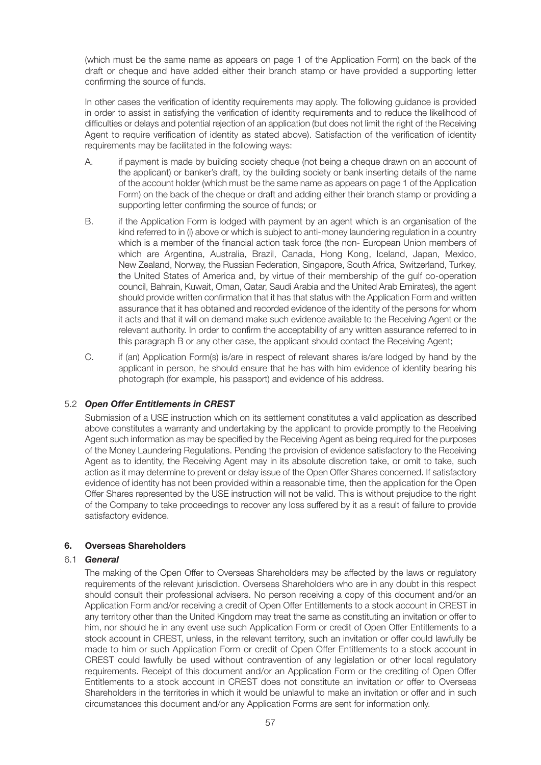(which must be the same name as appears on page 1 of the Application Form) on the back of the draft or cheque and have added either their branch stamp or have provided a supporting letter confirming the source of funds.

In other cases the verification of identity requirements may apply. The following guidance is provided in order to assist in satisfying the verification of identity requirements and to reduce the likelihood of difficulties or delays and potential rejection of an application (but does not limit the right of the Receiving Agent to require verification of identity as stated above). Satisfaction of the verification of identity requirements may be facilitated in the following ways:

A. if payment is made by building society cheque (not being a cheque drawn on an account of the applicant) or banker's draft, by the building society or bank inserting details of the name of the account holder (which must be the same name as appears on page 1 of the Application Form) on the back of the cheque or draft and adding either their branch stamp or providing a supporting letter confirming the source of funds; or

B. if the Application Form is lodged with payment by an agent which is an organisation of the kind referred to in (i) above or which is subject to anti-money laundering regulation in a country which is a member of the financial action task force (the non- European Union members of which are Argentina, Australia, Brazil, Canada, Hong Kong, Iceland, Japan, Mexico, New Zealand, Norway, the Russian Federation, Singapore, South Africa, Switzerland, Turkey, the United States of America and, by virtue of their membership of the gulf co-operation council, Bahrain, Kuwait, Oman, Qatar, Saudi Arabia and the United Arab Emirates), the agent should provide written confirmation that it has that status with the Application Form and written assurance that it has obtained and recorded evidence of the identity of the persons for whom it acts and that it will on demand make such evidence available to the Receiving Agent or the relevant authority. In order to confirm the acceptability of any written assurance referred to in this paragraph B or any other case, the applicant should contact the Receiving Agent;

C. if (an) Application Form(s) is/are in respect of relevant shares is/are lodged by hand by the applicant in person, he should ensure that he has with him evidence of identity bearing his photograph (for example, his passport) and evidence of his address.

### 5.2 *Open Offer Entitlements in CREST*

Submission of a USE instruction which on its settlement constitutes a valid application as described above constitutes a warranty and undertaking by the applicant to provide promptly to the Receiving Agent such information as may be specified by the Receiving Agent as being required for the purposes of the Money Laundering Regulations. Pending the provision of evidence satisfactory to the Receiving Agent as to identity, the Receiving Agent may in its absolute discretion take, or omit to take, such action as it may determine to prevent or delay issue of the Open Offer Shares concerned. If satisfactory evidence of identity has not been provided within a reasonable time, then the application for the Open Offer Shares represented by the USE instruction will not be valid. This is without prejudice to the right of the Company to take proceedings to recover any loss suffered by it as a result of failure to provide satisfactory evidence.

## 6. Overseas Shareholders

### 6.1 *General*

The making of the Open Offer to Overseas Shareholders may be affected by the laws or regulatory requirements of the relevant jurisdiction. Overseas Shareholders who are in any doubt in this respect should consult their professional advisers. No person receiving a copy of this document and/or an Application Form and/or receiving a credit of Open Offer Entitlements to a stock account in CREST in any territory other than the United Kingdom may treat the same as constituting an invitation or offer to him, nor should he in any event use such Application Form or credit of Open Offer Entitlements to a stock account in CREST, unless, in the relevant territory, such an invitation or offer could lawfully be made to him or such Application Form or credit of Open Offer Entitlements to a stock account in CREST could lawfully be used without contravention of any legislation or other local regulatory requirements. Receipt of this document and/or an Application Form or the crediting of Open Offer Entitlements to a stock account in CREST does not constitute an invitation or offer to Overseas Shareholders in the territories in which it would be unlawful to make an invitation or offer and in such circumstances this document and/or any Application Forms are sent for information only.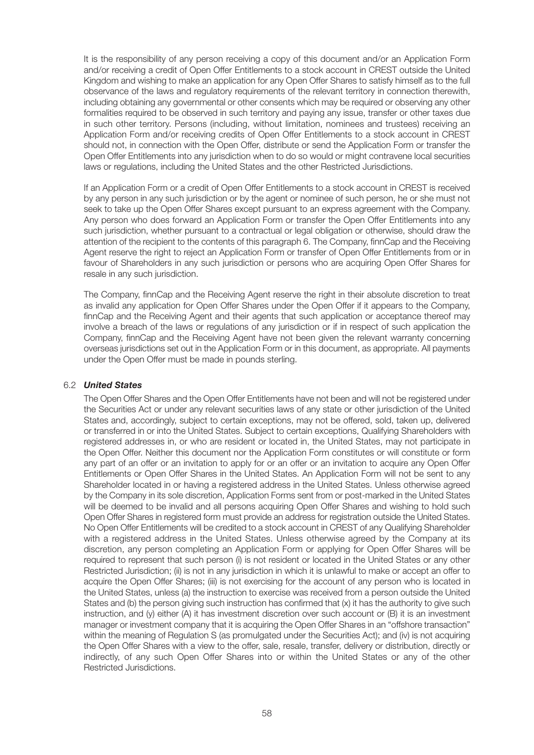It is the responsibility of any person receiving a copy of this document and/or an Application Form and/or receiving a credit of Open Offer Entitlements to a stock account in CREST outside the United Kingdom and wishing to make an application for any Open Offer Shares to satisfy himself as to the full observance of the laws and regulatory requirements of the relevant territory in connection therewith, including obtaining any governmental or other consents which may be required or observing any other formalities required to be observed in such territory and paying any issue, transfer or other taxes due in such other territory. Persons (including, without limitation, nominees and trustees) receiving an Application Form and/or receiving credits of Open Offer Entitlements to a stock account in CREST should not, in connection with the Open Offer, distribute or send the Application Form or transfer the Open Offer Entitlements into any jurisdiction when to do so would or might contravene local securities laws or regulations, including the United States and the other Restricted Jurisdictions.

If an Application Form or a credit of Open Offer Entitlements to a stock account in CREST is received by any person in any such jurisdiction or by the agent or nominee of such person, he or she must not seek to take up the Open Offer Shares except pursuant to an express agreement with the Company. Any person who does forward an Application Form or transfer the Open Offer Entitlements into any such jurisdiction, whether pursuant to a contractual or legal obligation or otherwise, should draw the attention of the recipient to the contents of this paragraph 6. The Company, finnCap and the Receiving Agent reserve the right to reject an Application Form or transfer of Open Offer Entitlements from or in favour of Shareholders in any such jurisdiction or persons who are acquiring Open Offer Shares for resale in any such jurisdiction.

The Company, finnCap and the Receiving Agent reserve the right in their absolute discretion to treat as invalid any application for Open Offer Shares under the Open Offer if it appears to the Company, finnCap and the Receiving Agent and their agents that such application or acceptance thereof may involve a breach of the laws or regulations of any jurisdiction or if in respect of such application the Company, finnCap and the Receiving Agent have not been given the relevant warranty concerning overseas jurisdictions set out in the Application Form or in this document, as appropriate. All payments under the Open Offer must be made in pounds sterling.

### 6.2 *United States*

The Open Offer Shares and the Open Offer Entitlements have not been and will not be registered under the Securities Act or under any relevant securities laws of any state or other jurisdiction of the United States and, accordingly, subject to certain exceptions, may not be offered, sold, taken up, delivered or transferred in or into the United States. Subject to certain exceptions, Qualifying Shareholders with registered addresses in, or who are resident or located in, the United States, may not participate in the Open Offer. Neither this document nor the Application Form constitutes or will constitute or form any part of an offer or an invitation to apply for or an offer or an invitation to acquire any Open Offer Entitlements or Open Offer Shares in the United States. An Application Form will not be sent to any Shareholder located in or having a registered address in the United States. Unless otherwise agreed by the Company in its sole discretion, Application Forms sent from or post-marked in the United States will be deemed to be invalid and all persons acquiring Open Offer Shares and wishing to hold such Open Offer Shares in registered form must provide an address for registration outside the United States. No Open Offer Entitlements will be credited to a stock account in CREST of any Qualifying Shareholder with a registered address in the United States. Unless otherwise agreed by the Company at its discretion, any person completing an Application Form or applying for Open Offer Shares will be required to represent that such person (i) is not resident or located in the United States or any other Restricted Jurisdiction; (ii) is not in any jurisdiction in which it is unlawful to make or accept an offer to acquire the Open Offer Shares; (iii) is not exercising for the account of any person who is located in the United States, unless (a) the instruction to exercise was received from a person outside the United States and (b) the person giving such instruction has confirmed that (x) it has the authority to give such instruction, and (y) either (A) it has investment discretion over such account or (B) it is an investment manager or investment company that it is acquiring the Open Offer Shares in an "offshore transaction" within the meaning of Regulation S (as promulgated under the Securities Act); and (iv) is not acquiring the Open Offer Shares with a view to the offer, sale, resale, transfer, delivery or distribution, directly or indirectly, of any such Open Offer Shares into or within the United States or any of the other Restricted Jurisdictions.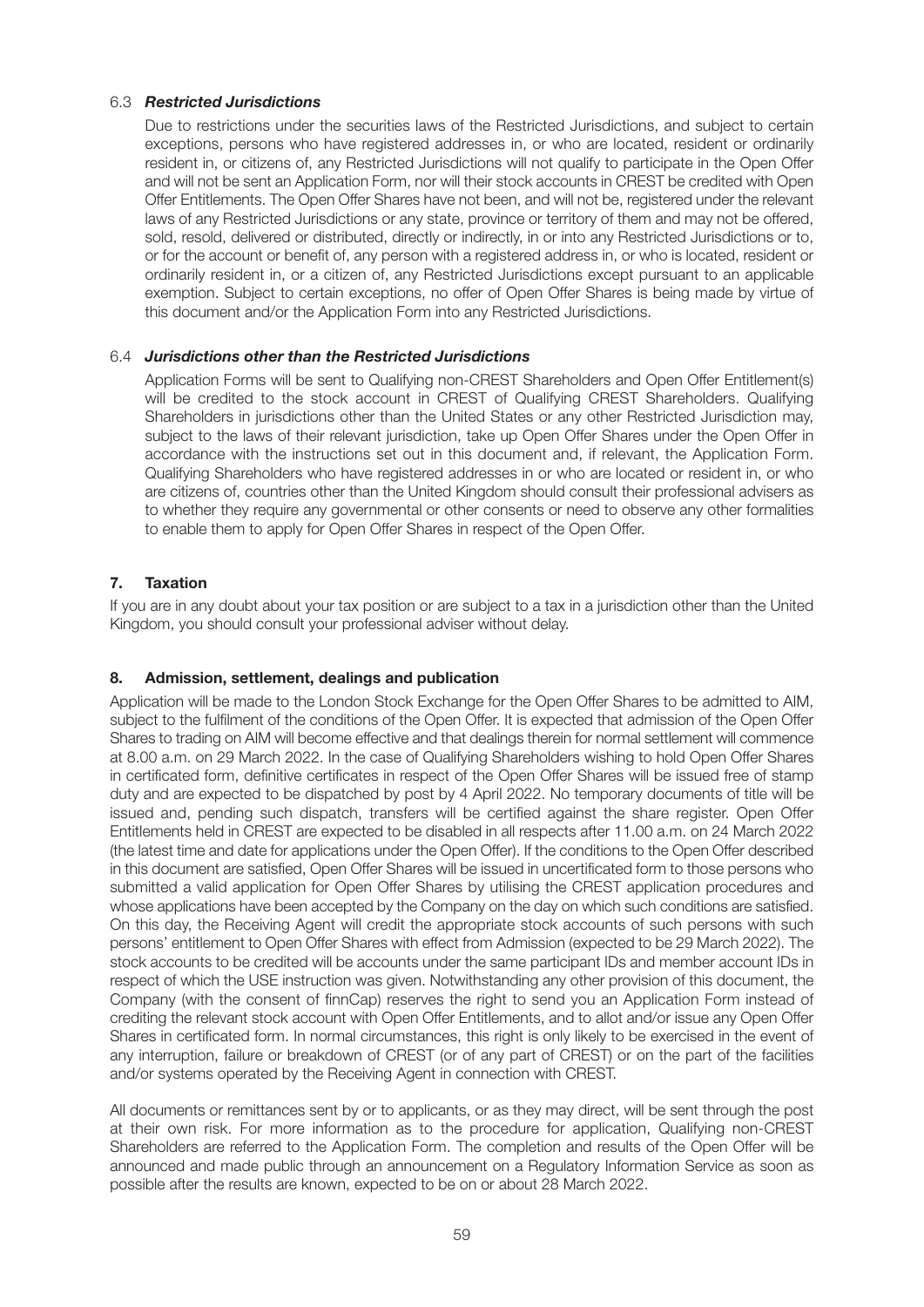### 6.3 *Restricted Jurisdictions*

Due to restrictions under the securities laws of the Restricted Jurisdictions, and subject to certain exceptions, persons who have registered addresses in, or who are located, resident or ordinarily resident in, or citizens of, any Restricted Jurisdictions will not qualify to participate in the Open Offer and will not be sent an Application Form, nor will their stock accounts in CREST be credited with Open Offer Entitlements. The Open Offer Shares have not been, and will not be, registered under the relevant laws of any Restricted Jurisdictions or any state, province or territory of them and may not be offered, sold, resold, delivered or distributed, directly or indirectly, in or into any Restricted Jurisdictions or to, or for the account or benefit of, any person with a registered address in, or who is located, resident or ordinarily resident in, or a citizen of, any Restricted Jurisdictions except pursuant to an applicable exemption. Subject to certain exceptions, no offer of Open Offer Shares is being made by virtue of this document and/or the Application Form into any Restricted Jurisdictions.

### 6.4 *Jurisdictions other than the Restricted Jurisdictions*

Application Forms will be sent to Qualifying non-CREST Shareholders and Open Offer Entitlement(s) will be credited to the stock account in CREST of Qualifying CREST Shareholders. Qualifying Shareholders in jurisdictions other than the United States or any other Restricted Jurisdiction may, subject to the laws of their relevant jurisdiction, take up Open Offer Shares under the Open Offer in accordance with the instructions set out in this document and, if relevant, the Application Form. Qualifying Shareholders who have registered addresses in or who are located or resident in, or who are citizens of, countries other than the United Kingdom should consult their professional advisers as to whether they require any governmental or other consents or need to observe any other formalities to enable them to apply for Open Offer Shares in respect of the Open Offer.

## 7. Taxation

If you are in any doubt about your tax position or are subject to a tax in a jurisdiction other than the United Kingdom, you should consult your professional adviser without delay.

## 8. Admission, settlement, dealings and publication

Application will be made to the London Stock Exchange for the Open Offer Shares to be admitted to AIM, subject to the fulfilment of the conditions of the Open Offer. It is expected that admission of the Open Offer Shares to trading on AIM will become effective and that dealings therein for normal settlement will commence at 8.00 a.m. on 29 March 2022. In the case of Qualifying Shareholders wishing to hold Open Offer Shares in certificated form, definitive certificates in respect of the Open Offer Shares will be issued free of stamp duty and are expected to be dispatched by post by 4 April 2022. No temporary documents of title will be issued and, pending such dispatch, transfers will be certified against the share register. Open Offer Entitlements held in CREST are expected to be disabled in all respects after 11.00 a.m. on 24 March 2022 (the latest time and date for applications under the Open Offer). If the conditions to the Open Offer described in this document are satisfied, Open Offer Shares will be issued in uncertificated form to those persons who submitted a valid application for Open Offer Shares by utilising the CREST application procedures and whose applications have been accepted by the Company on the day on which such conditions are satisfied. On this day, the Receiving Agent will credit the appropriate stock accounts of such persons with such persons' entitlement to Open Offer Shares with effect from Admission (expected to be 29 March 2022). The stock accounts to be credited will be accounts under the same participant IDs and member account IDs in respect of which the USE instruction was given. Notwithstanding any other provision of this document, the Company (with the consent of finnCap) reserves the right to send you an Application Form instead of crediting the relevant stock account with Open Offer Entitlements, and to allot and/or issue any Open Offer Shares in certificated form. In normal circumstances, this right is only likely to be exercised in the event of any interruption, failure or breakdown of CREST (or of any part of CREST) or on the part of the facilities and/or systems operated by the Receiving Agent in connection with CREST.

All documents or remittances sent by or to applicants, or as they may direct, will be sent through the post at their own risk. For more information as to the procedure for application, Qualifying non-CREST Shareholders are referred to the Application Form. The completion and results of the Open Offer will be announced and made public through an announcement on a Regulatory Information Service as soon as possible after the results are known, expected to be on or about 28 March 2022.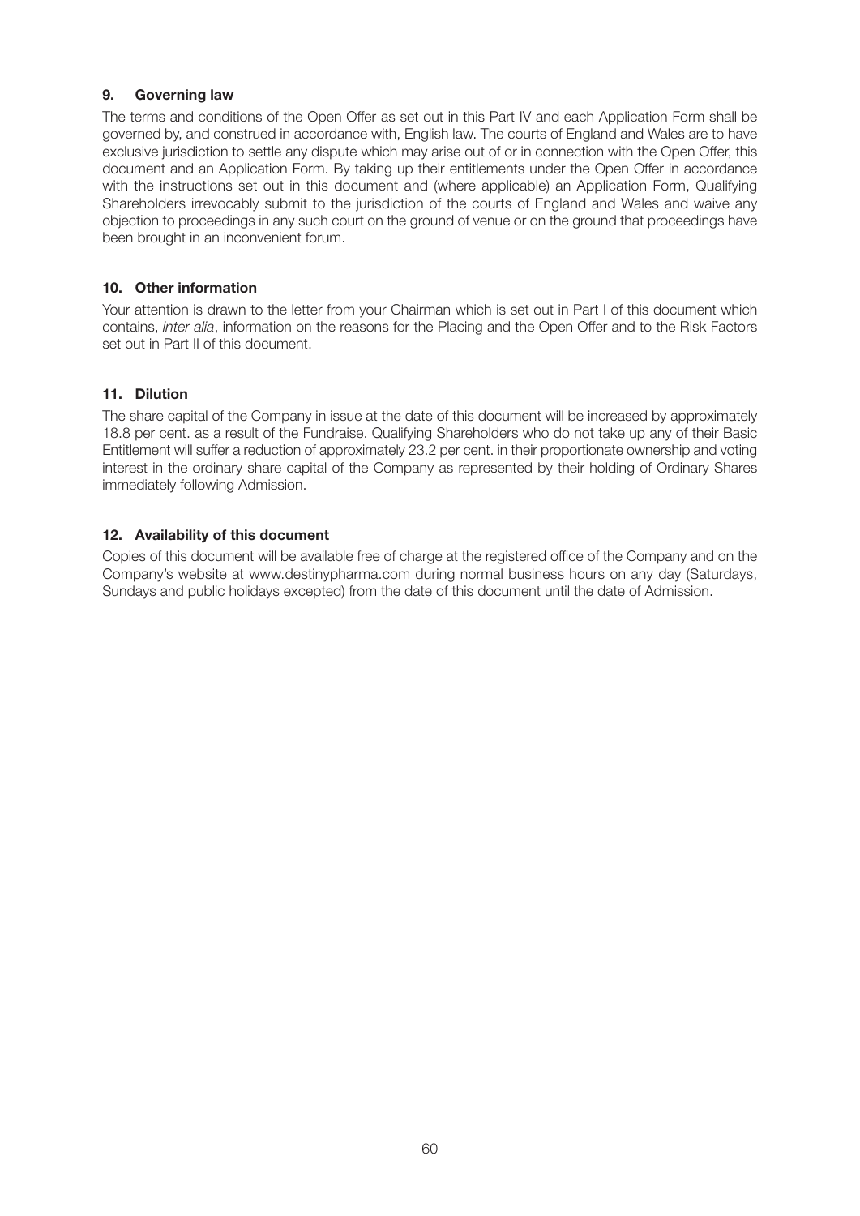### 9. Governing law

The terms and conditions of the Open Offer as set out in this Part IV and each Application Form shall be governed by, and construed in accordance with, English law. The courts of England and Wales are to have exclusive jurisdiction to settle any dispute which may arise out of or in connection with the Open Offer, this document and an Application Form. By taking up their entitlements under the Open Offer in accordance with the instructions set out in this document and (where applicable) an Application Form, Qualifying Shareholders irrevocably submit to the jurisdiction of the courts of England and Wales and waive any objection to proceedings in any such court on the ground of venue or on the ground that proceedings have been brought in an inconvenient forum.

### 10. Other information

Your attention is drawn to the letter from your Chairman which is set out in Part I of this document which contains, *inter alia*, information on the reasons for the Placing and the Open Offer and to the Risk Factors set out in Part II of this document.

### 11. Dilution

The share capital of the Company in issue at the date of this document will be increased by approximately 18.8 per cent. as a result of the Fundraise. Qualifying Shareholders who do not take up any of their Basic Entitlement will suffer a reduction of approximately 23.2 per cent. in their proportionate ownership and voting interest in the ordinary share capital of the Company as represented by their holding of Ordinary Shares immediately following Admission.

### 12. Availability of this document

Copies of this document will be available free of charge at the registered office of the Company and on the Company's website at www.destinypharma.com during normal business hours on any day (Saturdays, Sundays and public holidays excepted) from the date of this document until the date of Admission.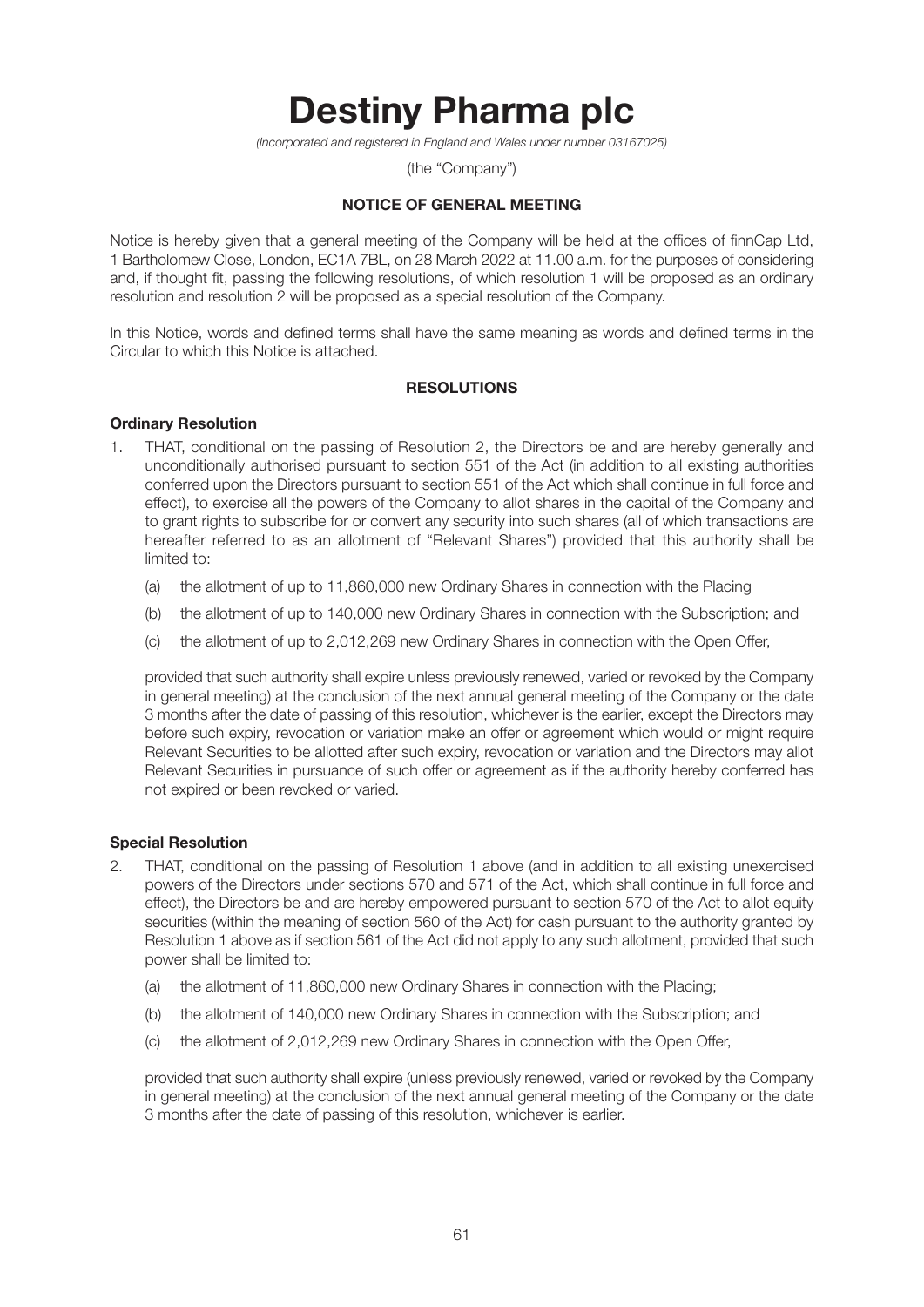# Destiny Pharma plc

*(Incorporated and registered in England and Wales under number 03167025)*

(the "Company")

## NOTICE OF GENERAL MEETING

Notice is hereby given that a general meeting of the Company will be held at the offices of finnCap Ltd, 1 Bartholomew Close, London, EC1A 7BL, on 28 March 2022 at 11.00 a.m. for the purposes of considering and, if thought fit, passing the following resolutions, of which resolution 1 will be proposed as an ordinary resolution and resolution 2 will be proposed as a special resolution of the Company.

In this Notice, words and defined terms shall have the same meaning as words and defined terms in the Circular to which this Notice is attached.

## RESOLUTIONS

### Ordinary Resolution

1. THAT, conditional on the passing of Resolution 2, the Directors be and are hereby generally and unconditionally authorised pursuant to section 551 of the Act (in addition to all existing authorities conferred upon the Directors pursuant to section 551 of the Act which shall continue in full force and effect), to exercise all the powers of the Company to allot shares in the capital of the Company and to grant rights to subscribe for or convert any security into such shares (all of which transactions are hereafter referred to as an allotment of "Relevant Shares") provided that this authority shall be limited to:

   (a) the allotment of up to 11,860,000 new Ordinary Shares in connection with the Placing

   (b) the allotment of up to 140,000 new Ordinary Shares in connection with the Subscription; and

   (c) the allotment of up to 2,012,269 new Ordinary Shares in connection with the Open Offer,

   provided that such authority shall expire unless previously renewed, varied or revoked by the Company in general meeting) at the conclusion of the next annual general meeting of the Company or the date 3 months after the date of passing of this resolution, whichever is the earlier, except the Directors may before such expiry, revocation or variation make an offer or agreement which would or might require Relevant Securities to be allotted after such expiry, revocation or variation and the Directors may allot Relevant Securities in pursuance of such offer or agreement as if the authority hereby conferred has not expired or been revoked or varied.

### Special Resolution

2. THAT, conditional on the passing of Resolution 1 above (and in addition to all existing unexercised powers of the Directors under sections 570 and 571 of the Act, which shall continue in full force and effect), the Directors be and are hereby empowered pursuant to section 570 of the Act to allot equity securities (within the meaning of section 560 of the Act) for cash pursuant to the authority granted by Resolution 1 above as if section 561 of the Act did not apply to any such allotment, provided that such power shall be limited to:

   (a) the allotment of 11,860,000 new Ordinary Shares in connection with the Placing;

   (b) the allotment of 140,000 new Ordinary Shares in connection with the Subscription; and

   (c) the allotment of 2,012,269 new Ordinary Shares in connection with the Open Offer,

   provided that such authority shall expire (unless previously renewed, varied or revoked by the Company in general meeting) at the conclusion of the next annual general meeting of the Company or the date 3 months after the date of passing of this resolution, whichever is earlier.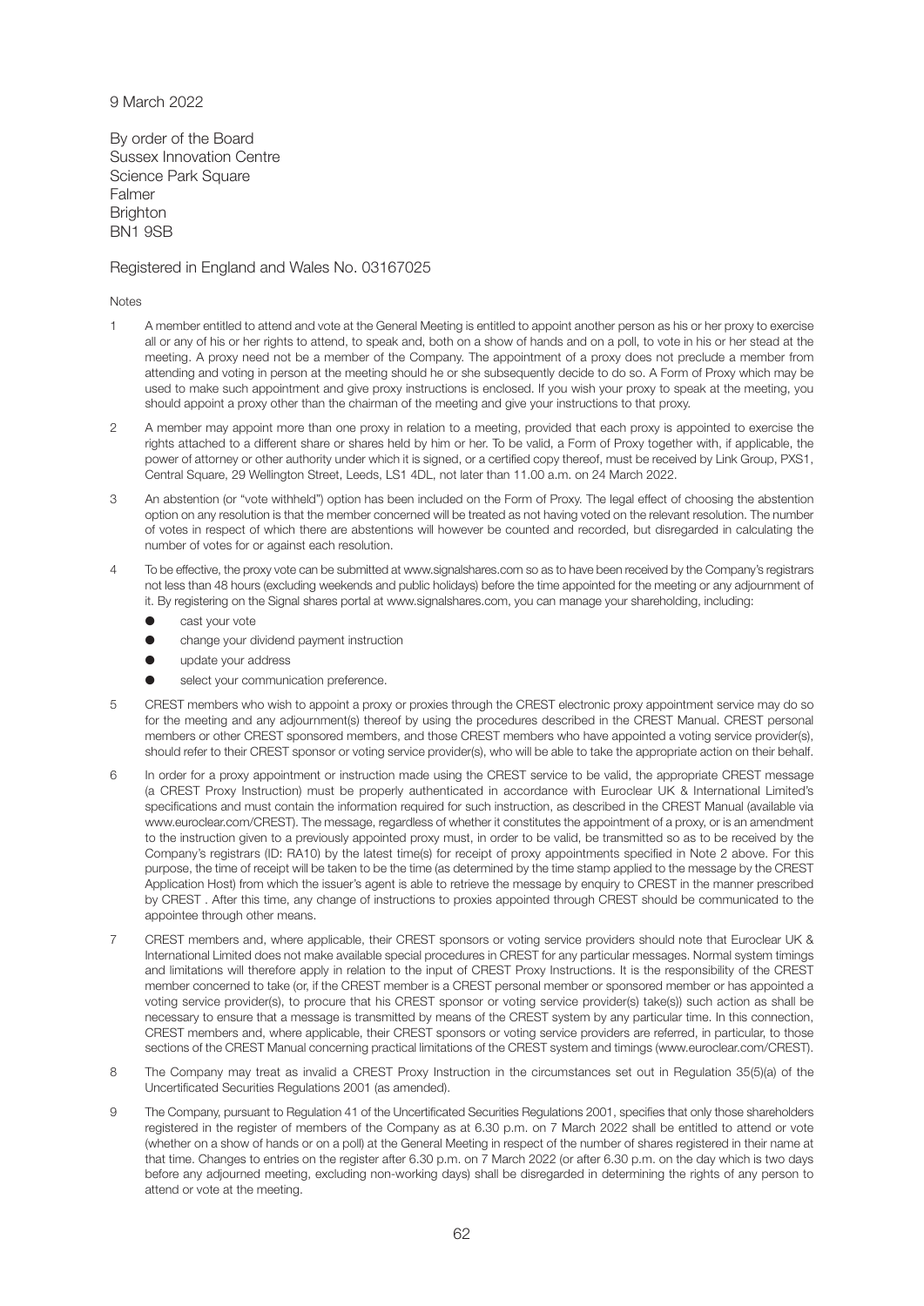9 March 2022

By order of the Board
Sussex Innovation Centre
Science Park Square
Falmer
Brighton
BN1 9SB

Registered in England and Wales No. 03167025

Notes

1. A member entitled to attend and vote at the General Meeting is entitled to appoint another person as his or her proxy to exercise all or any of his or her rights to attend, to speak and, both on a show of hands and on a poll, to vote in his or her stead at the meeting. A proxy need not be a member of the Company. The appointment of a proxy does not preclude a member from attending and voting in person at the meeting should he or she subsequently decide to do so. A Form of Proxy which may be used to make such appointment and give proxy instructions is enclosed. If you wish your proxy to speak at the meeting, you should appoint a proxy other than the chairman of the meeting and give your instructions to that proxy.

2. A member may appoint more than one proxy in relation to a meeting, provided that each proxy is appointed to exercise the rights attached to a different share or shares held by him or her. To be valid, a Form of Proxy together with, if applicable, the power of attorney or other authority under which it is signed, or a certified copy thereof, must be received by Link Group, PXS1, Central Square, 29 Wellington Street, Leeds, LS1 4DL, not later than 11.00 a.m. on 24 March 2022.

3. An abstention (or "vote withheld") option has been included on the Form of Proxy. The legal effect of choosing the abstention option on any resolution is that the member concerned will be treated as not having voted on the relevant resolution. The number of votes in respect of which there are abstentions will however be counted and recorded, but disregarded in calculating the number of votes for or against each resolution.

4. To be effective, the proxy vote can be submitted at www.signalshares.com so as to have been received by the Company's registrars not less than 48 hours (excluding weekends and public holidays) before the time appointed for the meeting or any adjournment of it. By registering on the Signal shares portal at www.signalshares.com, you can manage your shareholding, including:
   - cast your vote
   - change your dividend payment instruction
   - update your address
   - select your communication preference.

5. CREST members who wish to appoint a proxy or proxies through the CREST electronic proxy appointment service may do so for the meeting and any adjournment(s) thereof by using the procedures described in the CREST Manual. CREST personal members or other CREST sponsored members, and those CREST members who have appointed a voting service provider(s), should refer to their CREST sponsor or voting service provider(s), who will be able to take the appropriate action on their behalf.

6. In order for a proxy appointment or instruction made using the CREST service to be valid, the appropriate CREST message (a CREST Proxy Instruction) must be properly authenticated in accordance with Euroclear UK & International Limited's specifications and must contain the information required for such instruction, as described in the CREST Manual (available via www.euroclear.com/CREST). The message, regardless of whether it constitutes the appointment of a proxy, or is an amendment to the instruction given to a previously appointed proxy must, in order to be valid, be transmitted so as to be received by the Company's registrars (ID: RA10) by the latest time(s) for receipt of proxy appointments specified in Note 2 above. For this purpose, the time of receipt will be taken to be the time (as determined by the time stamp applied to the message by the CREST Application Host) from which the issuer's agent is able to retrieve the message by enquiry to CREST in the manner prescribed by CREST . After this time, any change of instructions to proxies appointed through CREST should be communicated to the appointee through other means.

7. CREST members and, where applicable, their CREST sponsors or voting service providers should note that Euroclear UK & International Limited does not make available special procedures in CREST for any particular messages. Normal system timings and limitations will therefore apply in relation to the input of CREST Proxy Instructions. It is the responsibility of the CREST member concerned to take (or, if the CREST member is a CREST personal member or sponsored member or has appointed a voting service provider(s), to procure that his CREST sponsor or voting service provider(s) take(s)) such action as shall be necessary to ensure that a message is transmitted by means of the CREST system by any particular time. In this connection, CREST members and, where applicable, their CREST sponsors or voting service providers are referred, in particular, to those sections of the CREST Manual concerning practical limitations of the CREST system and timings (www.euroclear.com/CREST).

8. The Company may treat as invalid a CREST Proxy Instruction in the circumstances set out in Regulation 35(5)(a) of the Uncertificated Securities Regulations 2001 (as amended).

9. The Company, pursuant to Regulation 41 of the Uncertificated Securities Regulations 2001, specifies that only those shareholders registered in the register of members of the Company as at 6.30 p.m. on 7 March 2022 shall be entitled to attend or vote (whether on a show of hands or on a poll) at the General Meeting in respect of the number of shares registered in their name at that time. Changes to entries on the register after 6.30 p.m. on 7 March 2022 (or after 6.30 p.m. on the day which is two days before any adjourned meeting, excluding non-working days) shall be disregarded in determining the rights of any person to attend or vote at the meeting.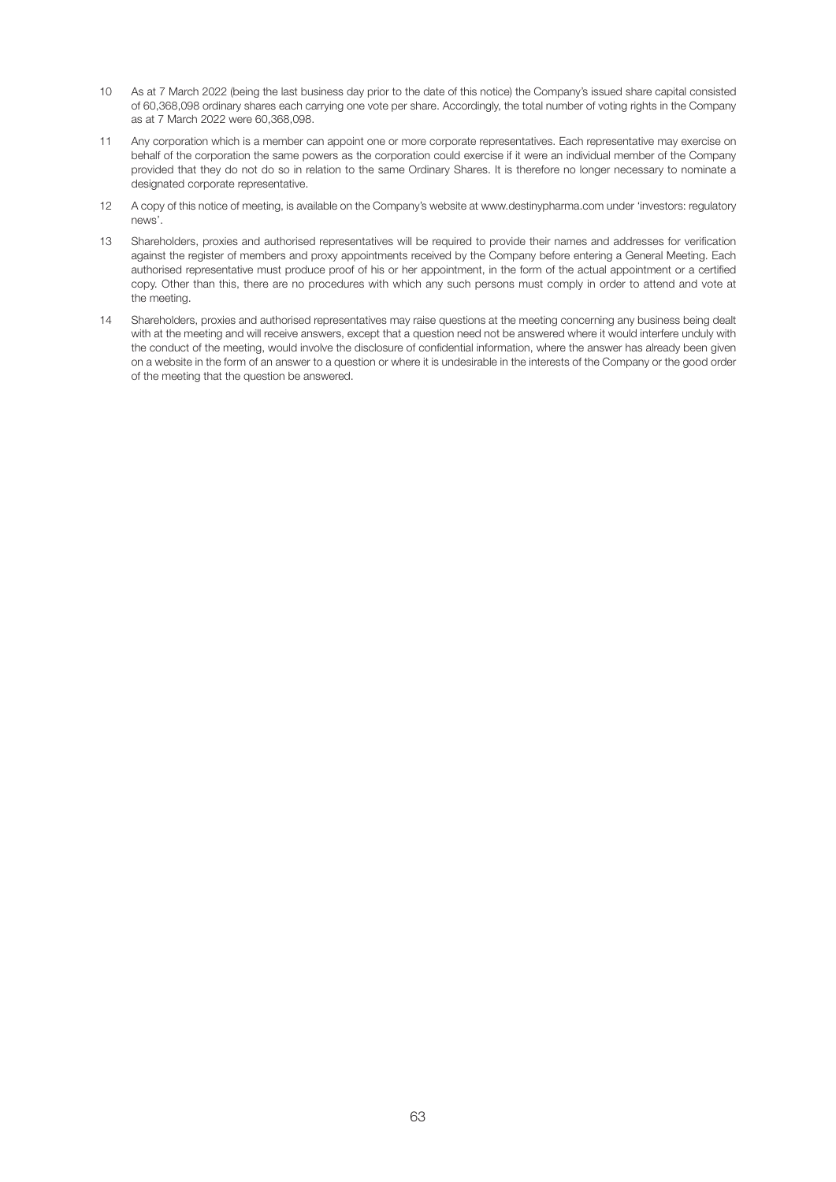10 As at 7 March 2022 (being the last business day prior to the date of this notice) the Company's issued share capital consisted of 60,368,098 ordinary shares each carrying one vote per share. Accordingly, the total number of voting rights in the Company as at 7 March 2022 were 60,368,098.

11 Any corporation which is a member can appoint one or more corporate representatives. Each representative may exercise on behalf of the corporation the same powers as the corporation could exercise if it were an individual member of the Company provided that they do not do so in relation to the same Ordinary Shares. It is therefore no longer necessary to nominate a designated corporate representative.

12 A copy of this notice of meeting, is available on the Company's website at www.destinypharma.com under 'investors: regulatory news'.

13 Shareholders, proxies and authorised representatives will be required to provide their names and addresses for verification against the register of members and proxy appointments received by the Company before entering a General Meeting. Each authorised representative must produce proof of his or her appointment, in the form of the actual appointment or a certified copy. Other than this, there are no procedures with which any such persons must comply in order to attend and vote at the meeting.

14 Shareholders, proxies and authorised representatives may raise questions at the meeting concerning any business being dealt with at the meeting and will receive answers, except that a question need not be answered where it would interfere unduly with the conduct of the meeting, would involve the disclosure of confidential information, where the answer has already been given on a website in the form of an answer to a question or where it is undesirable in the interests of the Company or the good order of the meeting that the question be answered.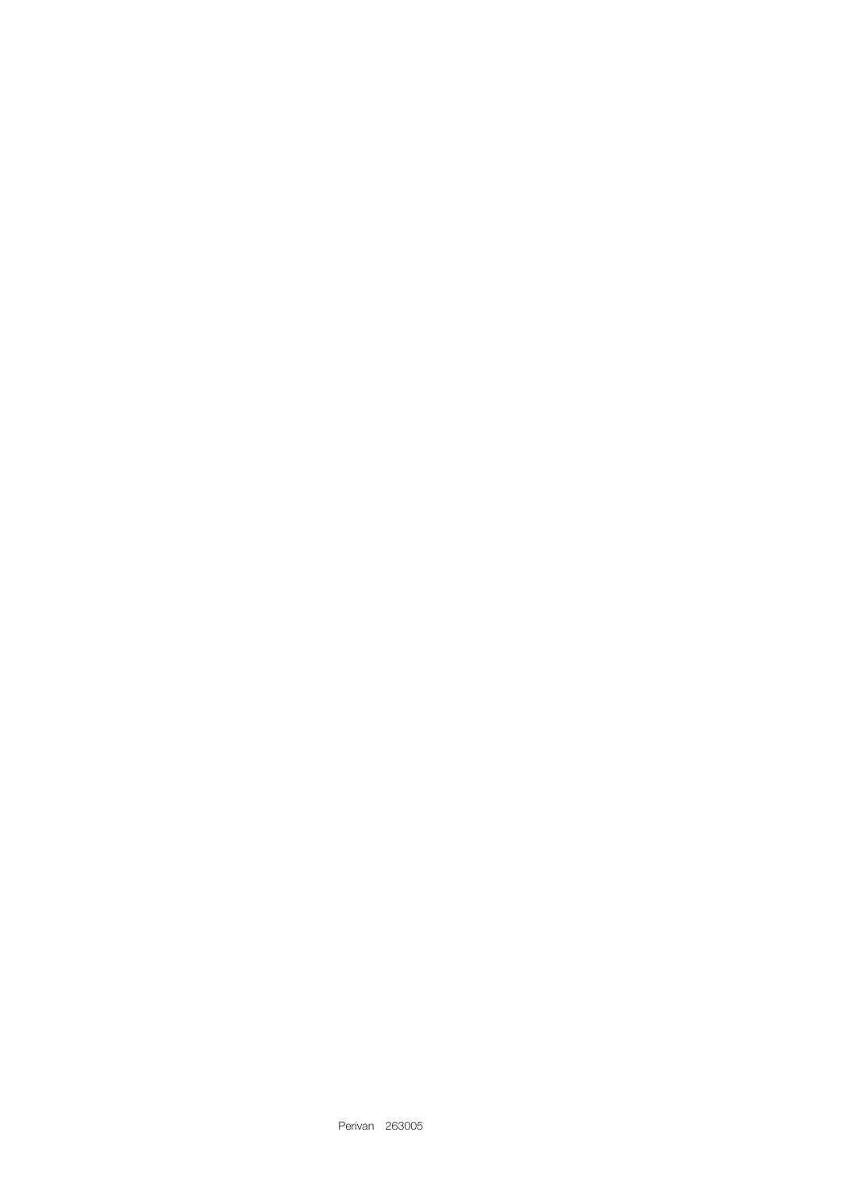Perivan 263005